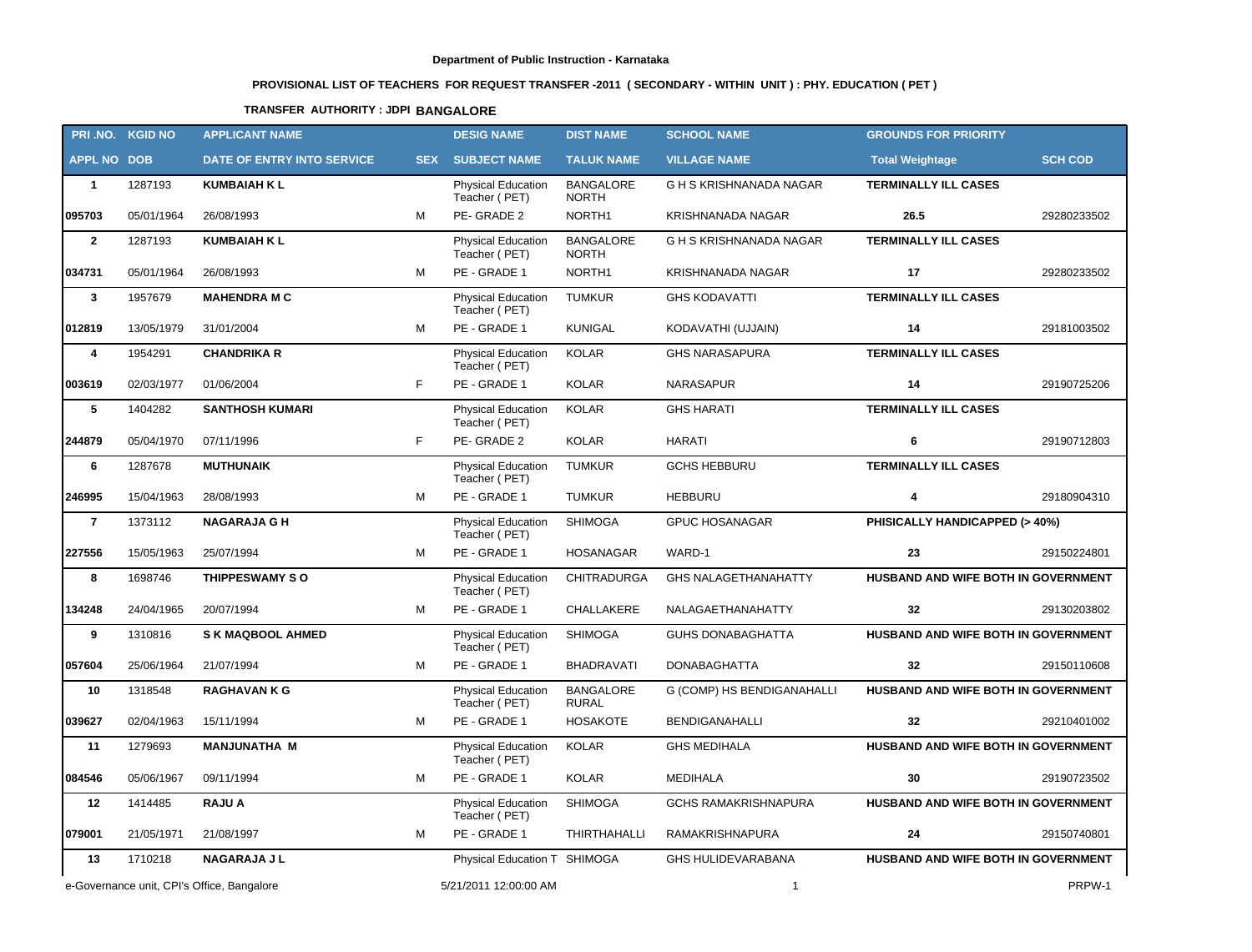Department of Public Instruction - Karnataka

**PROVISIONAL LIST OF TEACHERS FOR REQUEST TRANSFER -2011 ( SECONDARY - WITHIN UNIT ) : PHY. EDUCATION ( PET )**

**TRANSFER AUTHORITY : JDPI BANGALORE**

| PRI .NO. | KGID NO | APPLICANT NAME | | DESIG NAME | DIST NAME | SCHOOL NAME | GROUNDS FOR PRIORITY | |
|---|---|---|---|---|---|---|---|---|
| **APPL NO** | **DOB** | **DATE OF ENTRY INTO SERVICE** | **SEX** | **SUBJECT NAME** | **TALUK NAME** | **VILLAGE NAME** | **Total Weightage** | **SCH COD** |
| **1** | 1287193 | **KUMBAIAH K L** | | Physical Education Teacher ( PET) | BANGALORE NORTH | G H S KRISHNANADA NAGAR | **TERMINALLY ILL CASES** | |
| **095703** | 05/01/1964 | 26/08/1993 | M | PE- GRADE 2 | NORTH1 | KRISHNANADA NAGAR | **26.5** | 29280233502 |
| **2** | 1287193 | **KUMBAIAH K L** | | Physical Education Teacher ( PET) | BANGALORE NORTH | G H S KRISHNANADA NAGAR | **TERMINALLY ILL CASES** | |
| **034731** | 05/01/1964 | 26/08/1993 | M | PE - GRADE 1 | NORTH1 | KRISHNANADA NAGAR | **17** | 29280233502 |
| **3** | 1957679 | **MAHENDRA M C** | | Physical Education Teacher ( PET) | TUMKUR | GHS KODAVATTI | **TERMINALLY ILL CASES** | |
| **012819** | 13/05/1979 | 31/01/2004 | M | PE - GRADE 1 | KUNIGAL | KODAVATHI (UJJAIN) | **14** | 29181003502 |
| **4** | 1954291 | **CHANDRIKA R** | | Physical Education Teacher ( PET) | KOLAR | GHS NARASAPURA | **TERMINALLY ILL CASES** | |
| **003619** | 02/03/1977 | 01/06/2004 | F | PE - GRADE 1 | KOLAR | NARASAPUR | **14** | 29190725206 |
| **5** | 1404282 | **SANTHOSH KUMARI** | | Physical Education Teacher ( PET) | KOLAR | GHS HARATI | **TERMINALLY ILL CASES** | |
| **244879** | 05/04/1970 | 07/11/1996 | F | PE- GRADE 2 | KOLAR | HARATI | **6** | 29190712803 |
| **6** | 1287678 | **MUTHUNAIK** | | Physical Education Teacher ( PET) | TUMKUR | GCHS HEBBURU | **TERMINALLY ILL CASES** | |
| **246995** | 15/04/1963 | 28/08/1993 | M | PE - GRADE 1 | TUMKUR | HEBBURU | **4** | 29180904310 |
| **7** | 1373112 | **NAGARAJA G H** | | Physical Education Teacher ( PET) | SHIMOGA | GPUC HOSANAGAR | **PHISICALLY HANDICAPPED (> 40%)** | |
| **227556** | 15/05/1963 | 25/07/1994 | M | PE - GRADE 1 | HOSANAGAR | WARD-1 | **23** | 29150224801 |
| **8** | 1698746 | **THIPPESWAMY S O** | | Physical Education Teacher ( PET) | CHITRADURGA | GHS NALAGETHANAHATTY | **HUSBAND AND WIFE BOTH IN GOVERNMENT** | |
| **134248** | 24/04/1965 | 20/07/1994 | M | PE - GRADE 1 | CHALLAKERE | NALAGAETHANAHATTY | **32** | 29130203802 |
| **9** | 1310816 | **S K MAQBOOL AHMED** | | Physical Education Teacher ( PET) | SHIMOGA | GUHS DONABAGHATTA | **HUSBAND AND WIFE BOTH IN GOVERNMENT** | |
| **057604** | 25/06/1964 | 21/07/1994 | M | PE - GRADE 1 | BHADRAVATI | DONABAGHATTA | **32** | 29150110608 |
| **10** | 1318548 | **RAGHAVAN K G** | | Physical Education Teacher ( PET) | BANGALORE RURAL | G (COMP) HS BENDIGANAHALLI | **HUSBAND AND WIFE BOTH IN GOVERNMENT** | |
| **039627** | 02/04/1963 | 15/11/1994 | M | PE - GRADE 1 | HOSKOTE | BENDIGANAHALLI | **32** | 29210401002 |
| **11** | 1279693 | **MANJUNATHA M** | | Physical Education Teacher ( PET) | KOLAR | GHS MEDIHALA | **HUSBAND AND WIFE BOTH IN GOVERNMENT** | |
| **084546** | 05/06/1967 | 09/11/1994 | M | PE - GRADE 1 | KOLAR | MEDIHALA | **30** | 29190723502 |
| **12** | 1414485 | **RAJU A** | | Physical Education Teacher ( PET) | SHIMOGA | GCHS RAMAKRISHNAPURA | **HUSBAND AND WIFE BOTH IN GOVERNMENT** | |
| **079001** | 21/05/1971 | 21/08/1997 | M | PE - GRADE 1 | THIRTHAHALLI | RAMAKRISHNAPURA | **24** | 29150740801 |
| **13** | 1710218 | **NAGARAJA J L** | | Physical Education T | SHIMOGA | GHS HULIDEVARABANA | **HUSBAND AND WIFE BOTH IN GOVERNMENT** | |

e-Governance unit, CPI's Office, Bangalore 5/21/2011 12:00:00 AM PRPW-1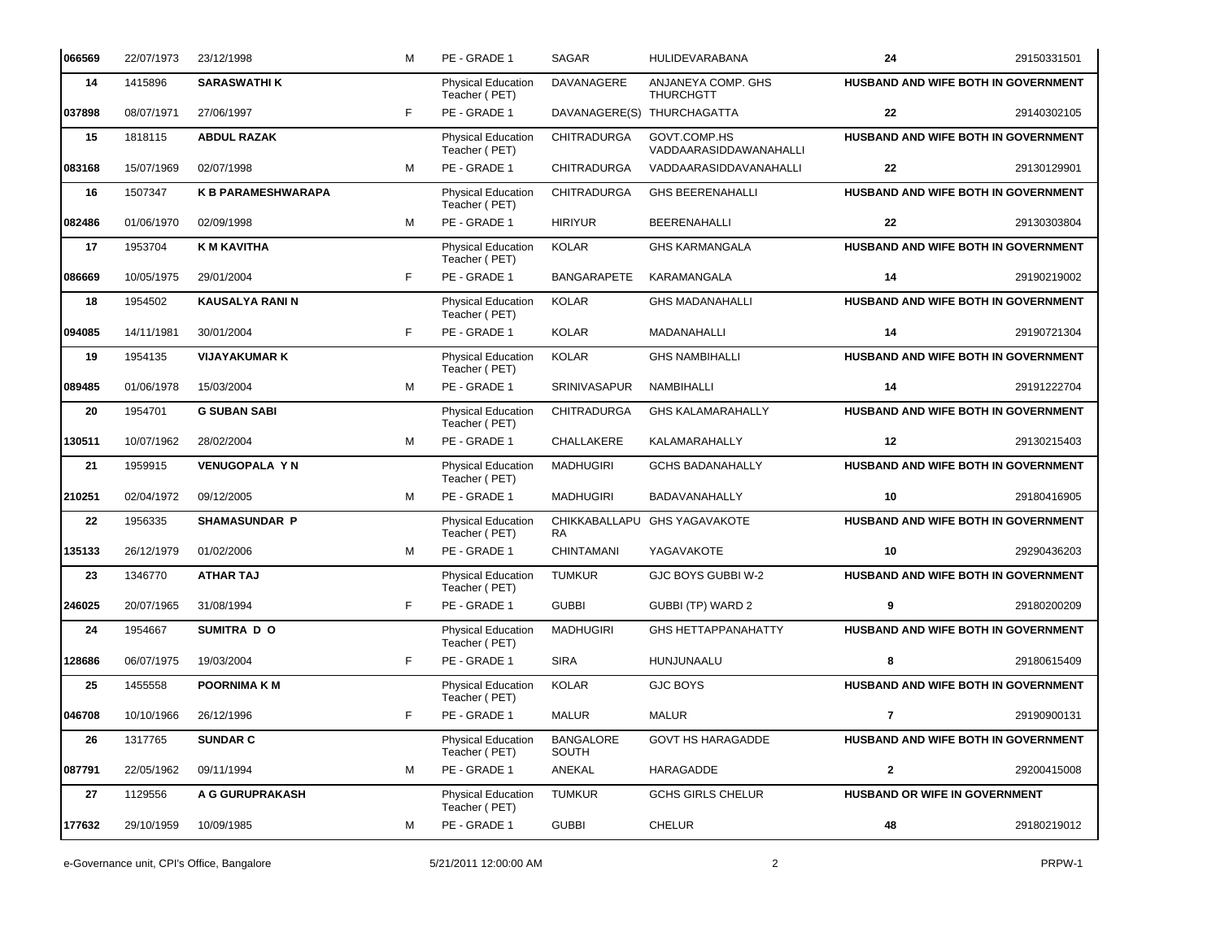| | | | | | | | | |
|---|---|---|---|---|---|---|---|---|
| 066569 | 22/07/1973 | 23/12/1998 | M | PE - GRADE 1 | SAGAR | HULIDEVARABANA | 24 | 29150331501 |
| 14 | 1415896 | **SARASWATHI K** | | Physical Education Teacher ( PET) | DAVANAGERE | ANJANEYA COMP. GHS THURCHGTT | HUSBAND AND WIFE BOTH IN GOVERNMENT | |
| 037898 | 08/07/1971 | 27/06/1997 | F | PE - GRADE 1 | DAVANAGERE(S) | THURCHAGATTA | 22 | 29140302105 |
| 15 | 1818115 | **ABDUL RAZAK** | | Physical Education Teacher ( PET) | CHITRADURGA | GOVT.COMP.HS VADDAARASIDDAWANAHALLI | HUSBAND AND WIFE BOTH IN GOVERNMENT | |
| 083168 | 15/07/1969 | 02/07/1998 | M | PE - GRADE 1 | CHITRADURGA | VADDAARASIDDAVANAHALLI | 22 | 29130129901 |
| 16 | 1507347 | **K B PARAMESHWARAPA** | | Physical Education Teacher ( PET) | CHITRADURGA | GHS BEERENAHALLI | HUSBAND AND WIFE BOTH IN GOVERNMENT | |
| 082486 | 01/06/1970 | 02/09/1998 | M | PE - GRADE 1 | HIRIYUR | BEERENAHALLI | 22 | 29130303804 |
| 17 | 1953704 | **K M KAVITHA** | | Physical Education Teacher ( PET) | KOLAR | GHS KARMANGALA | HUSBAND AND WIFE BOTH IN GOVERNMENT | |
| 086669 | 10/05/1975 | 29/01/2004 | F | PE - GRADE 1 | BANGARAPETE | KARAMANGALA | 14 | 29190219002 |
| 18 | 1954502 | **KAUSALYA RANI N** | | Physical Education Teacher ( PET) | KOLAR | GHS MADANAHALLI | HUSBAND AND WIFE BOTH IN GOVERNMENT | |
| 094085 | 14/11/1981 | 30/01/2004 | F | PE - GRADE 1 | KOLAR | MADANAHALLI | 14 | 29190721304 |
| 19 | 1954135 | **VIJAYAKUMAR K** | | Physical Education Teacher ( PET) | KOLAR | GHS NAMBIHALLI | HUSBAND AND WIFE BOTH IN GOVERNMENT | |
| 089485 | 01/06/1978 | 15/03/2004 | M | PE - GRADE 1 | SRINIVASAPUR | NAMBIHALLI | 14 | 29191222704 |
| 20 | 1954701 | **G SUBAN SABI** | | Physical Education Teacher ( PET) | CHITRADURGA | GHS KALAMARAHALLY | HUSBAND AND WIFE BOTH IN GOVERNMENT | |
| 130511 | 10/07/1962 | 28/02/2004 | M | PE - GRADE 1 | CHALLAKERE | KALAMARAHALLY | 12 | 29130215403 |
| 21 | 1959915 | **VENUGOPALA Y N** | | Physical Education Teacher ( PET) | MADHUGIRI | GCHS BADANAHALLY | HUSBAND AND WIFE BOTH IN GOVERNMENT | |
| 210251 | 02/04/1972 | 09/12/2005 | M | PE - GRADE 1 | MADHUGIRI | BADAVANAHALLY | 10 | 29180416905 |
| 22 | 1956335 | **SHAMASUNDAR P** | | Physical Education Teacher ( PET) | CHIKKABALLAPURA | GHS YAGAVAKOTE | HUSBAND AND WIFE BOTH IN GOVERNMENT | |
| 135133 | 26/12/1979 | 01/02/2006 | M | PE - GRADE 1 | CHINTAMANI | YAGAVAKOTE | 10 | 29290436203 |
| 23 | 1346770 | **ATHAR TAJ** | | Physical Education Teacher ( PET) | TUMKUR | GJC BOYS GUBBI W-2 | HUSBAND AND WIFE BOTH IN GOVERNMENT | |
| 246025 | 20/07/1965 | 31/08/1994 | F | PE - GRADE 1 | GUBBI | GUBBI (TP) WARD 2 | 9 | 29180200209 |
| 24 | 1954667 | **SUMITRA D O** | | Physical Education Teacher ( PET) | MADHUGIRI | GHS HETTAPPANAHATTY | HUSBAND AND WIFE BOTH IN GOVERNMENT | |
| 128686 | 06/07/1975 | 19/03/2004 | F | PE - GRADE 1 | SIRA | HUNJUNAALU | 8 | 29180615409 |
| 25 | 1455558 | **POORNIMA K M** | | Physical Education Teacher ( PET) | KOLAR | GJC BOYS | HUSBAND AND WIFE BOTH IN GOVERNMENT | |
| 046708 | 10/10/1966 | 26/12/1996 | F | PE - GRADE 1 | MALUR | MALUR | 7 | 29190900131 |
| 26 | 1317765 | **SUNDAR C** | | Physical Education Teacher ( PET) | BANGALORE SOUTH | GOVT HS HARAGADDE | HUSBAND AND WIFE BOTH IN GOVERNMENT | |
| 087791 | 22/05/1962 | 09/11/1994 | M | PE - GRADE 1 | ANEKAL | HARAGADDE | 2 | 29200415008 |
| 27 | 1129556 | **A G GURUPRAKASH** | | Physical Education Teacher ( PET) | TUMKUR | GCHS GIRLS CHELUR | HUSBAND OR WIFE IN GOVERNMENT | |
| 177632 | 29/10/1959 | 10/09/1985 | M | PE - GRADE 1 | GUBBI | CHELUR | 48 | 29180219012 |

e-Governance unit, CPI's Office, Bangalore — 5/21/2011 12:00:00 AM — PRPW-1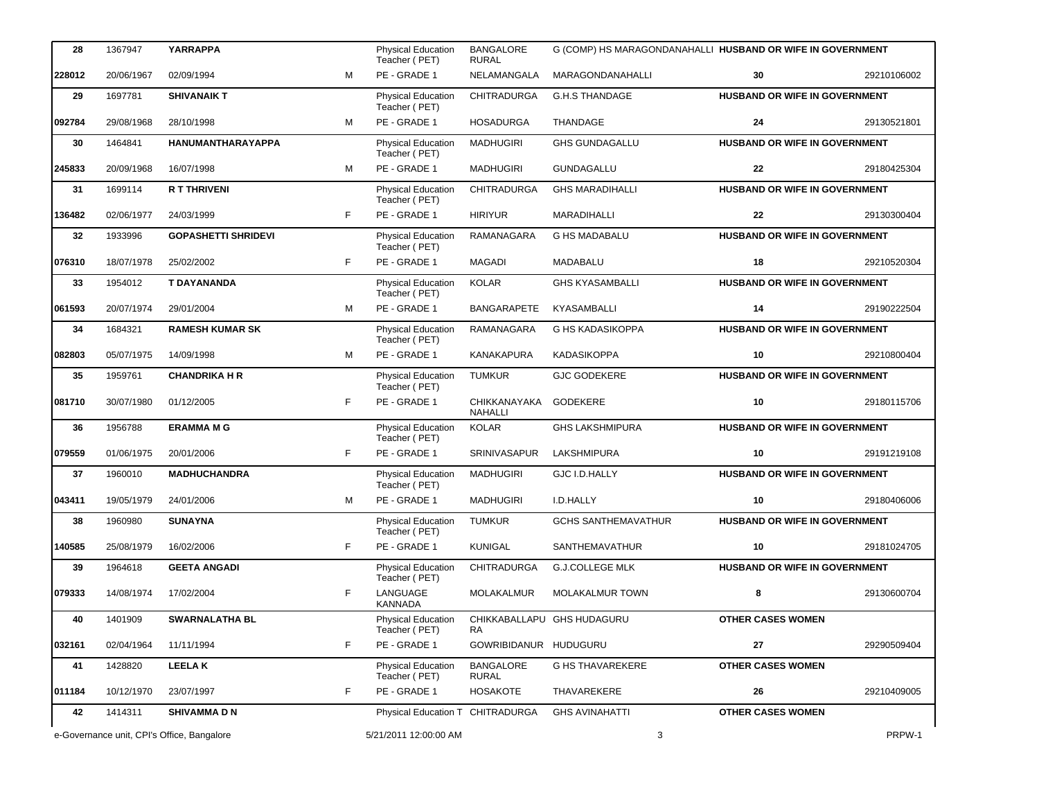| | | | | | | | | |
|---|---|---|---|---|---|---|---|---|
| **28** | 1367947 | **YARRAPPA** | | Physical Education Teacher ( PET) | BANGALORE RURAL | G (COMP) HS MARAGONDANAHALLI | **HUSBAND OR WIFE IN GOVERNMENT** | |
| **228012** | 20/06/1967 | 02/09/1994 | M | PE - GRADE 1 | NELAMANGALA | MARAGONDANAHALLI | **30** | 29210106002 |
| **29** | 1697781 | **SHIVANAIK T** | | Physical Education Teacher ( PET) | CHITRADURGA | G.H.S THANDAGE | **HUSBAND OR WIFE IN GOVERNMENT** | |
| **092784** | 29/08/1968 | 28/10/1998 | M | PE - GRADE 1 | HOSADURGA | THANDAGE | **24** | 29130521801 |
| **30** | 1464841 | **HANUMANTHARAYAPPA** | | Physical Education Teacher ( PET) | MADHUGIRI | GHS GUNDAGALLU | **HUSBAND OR WIFE IN GOVERNMENT** | |
| **245833** | 20/09/1968 | 16/07/1998 | M | PE - GRADE 1 | MADHUGIRI | GUNDAGALLU | **22** | 29180425304 |
| **31** | 1699114 | **R T THRIVENI** | | Physical Education Teacher ( PET) | CHITRADURGA | GHS MARADIHALLI | **HUSBAND OR WIFE IN GOVERNMENT** | |
| **136482** | 02/06/1977 | 24/03/1999 | F | PE - GRADE 1 | HIRIYUR | MARADIHALLI | **22** | 29130300404 |
| **32** | 1933996 | **GOPASHETTI SHRIDEVI** | | Physical Education Teacher ( PET) | RAMANAGARA | G HS MADABALU | **HUSBAND OR WIFE IN GOVERNMENT** | |
| **076310** | 18/07/1978 | 25/02/2002 | F | PE - GRADE 1 | MAGADI | MADABALU | **18** | 29210520304 |
| **33** | 1954012 | **T DAYANANDA** | | Physical Education Teacher ( PET) | KOLAR | GHS KYASAMBALLI | **HUSBAND OR WIFE IN GOVERNMENT** | |
| **061593** | 20/07/1974 | 29/01/2004 | M | PE - GRADE 1 | BANGARAPETE | KYASAMBALLI | **14** | 29190222504 |
| **34** | 1684321 | **RAMESH KUMAR SK** | | Physical Education Teacher ( PET) | RAMANAGARA | G HS KADASIKOPPA | **HUSBAND OR WIFE IN GOVERNMENT** | |
| **082803** | 05/07/1975 | 14/09/1998 | M | PE - GRADE 1 | KANAKAPURA | KADASIKOPPA | **10** | 29210800404 |
| **35** | 1959761 | **CHANDRIKA H R** | | Physical Education Teacher ( PET) | TUMKUR | GJC GODEKERE | **HUSBAND OR WIFE IN GOVERNMENT** | |
| **081710** | 30/07/1980 | 01/12/2005 | F | PE - GRADE 1 | CHIKKANAYAKA NAHALLI | GODEKERE | **10** | 29180115706 |
| **36** | 1956788 | **ERAMMA M G** | | Physical Education Teacher ( PET) | KOLAR | GHS LAKSHMIPURA | **HUSBAND OR WIFE IN GOVERNMENT** | |
| **079559** | 01/06/1975 | 20/01/2006 | F | PE - GRADE 1 | SRINIVASAPUR | LAKSHMIPURA | **10** | 29191219108 |
| **37** | 1960010 | **MADHUCHANDRA** | | Physical Education Teacher ( PET) | MADHUGIRI | GJC I.D.HALLY | **HUSBAND OR WIFE IN GOVERNMENT** | |
| **043411** | 19/05/1979 | 24/01/2006 | M | PE - GRADE 1 | MADHUGIRI | I.D.HALLY | **10** | 29180406006 |
| **38** | 1960980 | **SUNAYNA** | | Physical Education Teacher ( PET) | TUMKUR | GCHS SANTHEMAVATHUR | **HUSBAND OR WIFE IN GOVERNMENT** | |
| **140585** | 25/08/1979 | 16/02/2006 | F | PE - GRADE 1 | KUNIGAL | SANTHEMAVATHUR | **10** | 29181024705 |
| **39** | 1964618 | **GEETA ANGADI** | | Physical Education Teacher ( PET) | CHITRADURGA | G.J.COLLEGE MLK | **HUSBAND OR WIFE IN GOVERNMENT** | |
| **079333** | 14/08/1974 | 17/02/2004 | F | LANGUAGE KANNADA | MOLAKALMUR | MOLAKALMUR TOWN | **8** | 29130600704 |
| **40** | 1401909 | **SWARNALATHA BL** | | Physical Education Teacher ( PET) | CHIKKABALLAPURA | GHS HUDAGURU | **OTHER CASES WOMEN** | |
| **032161** | 02/04/1964 | 11/11/1994 | F | PE - GRADE 1 | GOWRIBIDANUR | HUDUGURU | **27** | 29290509404 |
| **41** | 1428820 | **LEELA K** | | Physical Education Teacher ( PET) | BANGALORE RURAL | G HS THAVAREKERE | **OTHER CASES WOMEN** | |
| **011184** | 10/12/1970 | 23/07/1997 | F | PE - GRADE 1 | HOSAKOTE | THAVAREKERE | **26** | 29210409005 |
| **42** | 1414311 | **SHIVAMMA D N** | | Physical Education T | CHITRADURGA | GHS AVINAHATTI | **OTHER CASES WOMEN** | |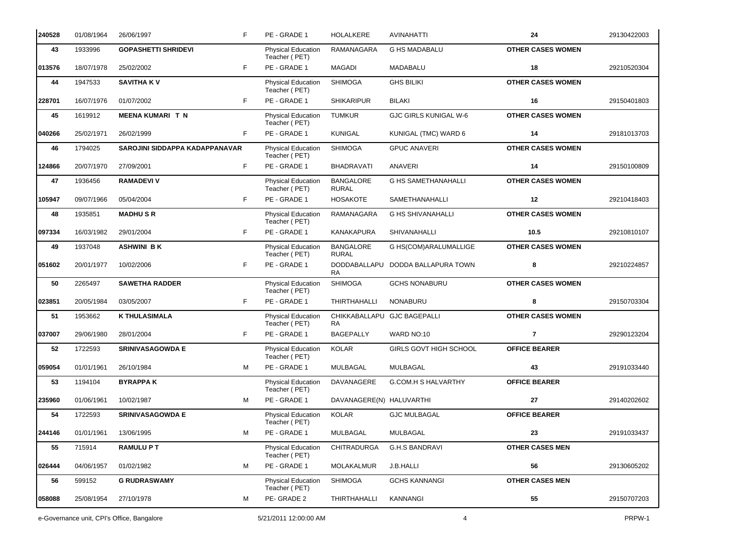| | | | | | | | | |
|---|---|---|---|---|---|---|---|---|
| 240528 | 01/08/1964 | 26/06/1997 | F | PE - GRADE 1 | HOLALKERE | AVINAHATTI | 24 | 29130422003 |
| 43 | 1933996 | **GOPASHETTI SHRIDEVI** | | Physical Education Teacher ( PET) | RAMANAGARA | G HS MADABALU | **OTHER CASES WOMEN** | |
| 013576 | 18/07/1978 | 25/02/2002 | F | PE - GRADE 1 | MAGADI | MADABALU | 18 | 29210520304 |
| 44 | 1947533 | **SAVITHA K V** | | Physical Education Teacher ( PET) | SHIMOGA | GHS BILIKI | **OTHER CASES WOMEN** | |
| 228701 | 16/07/1976 | 01/07/2002 | F | PE - GRADE 1 | SHIKARIPUR | BILAKI | 16 | 29150401803 |
| 45 | 1619912 | **MEENA KUMARI T N** | | Physical Education Teacher ( PET) | TUMKUR | GJC GIRLS KUNIGAL W-6 | **OTHER CASES WOMEN** | |
| 040266 | 25/02/1971 | 26/02/1999 | F | PE - GRADE 1 | KUNIGAL | KUNIGAL (TMC) WARD 6 | 14 | 29181013703 |
| 46 | 1794025 | **SAROJINI SIDDAPPA KADAPPANAVAR** | | Physical Education Teacher ( PET) | SHIMOGA | GPUC ANAVERI | **OTHER CASES WOMEN** | |
| 124866 | 20/07/1970 | 27/09/2001 | F | PE - GRADE 1 | BHADRAVATI | ANAVERI | 14 | 29150100809 |
| 47 | 1936456 | **RAMADEVI V** | | Physical Education Teacher ( PET) | BANGALORE RURAL | G HS SAMETHANAHALLI | **OTHER CASES WOMEN** | |
| 105947 | 09/07/1966 | 05/04/2004 | F | PE - GRADE 1 | HOSAKOTE | SAMETHANAHALLI | 12 | 29210418403 |
| 48 | 1935851 | **MADHU S R** | | Physical Education Teacher ( PET) | RAMANAGARA | G HS SHIVANAHALLI | **OTHER CASES WOMEN** | |
| 097334 | 16/03/1982 | 29/01/2004 | F | PE - GRADE 1 | KANAKAPURA | SHIVANAHALLI | 10.5 | 29210810107 |
| 49 | 1937048 | **ASHWINI B K** | | Physical Education Teacher ( PET) | BANGALORE RURAL | G HS(COM)ARALUMALLIGE | **OTHER CASES WOMEN** | |
| 051602 | 20/01/1977 | 10/02/2006 | F | PE - GRADE 1 | DODDABALLAPU RA | DODDA BALLAPURA TOWN | 8 | 29210224857 |
| 50 | 2265497 | **SAWETHA RADDER** | | Physical Education Teacher ( PET) | SHIMOGA | GCHS NONABURU | **OTHER CASES WOMEN** | |
| 023851 | 20/05/1984 | 03/05/2007 | F | PE - GRADE 1 | THIRTHAHALLI | NONABURU | 8 | 29150703304 |
| 51 | 1953662 | **K THULASIMALA** | | Physical Education Teacher ( PET) | CHIKKABALLAPU RA | GJC BAGEPALLI | **OTHER CASES WOMEN** | |
| 037007 | 29/06/1980 | 28/01/2004 | F | PE - GRADE 1 | BAGEPALLY | WARD NO:10 | 7 | 29290123204 |
| 52 | 1722593 | **SRINIVASAGOWDA E** | | Physical Education Teacher ( PET) | KOLAR | GIRLS GOVT HIGH SCHOOL | **OFFICE BEARER** | |
| 059054 | 01/01/1961 | 26/10/1984 | M | PE - GRADE 1 | MULBAGAL | MULBAGAL | 43 | 29191033440 |
| 53 | 1194104 | **BYRAPPA K** | | Physical Education Teacher ( PET) | DAVANAGERE | G.COM.H S HALVARTHY | **OFFICE BEARER** | |
| 235960 | 01/06/1961 | 10/02/1987 | M | PE - GRADE 1 | DAVANAGERE(N) | HALUVARTHI | 27 | 29140202602 |
| 54 | 1722593 | **SRINIVASAGOWDA E** | | Physical Education Teacher ( PET) | KOLAR | GJC MULBAGAL | **OFFICE BEARER** | |
| 244146 | 01/01/1961 | 13/06/1995 | M | PE - GRADE 1 | MULBAGAL | MULBAGAL | 23 | 29191033437 |
| 55 | 715914 | **RAMULU P T** | | Physical Education Teacher ( PET) | CHITRADURGA | G.H.S BANDRAVI | **OTHER CASES MEN** | |
| 026444 | 04/06/1957 | 01/02/1982 | M | PE - GRADE 1 | MOLAKALMUR | J.B.HALLI | 56 | 29130605202 |
| 56 | 599152 | **G RUDRASWAMY** | | Physical Education Teacher ( PET) | SHIMOGA | GCHS KANNANGI | **OTHER CASES MEN** | |
| 058088 | 25/08/1954 | 27/10/1978 | M | PE- GRADE 2 | THIRTHAHALLI | KANNANGI | 55 | 29150707203 |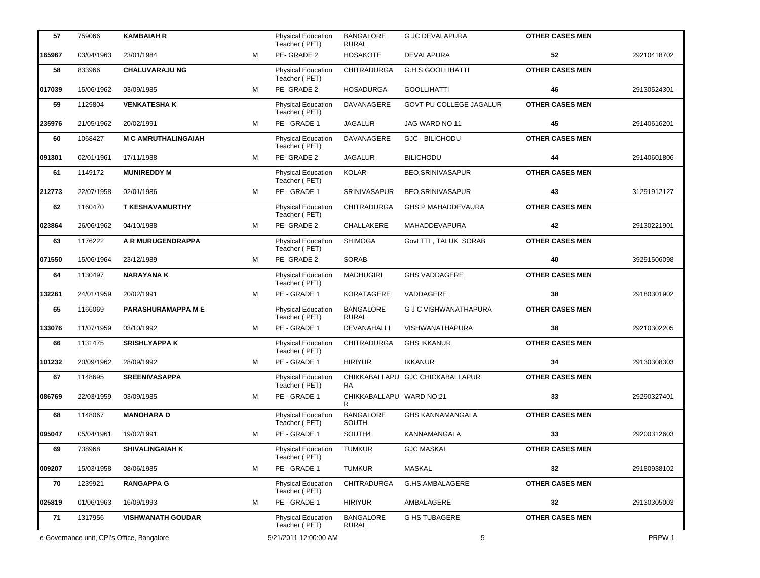| | | | | | | | | |
|---|---|---|---|---|---|---|---|---|
| 57 | 759066 | **KAMBAIAH R** | | Physical Education Teacher ( PET) | BANGALORE RURAL | G JC DEVALAPURA | **OTHER CASES MEN** | |
| **165967** | 03/04/1963 | 23/01/1984 | M | PE- GRADE 2 | HOSAKOTE | DEVALAPURA | **52** | 29210418702 |
| 58 | 833966 | **CHALUVARAJU NG** | | Physical Education Teacher ( PET) | CHITRADURGA | G.H.S.GOOLLIHATTI | **OTHER CASES MEN** | |
| **017039** | 15/06/1962 | 03/09/1985 | M | PE- GRADE 2 | HOSADURGA | GOOLLIHATTI | **46** | 29130524301 |
| 59 | 1129804 | **VENKATESHA K** | | Physical Education Teacher ( PET) | DAVANAGERE | GOVT PU COLLEGE JAGALUR | **OTHER CASES MEN** | |
| **235976** | 21/05/1962 | 20/02/1991 | M | PE - GRADE 1 | JAGALUR | JAG WARD NO 11 | **45** | 29140616201 |
| 60 | 1068427 | **M C AMRUTHALINGAIAH** | | Physical Education Teacher ( PET) | DAVANAGERE | GJC - BILICHODU | **OTHER CASES MEN** | |
| **091301** | 02/01/1961 | 17/11/1988 | M | PE- GRADE 2 | JAGALUR | BILICHODU | **44** | 29140601806 |
| 61 | 1149172 | **MUNIREDDY M** | | Physical Education Teacher ( PET) | KOLAR | BEO,SRINIVASAPUR | **OTHER CASES MEN** | |
| **212773** | 22/07/1958 | 02/01/1986 | M | PE - GRADE 1 | SRINIVASAPUR | BEO,SRINIVASAPUR | **43** | 31291912127 |
| 62 | 1160470 | **T KESHAVAMURTHY** | | Physical Education Teacher ( PET) | CHITRADURGA | GHS.P MAHADDEVAURA | **OTHER CASES MEN** | |
| **023864** | 26/06/1962 | 04/10/1988 | M | PE- GRADE 2 | CHALLAKERE | MAHADDEVAPURA | **42** | 29130221901 |
| 63 | 1176222 | **A R MURUGENDRAPPA** | | Physical Education Teacher ( PET) | SHIMOGA | Govt TTI , TALUK SORAB | **OTHER CASES MEN** | |
| **071550** | 15/06/1964 | 23/12/1989 | M | PE- GRADE 2 | SORAB | | **40** | 39291506098 |
| 64 | 1130497 | **NARAYANA K** | | Physical Education Teacher ( PET) | MADHUGIRI | GHS VADDAGERE | **OTHER CASES MEN** | |
| **132261** | 24/01/1959 | 20/02/1991 | M | PE - GRADE 1 | KORATAGERE | VADDAGERE | **38** | 29180301902 |
| 65 | 1166069 | **PARASHURAMAPPA M E** | | Physical Education Teacher ( PET) | BANGALORE RURAL | G J C VISHWANATHAPURA | **OTHER CASES MEN** | |
| **133076** | 11/07/1959 | 03/10/1992 | M | PE - GRADE 1 | DEVANAHALLI | VISHWANATHAPURA | **38** | 29210302205 |
| 66 | 1131475 | **SRISHLYAPPA K** | | Physical Education Teacher ( PET) | CHITRADURGA | GHS IKKANUR | **OTHER CASES MEN** | |
| **101232** | 20/09/1962 | 28/09/1992 | M | PE - GRADE 1 | HIRIYUR | IKKANUR | **34** | 29130308303 |
| 67 | 1148695 | **SREENIVASAPPA** | | Physical Education Teacher ( PET) | CHIKKABALLAPURA | GJC CHICKABALLAPUR | **OTHER CASES MEN** | |
| **086769** | 22/03/1959 | 03/09/1985 | M | PE - GRADE 1 | CHIKKABALLAPUR | WARD NO:21 | **33** | 29290327401 |
| 68 | 1148067 | **MANOHARA D** | | Physical Education Teacher ( PET) | BANGALORE SOUTH | GHS KANNAMANGALA | **OTHER CASES MEN** | |
| **095047** | 05/04/1961 | 19/02/1991 | M | PE - GRADE 1 | SOUTH4 | KANNAMANGALA | **33** | 29200312603 |
| 69 | 738968 | **SHIVALINGAIAH K** | | Physical Education Teacher ( PET) | TUMKUR | GJC MASKAL | **OTHER CASES MEN** | |
| **009207** | 15/03/1958 | 08/06/1985 | M | PE - GRADE 1 | TUMKUR | MASKAL | **32** | 29180938102 |
| 70 | 1239921 | **RANGAPPA G** | | Physical Education Teacher ( PET) | CHITRADURGA | G.HS.AMBALAGERE | **OTHER CASES MEN** | |
| **025819** | 01/06/1963 | 16/09/1993 | M | PE - GRADE 1 | HIRIYUR | AMBALAGERE | **32** | 29130305003 |
| 71 | 1317956 | **VISHWANATH GOUDAR** | | Physical Education Teacher ( PET) | BANGALORE RURAL | G HS TUBAGERE | **OTHER CASES MEN** | |

e-Governance unit, CPI's Office, Bangalore | 5/21/2011 12:00:00 AM | PRPW-1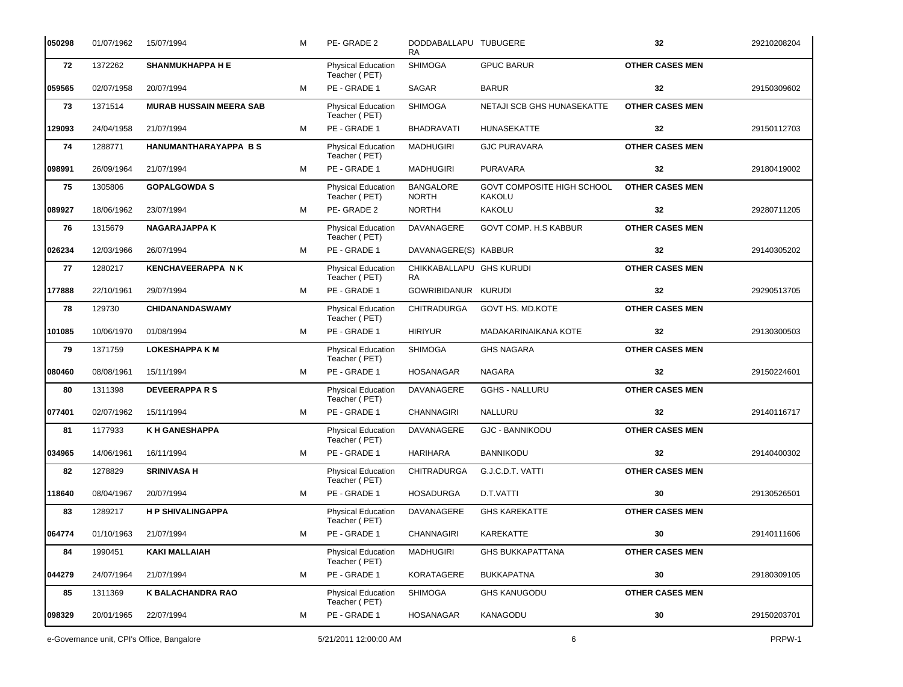| | | | | | | | | |
|---|---|---|---|---|---|---|---|---|
| **050298** | 01/07/1962 | 15/07/1994 | M | PE- GRADE 2 | DODDABALLAPURA | TUBUGERE | **32** | 29210208204 |
| **72** | 1372262 | **SHANMUKHAPPA H E** | | Physical Education Teacher ( PET) | SHIMOGA | GPUC BARUR | **OTHER CASES MEN** | |
| **059565** | 02/07/1958 | 20/07/1994 | M | PE - GRADE 1 | SAGAR | BARUR | **32** | 29150309602 |
| **73** | 1371514 | **MURAB HUSSAIN MEERA SAB** | | Physical Education Teacher ( PET) | SHIMOGA | NETAJI SCB GHS HUNASEKATTE | **OTHER CASES MEN** | |
| **129093** | 24/04/1958 | 21/07/1994 | M | PE - GRADE 1 | BHADRAVATI | HUNASEKATTE | **32** | 29150112703 |
| **74** | 1288771 | **HANUMANTHARAYAPPA B S** | | Physical Education Teacher ( PET) | MADHUGIRI | GJC PURAVARA | **OTHER CASES MEN** | |
| **098991** | 26/09/1964 | 21/07/1994 | M | PE - GRADE 1 | MADHUGIRI | PURAVARA | **32** | 29180419002 |
| **75** | 1305806 | **GOPALGOWDA S** | | Physical Education Teacher ( PET) | BANGALORE NORTH | GOVT COMPOSITE HIGH SCHOOL KAKOLU | **OTHER CASES MEN** | |
| **089927** | 18/06/1962 | 23/07/1994 | M | PE- GRADE 2 | NORTH4 | KAKOLU | **32** | 29280711205 |
| **76** | 1315679 | **NAGARAJAPPA K** | | Physical Education Teacher ( PET) | DAVANAGERE | GOVT COMP. H.S KABBUR | **OTHER CASES MEN** | |
| **026234** | 12/03/1966 | 26/07/1994 | M | PE - GRADE 1 | DAVANAGERE(S) | KABBUR | **32** | 29140305202 |
| **77** | 1280217 | **KENCHAVEERAPPA N K** | | Physical Education Teacher ( PET) | CHIKKABALLAPURA | GHS KURUDI | **OTHER CASES MEN** | |
| **177888** | 22/10/1961 | 29/07/1994 | M | PE - GRADE 1 | GOWRIBIDANUR | KURUDI | **32** | 29290513705 |
| **78** | 129730 | **CHIDANANDASWAMY** | | Physical Education Teacher ( PET) | CHITRADURGA | GOVT HS. MD.KOTE | **OTHER CASES MEN** | |
| **101085** | 10/06/1970 | 01/08/1994 | M | PE - GRADE 1 | HIRIYUR | MADAKARINAIKANA KOTE | **32** | 29130300503 |
| **79** | 1371759 | **LOKESHAPPA K M** | | Physical Education Teacher ( PET) | SHIMOGA | GHS NAGARA | **OTHER CASES MEN** | |
| **080460** | 08/08/1961 | 15/11/1994 | M | PE - GRADE 1 | HOSANAGAR | NAGARA | **32** | 29150224601 |
| **80** | 1311398 | **DEVEERAPPA R S** | | Physical Education Teacher ( PET) | DAVANAGERE | GGHS - NALLURU | **OTHER CASES MEN** | |
| **077401** | 02/07/1962 | 15/11/1994 | M | PE - GRADE 1 | CHANNAGIRI | NALLURU | **32** | 29140116717 |
| **81** | 1177933 | **K H GANESHAPPA** | | Physical Education Teacher ( PET) | DAVANAGERE | GJC - BANNIKODU | **OTHER CASES MEN** | |
| **034965** | 14/06/1961 | 16/11/1994 | M | PE - GRADE 1 | HARIHARA | BANNIKODU | **32** | 29140400302 |
| **82** | 1278829 | **SRINIVASA H** | | Physical Education Teacher ( PET) | CHITRADURGA | G.J.C.D.T. VATTI | **OTHER CASES MEN** | |
| **118640** | 08/04/1967 | 20/07/1994 | M | PE - GRADE 1 | HOSADURGA | D.T.VATTI | **30** | 29130526501 |
| **83** | 1289217 | **H P SHIVALINGAPPA** | | Physical Education Teacher ( PET) | DAVANAGERE | GHS KAREKATTE | **OTHER CASES MEN** | |
| **064774** | 01/10/1963 | 21/07/1994 | M | PE - GRADE 1 | CHANNAGIRI | KAREKATTE | **30** | 29140111606 |
| **84** | 1990451 | **KAKI MALLAIAH** | | Physical Education Teacher ( PET) | MADHUGIRI | GHS BUKKAPATTANA | **OTHER CASES MEN** | |
| **044279** | 24/07/1964 | 21/07/1994 | M | PE - GRADE 1 | KORATAGERE | BUKKAPATNA | **30** | 29180309105 |
| **85** | 1311369 | **K BALACHANDRA RAO** | | Physical Education Teacher ( PET) | SHIMOGA | GHS KANUGODU | **OTHER CASES MEN** | |
| **098329** | 20/01/1965 | 22/07/1994 | M | PE - GRADE 1 | HOSANAGAR | KANAGODU | **30** | 29150203701 |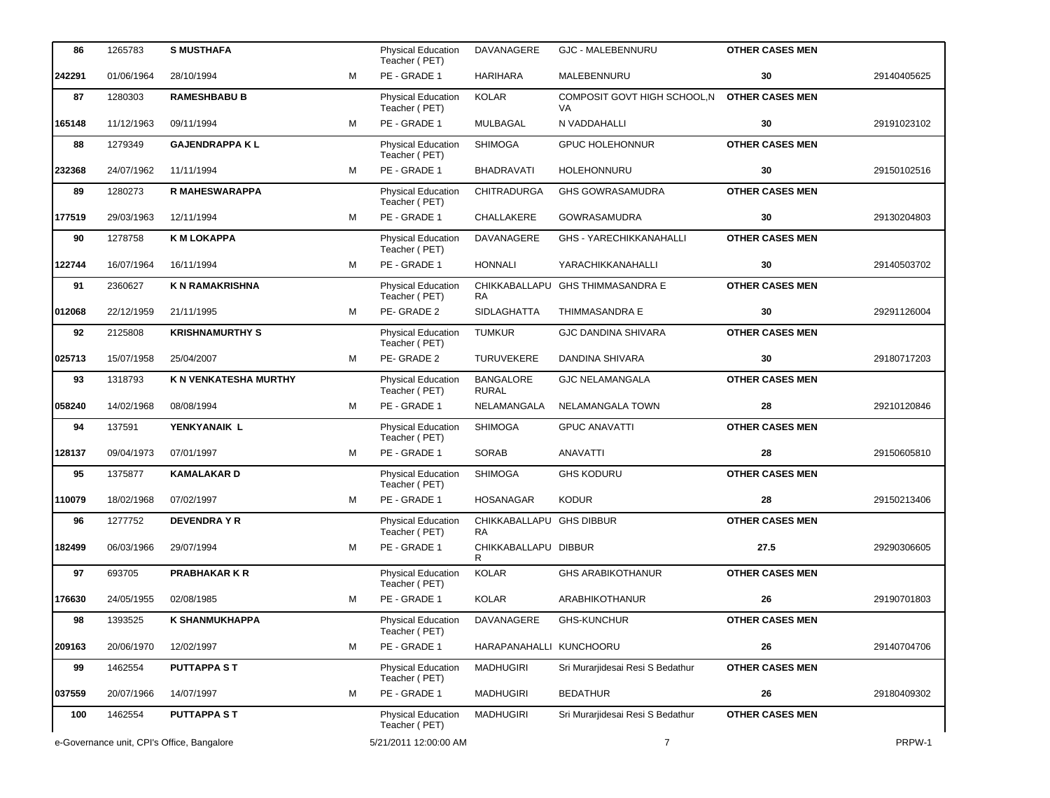| | | | | | | | | |
|---|---|---|---|---|---|---|---|---|
| 86 | 1265783 | **S MUSTHAFA** | | Physical Education Teacher ( PET) | DAVANAGERE | GJC - MALEBENNURU | **OTHER CASES MEN** | |
| **242291** | 01/06/1964 | 28/10/1994 | M | PE - GRADE 1 | HARIHARA | MALEBENNURU | **30** | 29140405625 |
| **87** | 1280303 | **RAMESHBABU B** | | Physical Education Teacher ( PET) | KOLAR | COMPOSIT GOVT HIGH SCHOOL,N VA | **OTHER CASES MEN** | |
| **165148** | 11/12/1963 | 09/11/1994 | M | PE - GRADE 1 | MULBAGAL | N VADDAHALLI | **30** | 29191023102 |
| **88** | 1279349 | **GAJENDRAPPA K L** | | Physical Education Teacher ( PET) | SHIMOGA | GPUC HOLEHONNUR | **OTHER CASES MEN** | |
| **232368** | 24/07/1962 | 11/11/1994 | M | PE - GRADE 1 | BHADRAVATI | HOLEHONNURU | **30** | 29150102516 |
| **89** | 1280273 | **R MAHESWARAPPA** | | Physical Education Teacher ( PET) | CHITRADURGA | GHS GOWRASAMUDRA | **OTHER CASES MEN** | |
| **177519** | 29/03/1963 | 12/11/1994 | M | PE - GRADE 1 | CHALLAKERE | GOWRASAMUDRA | **30** | 29130204803 |
| **90** | 1278758 | **K M LOKAPPA** | | Physical Education Teacher ( PET) | DAVANAGERE | GHS - YARECHIKKANAHALLI | **OTHER CASES MEN** | |
| **122744** | 16/07/1964 | 16/11/1994 | M | PE - GRADE 1 | HONNALI | YARACHIKKANAHALLI | **30** | 29140503702 |
| **91** | 2360627 | **K N RAMAKRISHNA** | | Physical Education Teacher ( PET) | CHIKKABALLAPU RA | GHS THIMMASANDRA E | **OTHER CASES MEN** | |
| **012068** | 22/12/1959 | 21/11/1995 | M | PE- GRADE 2 | SIDLAGHATTA | THIMMASANDRA E | **30** | 29291126004 |
| **92** | 2125808 | **KRISHNAMURTHY S** | | Physical Education Teacher ( PET) | TUMKUR | GJC DANDINA SHIVARA | **OTHER CASES MEN** | |
| **025713** | 15/07/1958 | 25/04/2007 | M | PE- GRADE 2 | TURUVEKERE | DANDINA SHIVARA | **30** | 29180717203 |
| **93** | 1318793 | **K N VENKATESHA MURTHY** | | Physical Education Teacher ( PET) | BANGALORE RURAL | GJC NELAMANGALA | **OTHER CASES MEN** | |
| **058240** | 14/02/1968 | 08/08/1994 | M | PE - GRADE 1 | NELAMANGALA | NELAMANGALA TOWN | **28** | 29210120846 |
| **94** | 137591 | **YENKYANAIK L** | | Physical Education Teacher ( PET) | SHIMOGA | GPUC ANAVATTI | **OTHER CASES MEN** | |
| **128137** | 09/04/1973 | 07/01/1997 | M | PE - GRADE 1 | SORAB | ANAVATTI | **28** | 29150605810 |
| **95** | 1375877 | **KAMALAKAR D** | | Physical Education Teacher ( PET) | SHIMOGA | GHS KODURU | **OTHER CASES MEN** | |
| **110079** | 18/02/1968 | 07/02/1997 | M | PE - GRADE 1 | HOSANAGAR | KODUR | **28** | 29150213406 |
| **96** | 1277752 | **DEVENDRA Y R** | | Physical Education Teacher ( PET) | CHIKKABALLAPU RA | GHS DIBBUR | **OTHER CASES MEN** | |
| **182499** | 06/03/1966 | 29/07/1994 | M | PE - GRADE 1 | CHIKKABALLAPU R | DIBBUR | **27.5** | 29290306605 |
| **97** | 693705 | **PRABHAKAR K R** | | Physical Education Teacher ( PET) | KOLAR | GHS ARABIKOTHANUR | **OTHER CASES MEN** | |
| **176630** | 24/05/1955 | 02/08/1985 | M | PE - GRADE 1 | KOLAR | ARABHIKOTHANUR | **26** | 29190701803 |
| **98** | 1393525 | **K SHANMUKHAPPA** | | Physical Education Teacher ( PET) | DAVANAGERE | GHS-KUNCHUR | **OTHER CASES MEN** | |
| **209163** | 20/06/1970 | 12/02/1997 | M | PE - GRADE 1 | HARAPANAHALLI | KUNCHOORU | **26** | 29140704706 |
| **99** | 1462554 | **PUTTAPPA S T** | | Physical Education Teacher ( PET) | MADHUGIRI | Sri Murarjidesai Resi S Bedathur | **OTHER CASES MEN** | |
| **037559** | 20/07/1966 | 14/07/1997 | M | PE - GRADE 1 | MADHUGIRI | BEDATHUR | **26** | 29180409302 |
| **100** | 1462554 | **PUTTAPPA S T** | | Physical Education Teacher ( PET) | MADHUGIRI | Sri Murarjidesai Resi S Bedathur | **OTHER CASES MEN** | |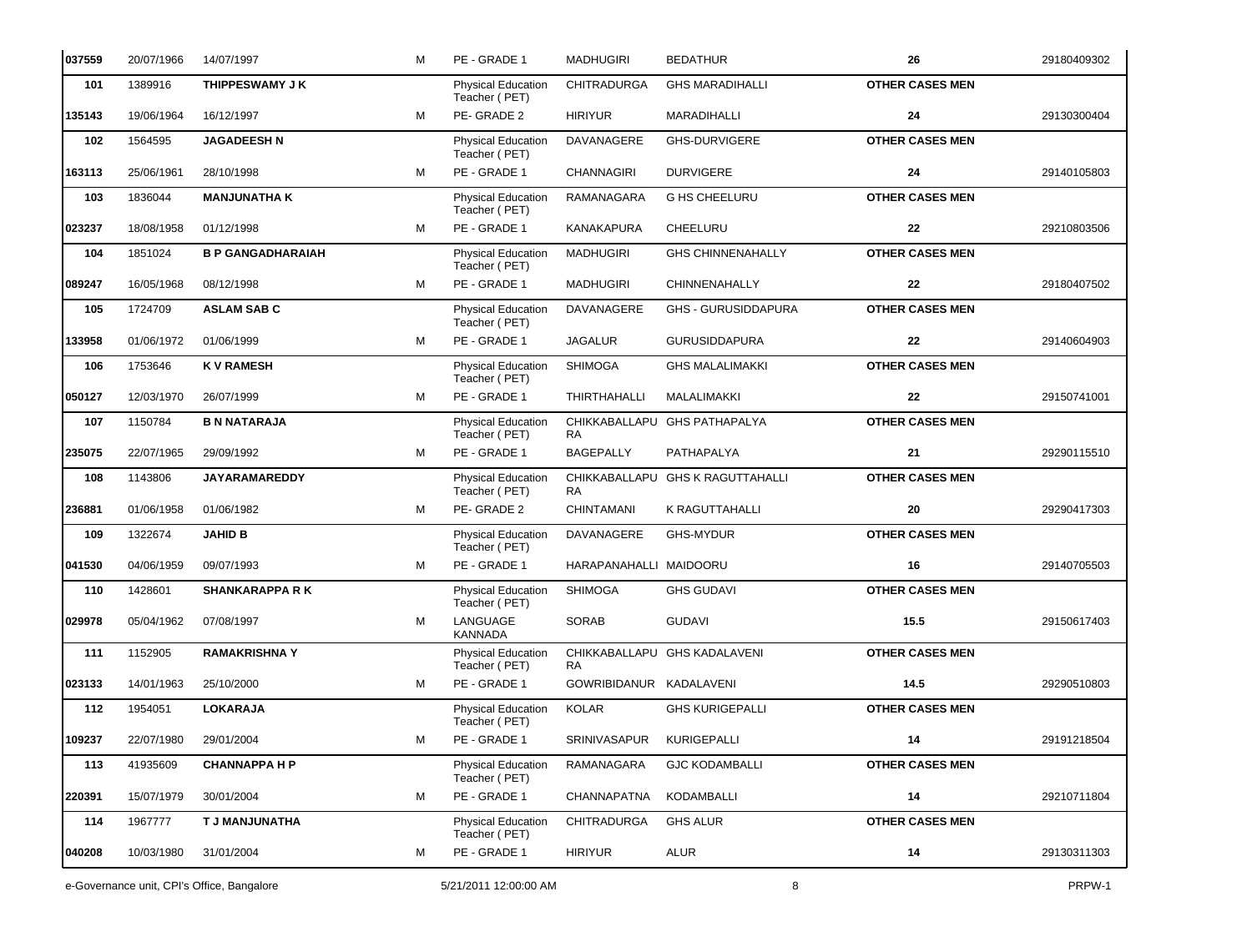| | | | | | | | | |
|---|---|---|---|---|---|---|---|---|
| 037559 | 20/07/1966 | 14/07/1997 | M | PE - GRADE 1 | MADHUGIRI | BEDATHUR | 26 | 29180409302 |
| 101 | 1389916 | **THIPPESWAMY J K** | | Physical Education Teacher ( PET) | CHITRADURGA | GHS MARADIHALLI | **OTHER CASES MEN** | |
| 135143 | 19/06/1964 | 16/12/1997 | M | PE- GRADE 2 | HIRIYUR | MARADIHALLI | 24 | 29130300404 |
| 102 | 1564595 | **JAGADEESH N** | | Physical Education Teacher ( PET) | DAVANAGERE | GHS-DURVIGERE | **OTHER CASES MEN** | |
| 163113 | 25/06/1961 | 28/10/1998 | M | PE - GRADE 1 | CHANNAGIRI | DURVIGERE | 24 | 29140105803 |
| 103 | 1836044 | **MANJUNATHA K** | | Physical Education Teacher ( PET) | RAMANAGARA | G HS CHEELURU | **OTHER CASES MEN** | |
| 023237 | 18/08/1958 | 01/12/1998 | M | PE - GRADE 1 | KANAKAPURA | CHEELURU | 22 | 29210803506 |
| 104 | 1851024 | **B P GANGADHARAIAH** | | Physical Education Teacher ( PET) | MADHUGIRI | GHS CHINNENAHALLY | **OTHER CASES MEN** | |
| 089247 | 16/05/1968 | 08/12/1998 | M | PE - GRADE 1 | MADHUGIRI | CHINNENAHALLY | 22 | 29180407502 |
| 105 | 1724709 | **ASLAM SAB C** | | Physical Education Teacher ( PET) | DAVANAGERE | GHS - GURUSIDDAPURA | **OTHER CASES MEN** | |
| 133958 | 01/06/1972 | 01/06/1999 | M | PE - GRADE 1 | JAGALUR | GURUSIDDAPURA | 22 | 29140604903 |
| 106 | 1753646 | **K V RAMESH** | | Physical Education Teacher ( PET) | SHIMOGA | GHS MALALIMAKKI | **OTHER CASES MEN** | |
| 050127 | 12/03/1970 | 26/07/1999 | M | PE - GRADE 1 | THIRTHAHALLI | MALALIMAKKI | 22 | 29150741001 |
| 107 | 1150784 | **B N NATARAJA** | | Physical Education Teacher ( PET) | CHIKKABALLAPURA | GHS PATHAPALYA | **OTHER CASES MEN** | |
| 235075 | 22/07/1965 | 29/09/1992 | M | PE - GRADE 1 | BAGEPALLY | PATHAPALYA | 21 | 29290115510 |
| 108 | 1143806 | **JAYARAMAREDDY** | | Physical Education Teacher ( PET) | CHIKKABALLAPURA | GHS K RAGUTTAHALLI | **OTHER CASES MEN** | |
| 236881 | 01/06/1958 | 01/06/1982 | M | PE- GRADE 2 | CHINTAMANI | K RAGUTTAHALLI | 20 | 29290417303 |
| 109 | 1322674 | **JAHID B** | | Physical Education Teacher ( PET) | DAVANAGERE | GHS-MYDUR | **OTHER CASES MEN** | |
| 041530 | 04/06/1959 | 09/07/1993 | M | PE - GRADE 1 | HARAPANAHALLI | MAIDOORU | 16 | 29140705503 |
| 110 | 1428601 | **SHANKARAPPA R K** | | Physical Education Teacher ( PET) | SHIMOGA | GHS GUDAVI | **OTHER CASES MEN** | |
| 029978 | 05/04/1962 | 07/08/1997 | M | LANGUAGE KANNADA | SORAB | GUDAVI | 15.5 | 29150617403 |
| 111 | 1152905 | **RAMAKRISHNA Y** | | Physical Education Teacher ( PET) | CHIKKABALLAPURA | GHS KADALAVENI | **OTHER CASES MEN** | |
| 023133 | 14/01/1963 | 25/10/2000 | M | PE - GRADE 1 | GOWRIBIDANUR | KADALAVENI | 14.5 | 29290510803 |
| 112 | 1954051 | **LOKARAJA** | | Physical Education Teacher ( PET) | KOLAR | GHS KURIGEPALLI | **OTHER CASES MEN** | |
| 109237 | 22/07/1980 | 29/01/2004 | M | PE - GRADE 1 | SRINIVASAPUR | KURIGEPALLI | 14 | 29191218504 |
| 113 | 41935609 | **CHANNAPPA H P** | | Physical Education Teacher ( PET) | RAMANAGARA | GJC KODAMBALLI | **OTHER CASES MEN** | |
| 220391 | 15/07/1979 | 30/01/2004 | M | PE - GRADE 1 | CHANNAPATNA | KODAMBALLI | 14 | 29210711804 |
| 114 | 1967777 | **T J MANJUNATHA** | | Physical Education Teacher ( PET) | CHITRADURGA | GHS ALUR | **OTHER CASES MEN** | |
| 040208 | 10/03/1980 | 31/01/2004 | M | PE - GRADE 1 | HIRIYUR | ALUR | 14 | 29130311303 |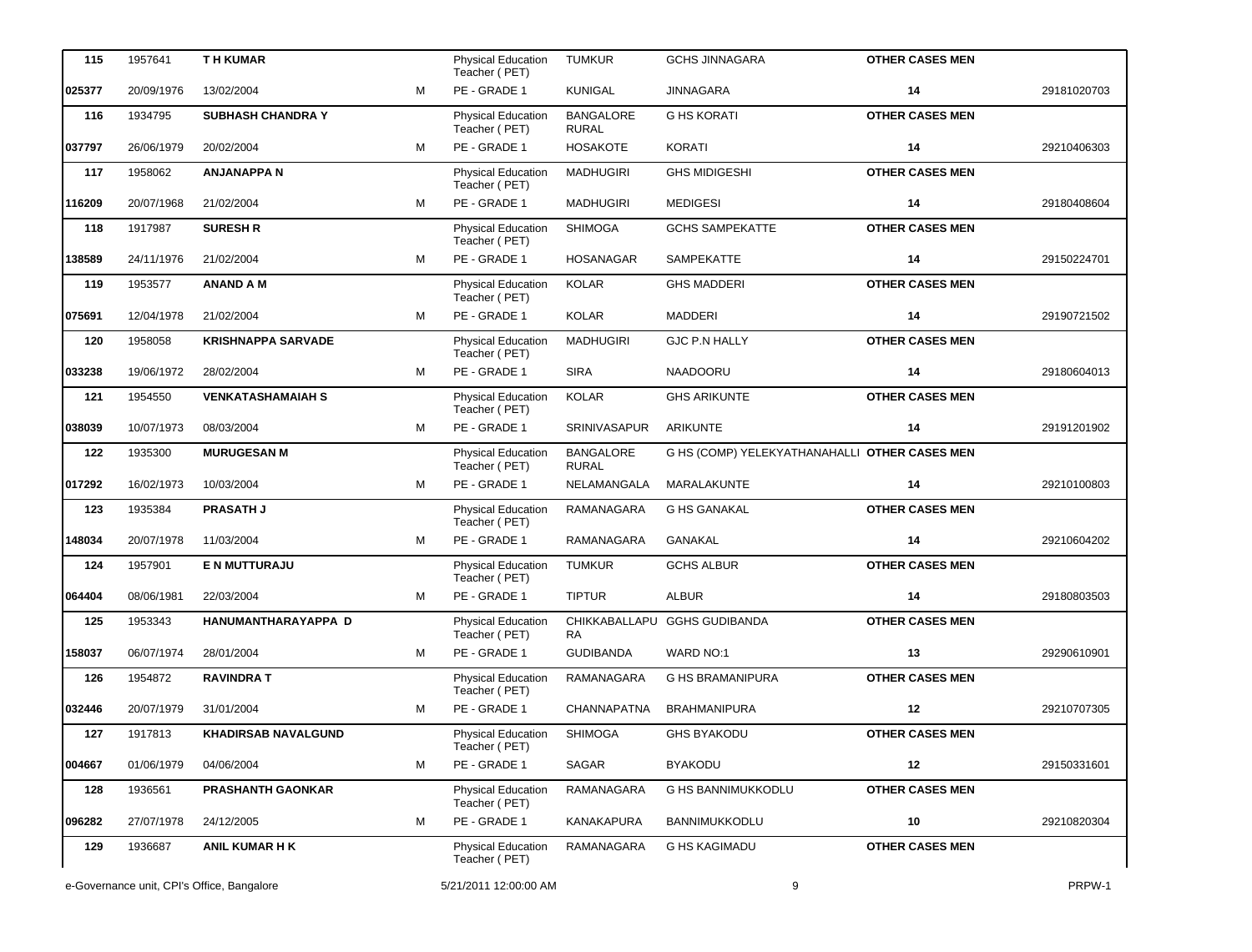| 115 | 1957641 | T H KUMAR | | Physical Education Teacher ( PET) | TUMKUR | GCHS JINNAGARA | OTHER CASES MEN | |
|---|---|---|---|---|---|---|---|---|
| 025377 | 20/09/1976 | 13/02/2004 | M | PE - GRADE 1 | KUNIGAL | JINNAGARA | 14 | 29181020703 |
| 116 | 1934795 | SUBHASH CHANDRA Y | | Physical Education Teacher ( PET) | BANGALORE RURAL | G HS KORATI | OTHER CASES MEN | |
| 037797 | 26/06/1979 | 20/02/2004 | M | PE - GRADE 1 | HOSAKOTE | KORATI | 14 | 29210406303 |
| 117 | 1958062 | ANJANAPPA N | | Physical Education Teacher ( PET) | MADHUGIRI | GHS MIDIGESHI | OTHER CASES MEN | |
| 116209 | 20/07/1968 | 21/02/2004 | M | PE - GRADE 1 | MADHUGIRI | MEDIGESI | 14 | 29180408604 |
| 118 | 1917987 | SURESH R | | Physical Education Teacher ( PET) | SHIMOGA | GCHS SAMPEKATTE | OTHER CASES MEN | |
| 138589 | 24/11/1976 | 21/02/2004 | M | PE - GRADE 1 | HOSANAGAR | SAMPEKATTE | 14 | 29150224701 |
| 119 | 1953577 | ANAND A M | | Physical Education Teacher ( PET) | KOLAR | GHS MADDERI | OTHER CASES MEN | |
| 075691 | 12/04/1978 | 21/02/2004 | M | PE - GRADE 1 | KOLAR | MADDERI | 14 | 29190721502 |
| 120 | 1958058 | KRISHNAPPA SARVADE | | Physical Education Teacher ( PET) | MADHUGIRI | GJC P.N HALLY | OTHER CASES MEN | |
| 033238 | 19/06/1972 | 28/02/2004 | M | PE - GRADE 1 | SIRA | NAADOORU | 14 | 29180604013 |
| 121 | 1954550 | VENKATASHAMAIAH S | | Physical Education Teacher ( PET) | KOLAR | GHS ARIKUNTE | OTHER CASES MEN | |
| 038039 | 10/07/1973 | 08/03/2004 | M | PE - GRADE 1 | SRINIVASAPUR | ARIKUNTE | 14 | 29191201902 |
| 122 | 1935300 | MURUGESAN M | | Physical Education Teacher ( PET) | BANGALORE RURAL | G HS (COMP) YELEKYATHANAHALLI | OTHER CASES MEN | |
| 017292 | 16/02/1973 | 10/03/2004 | M | PE - GRADE 1 | NELAMANGALA | MARALAKUNTE | 14 | 29210100803 |
| 123 | 1935384 | PRASATH J | | Physical Education Teacher ( PET) | RAMANAGARA | G HS GANAKAL | OTHER CASES MEN | |
| 148034 | 20/07/1978 | 11/03/2004 | M | PE - GRADE 1 | RAMANAGARA | GANAKAL | 14 | 29210604202 |
| 124 | 1957901 | E N MUTTURAJU | | Physical Education Teacher ( PET) | TUMKUR | GCHS ALBUR | OTHER CASES MEN | |
| 064404 | 08/06/1981 | 22/03/2004 | M | PE - GRADE 1 | TIPTUR | ALBUR | 14 | 29180803503 |
| 125 | 1953343 | HANUMANTHARAYAPPA D | | Physical Education Teacher ( PET) | CHIKKABALLAPURA | GGHS GUDIBANDA | OTHER CASES MEN | |
| 158037 | 06/07/1974 | 28/01/2004 | M | PE - GRADE 1 | GUDIBANDA | WARD NO:1 | 13 | 29290610901 |
| 126 | 1954872 | RAVINDRA T | | Physical Education Teacher ( PET) | RAMANAGARA | G HS BRAMANIPURA | OTHER CASES MEN | |
| 032446 | 20/07/1979 | 31/01/2004 | M | PE - GRADE 1 | CHANNAPATNA | BRAHMANIPURA | 12 | 29210707305 |
| 127 | 1917813 | KHADIRSAB NAVALGUND | | Physical Education Teacher ( PET) | SHIMOGA | GHS BYAKODU | OTHER CASES MEN | |
| 004667 | 01/06/1979 | 04/06/2004 | M | PE - GRADE 1 | SAGAR | BYAKODU | 12 | 29150331601 |
| 128 | 1936561 | PRASHANTH GAONKAR | | Physical Education Teacher ( PET) | RAMANAGARA | G HS BANNIMUKKODLU | OTHER CASES MEN | |
| 096282 | 27/07/1978 | 24/12/2005 | M | PE - GRADE 1 | KANAKAPURA | BANNIMUKKODLU | 10 | 29210820304 |
| 129 | 1936687 | ANIL KUMAR H K | | Physical Education Teacher ( PET) | RAMANAGARA | G HS KAGIMADU | OTHER CASES MEN | |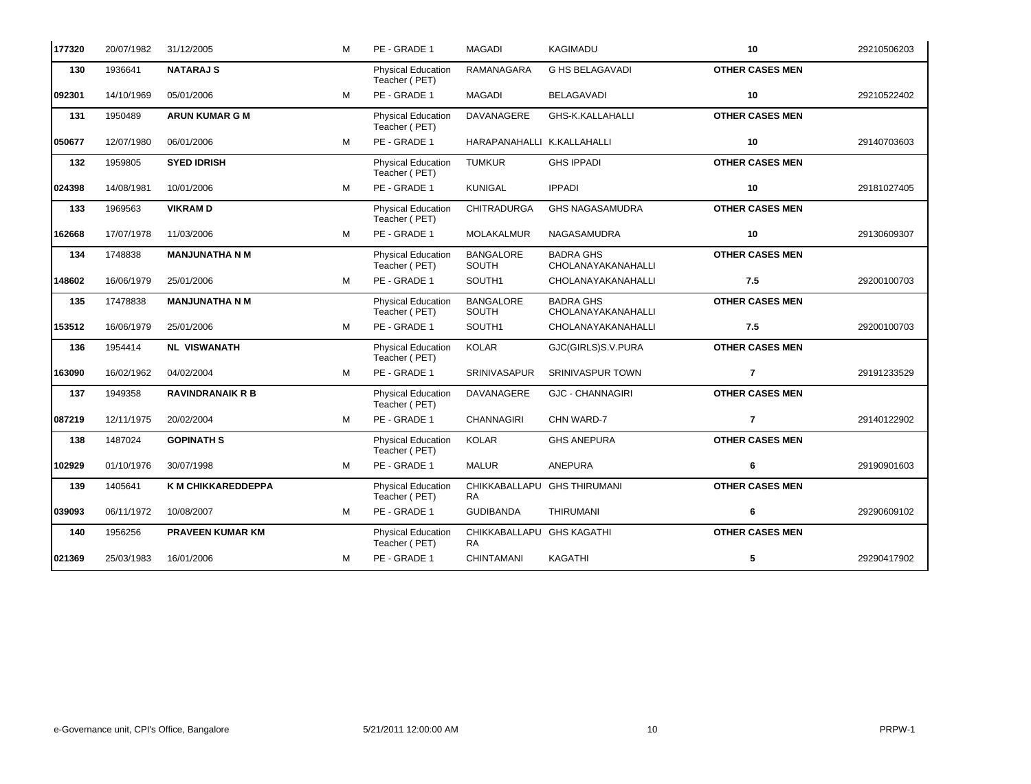| | | | | | | | | |
|---|---|---|---|---|---|---|---|---|
| 177320 | 20/07/1982 | 31/12/2005 | M | PE - GRADE 1 | MAGADI | KAGIMADU | 10 | 29210506203 |
| 130 | 1936641 | **NATARAJ S** | | Physical Education Teacher ( PET) | RAMANAGARA | G HS BELAGAVADI | **OTHER CASES MEN** | |
| 092301 | 14/10/1969 | 05/01/2006 | M | PE - GRADE 1 | MAGADI | BELAGAVADI | 10 | 29210522402 |
| 131 | 1950489 | **ARUN KUMAR G M** | | Physical Education Teacher ( PET) | DAVANAGERE | GHS-K.KALLAHALLI | **OTHER CASES MEN** | |
| 050677 | 12/07/1980 | 06/01/2006 | M | PE - GRADE 1 | HARAPANAHALLI | K.KALLAHALLI | 10 | 29140703603 |
| 132 | 1959805 | **SYED IDRISH** | | Physical Education Teacher ( PET) | TUMKUR | GHS IPPADI | **OTHER CASES MEN** | |
| 024398 | 14/08/1981 | 10/01/2006 | M | PE - GRADE 1 | KUNIGAL | IPPADI | 10 | 29181027405 |
| 133 | 1969563 | **VIKRAM D** | | Physical Education Teacher ( PET) | CHITRADURGA | GHS NAGASAMUDRA | **OTHER CASES MEN** | |
| 162668 | 17/07/1978 | 11/03/2006 | M | PE - GRADE 1 | MOLAKALMUR | NAGASAMUDRA | 10 | 29130609307 |
| 134 | 1748838 | **MANJUNATHA N M** | | Physical Education Teacher ( PET) | BANGALORE SOUTH | BADRA GHS CHOLANAYAKANAHALLI | **OTHER CASES MEN** | |
| 148602 | 16/06/1979 | 25/01/2006 | M | PE - GRADE 1 | SOUTH1 | CHOLANAYAKANAHALLI | 7.5 | 29200100703 |
| 135 | 17478838 | **MANJUNATHA N M** | | Physical Education Teacher ( PET) | BANGALORE SOUTH | BADRA GHS CHOLANAYAKANAHALLI | **OTHER CASES MEN** | |
| 153512 | 16/06/1979 | 25/01/2006 | M | PE - GRADE 1 | SOUTH1 | CHOLANAYAKANAHALLI | 7.5 | 29200100703 |
| 136 | 1954414 | **NL VISWANATH** | | Physical Education Teacher ( PET) | KOLAR | GJC(GIRLS)S.V.PURA | **OTHER CASES MEN** | |
| 163090 | 16/02/1962 | 04/02/2004 | M | PE - GRADE 1 | SRINIVASAPUR | SRINIVASPUR TOWN | 7 | 29191233529 |
| 137 | 1949358 | **RAVINDRANAIK R B** | | Physical Education Teacher ( PET) | DAVANAGERE | GJC - CHANNAGIRI | **OTHER CASES MEN** | |
| 087219 | 12/11/1975 | 20/02/2004 | M | PE - GRADE 1 | CHANNAGIRI | CHN WARD-7 | 7 | 29140122902 |
| 138 | 1487024 | **GOPINATH S** | | Physical Education Teacher ( PET) | KOLAR | GHS ANEPURA | **OTHER CASES MEN** | |
| 102929 | 01/10/1976 | 30/07/1998 | M | PE - GRADE 1 | MALUR | ANEPURA | 6 | 29190901603 |
| 139 | 1405641 | **K M CHIKKAREDDEPPA** | | Physical Education Teacher ( PET) | CHIKKABALLAPURA | GHS THIRUMANI | **OTHER CASES MEN** | |
| 039093 | 06/11/1972 | 10/08/2007 | M | PE - GRADE 1 | GUDIBANDA | THIRUMANI | 6 | 29290609102 |
| 140 | 1956256 | **PRAVEEN KUMAR KM** | | Physical Education Teacher ( PET) | CHIKKABALLAPURA | GHS KAGATHI | **OTHER CASES MEN** | |
| 021369 | 25/03/1983 | 16/01/2006 | M | PE - GRADE 1 | CHINTAMANI | KAGATHI | 5 | 29290417902 |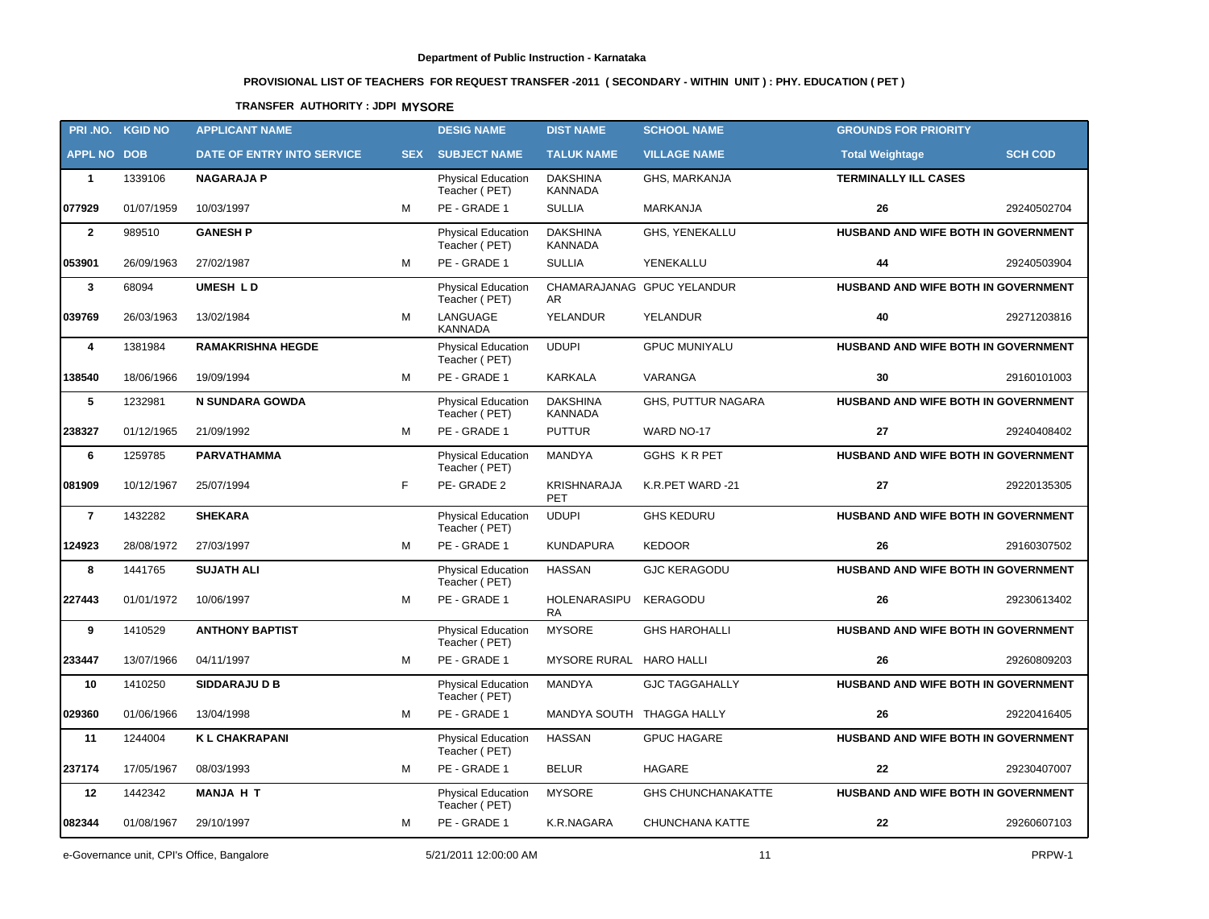**Department of Public Instruction - Karnataka**

**PROVISIONAL LIST OF TEACHERS FOR REQUEST TRANSFER -2011 ( SECONDARY - WITHIN UNIT ) : PHY. EDUCATION ( PET )**

**TRANSFER AUTHORITY : JDPI MYSORE**

| PRI .NO. | KGID NO | APPLICANT NAME | | DESIG NAME | DIST NAME | SCHOOL NAME | GROUNDS FOR PRIORITY | |
|---|---|---|---|---|---|---|---|---|
| APPL NO | DOB | DATE OF ENTRY INTO SERVICE | SEX | SUBJECT NAME | TALUK NAME | VILLAGE NAME | Total Weightage | SCH COD |
| **1** | 1339106 | **NAGARAJA P** | | Physical Education Teacher ( PET) | DAKSHINA KANNADA | GHS, MARKANJA | **TERMINALLY ILL CASES** | |
| **077929** | 01/07/1959 | 10/03/1997 | M | PE - GRADE 1 | SULLIA | MARKANJA | **26** | 29240502704 |
| **2** | 989510 | **GANESH P** | | Physical Education Teacher ( PET) | DAKSHINA KANNADA | GHS, YENEKALLU | **HUSBAND AND WIFE BOTH IN GOVERNMENT** | |
| **053901** | 26/09/1963 | 27/02/1987 | M | PE - GRADE 1 | SULLIA | YENEKALLU | **44** | 29240503904 |
| **3** | 68094 | **UMESH L D** | | Physical Education Teacher ( PET) | CHAMARAJANAGAR | GPUC YELANDUR | **HUSBAND AND WIFE BOTH IN GOVERNMENT** | |
| **039769** | 26/03/1963 | 13/02/1984 | M | LANGUAGE KANNADA | YELANDUR | YELANDUR | **40** | 29271203816 |
| **4** | 1381984 | **RAMAKRISHNA HEGDE** | | Physical Education Teacher ( PET) | UDUPI | GPUC MUNIYALU | **HUSBAND AND WIFE BOTH IN GOVERNMENT** | |
| **138540** | 18/06/1966 | 19/09/1994 | M | PE - GRADE 1 | KARKALA | VARANGA | **30** | 29160101003 |
| **5** | 1232981 | **N SUNDARA GOWDA** | | Physical Education Teacher ( PET) | DAKSHINA KANNADA | GHS, PUTTUR NAGARA | **HUSBAND AND WIFE BOTH IN GOVERNMENT** | |
| **238327** | 01/12/1965 | 21/09/1992 | M | PE - GRADE 1 | PUTTUR | WARD NO-17 | **27** | 29240408402 |
| **6** | 1259785 | **PARVATHAMMA** | | Physical Education Teacher ( PET) | MANDYA | GGHS K R PET | **HUSBAND AND WIFE BOTH IN GOVERNMENT** | |
| **081909** | 10/12/1967 | 25/07/1994 | F | PE- GRADE 2 | KRISHNARAJA PET | K.R.PET WARD -21 | **27** | 29220135305 |
| **7** | 1432282 | **SHEKARA** | | Physical Education Teacher ( PET) | UDUPI | GHS KEDURU | **HUSBAND AND WIFE BOTH IN GOVERNMENT** | |
| **124923** | 28/08/1972 | 27/03/1997 | M | PE - GRADE 1 | KUNDAPURA | KEDOOR | **26** | 29160307502 |
| **8** | 1441765 | **SUJATH ALI** | | Physical Education Teacher ( PET) | HASSAN | GJC KERAGODU | **HUSBAND AND WIFE BOTH IN GOVERNMENT** | |
| **227443** | 01/01/1972 | 10/06/1997 | M | PE - GRADE 1 | HOLENARASIPURA | KERAGODU | **26** | 29230613402 |
| **9** | 1410529 | **ANTHONY BAPTIST** | | Physical Education Teacher ( PET) | MYSORE | GHS HAROHALLI | **HUSBAND AND WIFE BOTH IN GOVERNMENT** | |
| **233447** | 13/07/1966 | 04/11/1997 | M | PE - GRADE 1 | MYSORE RURAL | HARO HALLI | **26** | 29260809203 |
| **10** | 1410250 | **SIDDARAJU D B** | | Physical Education Teacher ( PET) | MANDYA | GJC TAGGAHALLY | **HUSBAND AND WIFE BOTH IN GOVERNMENT** | |
| **029360** | 01/06/1966 | 13/04/1998 | M | PE - GRADE 1 | MANDYA SOUTH | THAGGA HALLY | **26** | 29220416405 |
| **11** | 1244004 | **K L CHAKRAPANI** | | Physical Education Teacher ( PET) | HASSAN | GPUC HAGARE | **HUSBAND AND WIFE BOTH IN GOVERNMENT** | |
| **237174** | 17/05/1967 | 08/03/1993 | M | PE - GRADE 1 | BELUR | HAGARE | **22** | 29230407007 |
| **12** | 1442342 | **MANJA H T** | | Physical Education Teacher ( PET) | MYSORE | GHS CHUNCHANAKATTE | **HUSBAND AND WIFE BOTH IN GOVERNMENT** | |
| **082344** | 01/08/1967 | 29/10/1997 | M | PE - GRADE 1 | K.R.NAGARA | CHUNCHANA KATTE | **22** | 29260607103 |

e-Governance unit, CPI's Office, Bangalore | 5/21/2011 12:00:00 AM | PRPW-1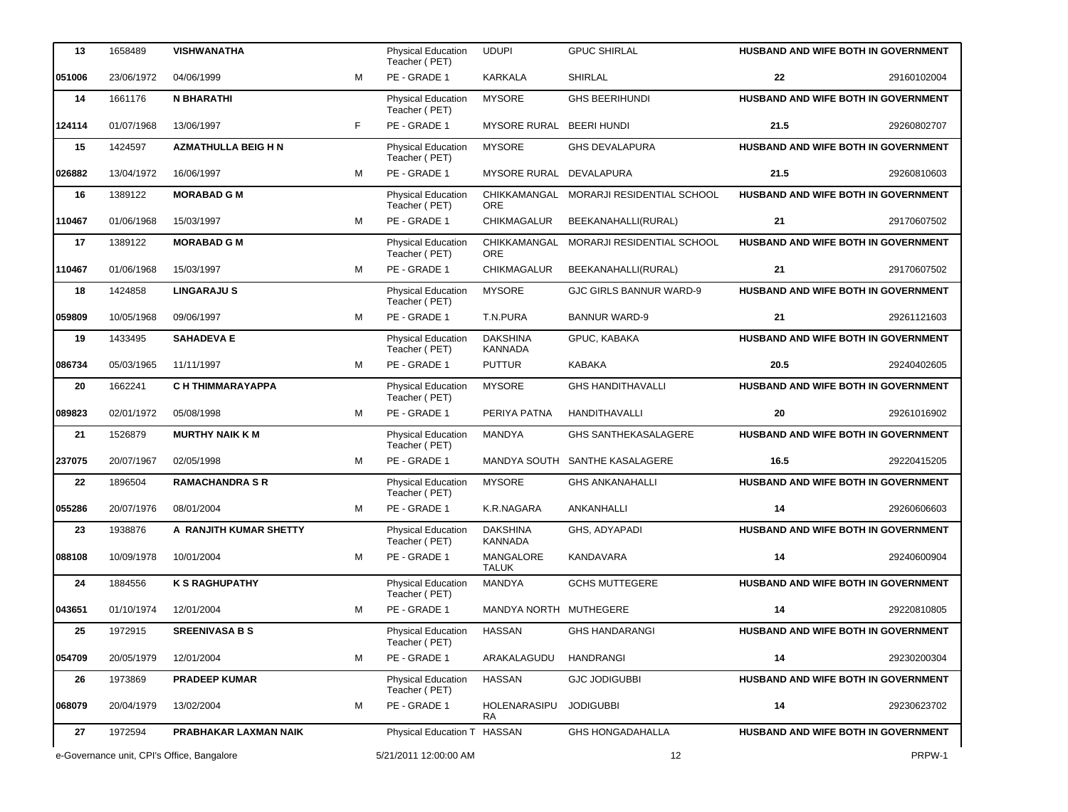| | | | | | | | | |
|---|---|---|---|---|---|---|---|---|
| 13 | 1658489 | **VISHWANATHA** | | Physical Education Teacher ( PET) | UDUPI | GPUC SHIRLAL | **HUSBAND AND WIFE BOTH IN GOVERNMENT** | |
| **051006** | 23/06/1972 | 04/06/1999 | M | PE - GRADE 1 | KARKALA | SHIRLAL | **22** | 29160102004 |
| **14** | 1661176 | **N BHARATHI** | | Physical Education Teacher ( PET) | MYSORE | GHS BEERIHUNDI | **HUSBAND AND WIFE BOTH IN GOVERNMENT** | |
| **124114** | 01/07/1968 | 13/06/1997 | F | PE - GRADE 1 | MYSORE RURAL | BEERI HUNDI | **21.5** | 29260802707 |
| **15** | 1424597 | **AZMATHULLA BEIG H N** | | Physical Education Teacher ( PET) | MYSORE | GHS DEVALAPURA | **HUSBAND AND WIFE BOTH IN GOVERNMENT** | |
| **026882** | 13/04/1972 | 16/06/1997 | M | PE - GRADE 1 | MYSORE RURAL | DEVALAPURA | **21.5** | 29260810603 |
| **16** | 1389122 | **MORABAD G M** | | Physical Education Teacher ( PET) | CHIKKAMANGALORE | MORARJI RESIDENTIAL SCHOOL | **HUSBAND AND WIFE BOTH IN GOVERNMENT** | |
| **110467** | 01/06/1968 | 15/03/1997 | M | PE - GRADE 1 | CHIKMAGALUR | BEEKANAHALLI(RURAL) | **21** | 29170607502 |
| **17** | 1389122 | **MORABAD G M** | | Physical Education Teacher ( PET) | CHIKKAMANGALORE | MORARJI RESIDENTIAL SCHOOL | **HUSBAND AND WIFE BOTH IN GOVERNMENT** | |
| **110467** | 01/06/1968 | 15/03/1997 | M | PE - GRADE 1 | CHIKMAGALUR | BEEKANAHALLI(RURAL) | **21** | 29170607502 |
| **18** | 1424858 | **LINGARAJU S** | | Physical Education Teacher ( PET) | MYSORE | GJC GIRLS BANNUR WARD-9 | **HUSBAND AND WIFE BOTH IN GOVERNMENT** | |
| **059809** | 10/05/1968 | 09/06/1997 | M | PE - GRADE 1 | T.N.PURA | BANNUR WARD-9 | **21** | 29261121603 |
| **19** | 1433495 | **SAHADEVA E** | | Physical Education Teacher ( PET) | DAKSHINA KANNADA | GPUC, KABAKA | **HUSBAND AND WIFE BOTH IN GOVERNMENT** | |
| **086734** | 05/03/1965 | 11/11/1997 | M | PE - GRADE 1 | PUTTUR | KABAKA | **20.5** | 29240402605 |
| **20** | 1662241 | **C H THIMMARAYAPPA** | | Physical Education Teacher ( PET) | MYSORE | GHS HANDITHAVALLI | **HUSBAND AND WIFE BOTH IN GOVERNMENT** | |
| **089823** | 02/01/1972 | 05/08/1998 | M | PE - GRADE 1 | PERIYA PATNA | HANDITHAVALLI | **20** | 29261016902 |
| **21** | 1526879 | **MURTHY NAIK K M** | | Physical Education Teacher ( PET) | MANDYA | GHS SANTHEKASALAGERE | **HUSBAND AND WIFE BOTH IN GOVERNMENT** | |
| **237075** | 20/07/1967 | 02/05/1998 | M | PE - GRADE 1 | MANDYA SOUTH | SANTHE KASALAGERE | **16.5** | 29220415205 |
| **22** | 1896504 | **RAMACHANDRA S R** | | Physical Education Teacher ( PET) | MYSORE | GHS ANKANAHALLI | **HUSBAND AND WIFE BOTH IN GOVERNMENT** | |
| **055286** | 20/07/1976 | 08/01/2004 | M | PE - GRADE 1 | K.R.NAGARA | ANKANHALLI | **14** | 29260606603 |
| **23** | 1938876 | **A RANJITH KUMAR SHETTY** | | Physical Education Teacher ( PET) | DAKSHINA KANNADA | GHS, ADYAPADI | **HUSBAND AND WIFE BOTH IN GOVERNMENT** | |
| **088108** | 10/09/1978 | 10/01/2004 | M | PE - GRADE 1 | MANGALORE TALUK | KANDAVARA | **14** | 29240600904 |
| **24** | 1884556 | **K S RAGHUPATHY** | | Physical Education Teacher ( PET) | MANDYA | GCHS MUTTEGERE | **HUSBAND AND WIFE BOTH IN GOVERNMENT** | |
| **043651** | 01/10/1974 | 12/01/2004 | M | PE - GRADE 1 | MANDYA NORTH | MUTHEGERE | **14** | 29220810805 |
| **25** | 1972915 | **SREENIVASA B S** | | Physical Education Teacher ( PET) | HASSAN | GHS HANDARANGI | **HUSBAND AND WIFE BOTH IN GOVERNMENT** | |
| **054709** | 20/05/1979 | 12/01/2004 | M | PE - GRADE 1 | ARAKALAGUDU | HANDRANGI | **14** | 29230200304 |
| **26** | 1973869 | **PRADEEP KUMAR** | | Physical Education Teacher ( PET) | HASSAN | GJC JODIGUBBI | **HUSBAND AND WIFE BOTH IN GOVERNMENT** | |
| **068079** | 20/04/1979 | 13/02/2004 | M | PE - GRADE 1 | HOLENARASIPURA | JODIGUBBI | **14** | 29230623702 |
| **27** | 1972594 | **PRABHAKAR LAXMAN NAIK** | | Physical Education T | HASSAN | GHS HONGADAHALLA | **HUSBAND AND WIFE BOTH IN GOVERNMENT** | |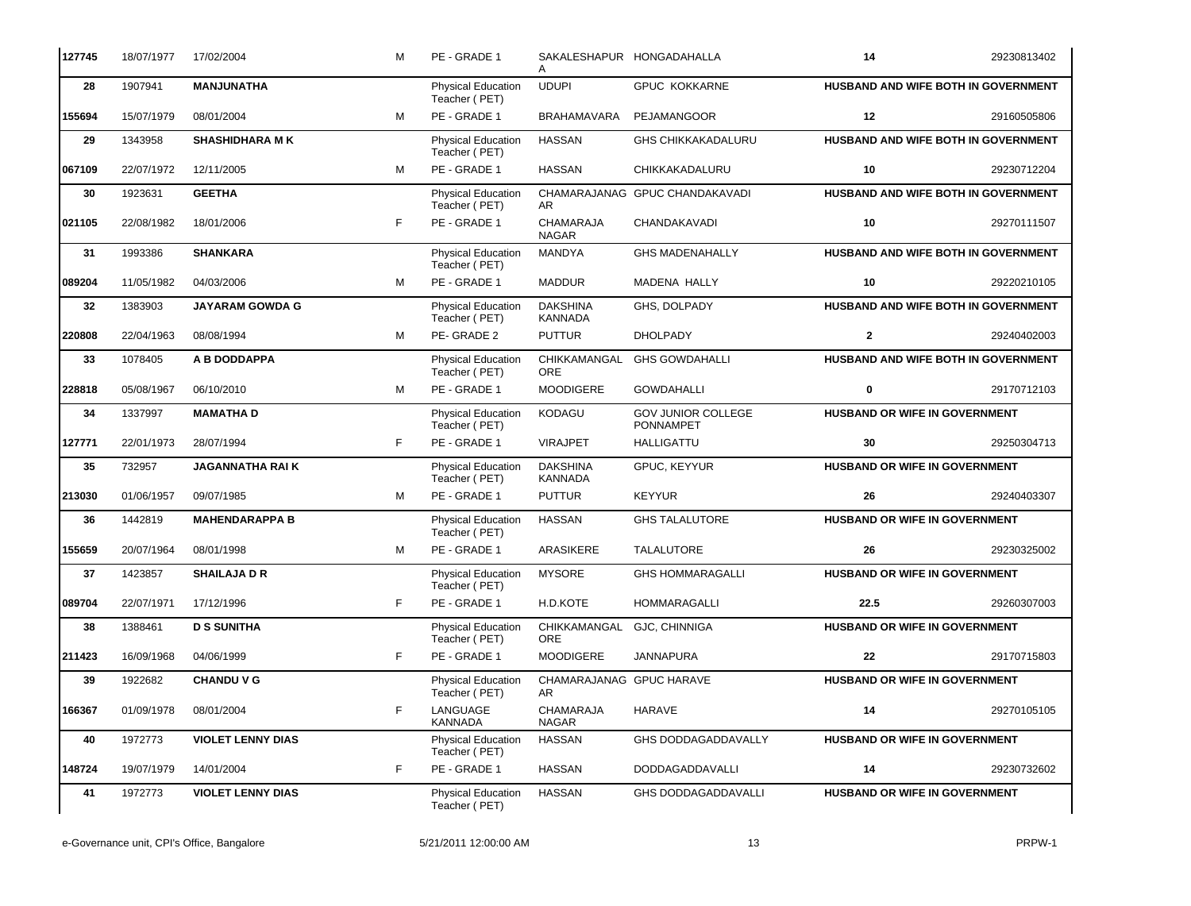| | | | | | | | | |
|---|---|---|---|---|---|---|---|---|
| 127745 | 18/07/1977 | 17/02/2004 | M | PE - GRADE 1 | SAKALESHAPUR A | HONGADAHALLA | 14 | 29230813402 |
| 28 | 1907941 | **MANJUNATHA** | | Physical Education Teacher ( PET) | UDUPI | GPUC KOKKARNE | **HUSBAND AND WIFE BOTH IN GOVERNMENT** | |
| 155694 | 15/07/1979 | 08/01/2004 | M | PE - GRADE 1 | BRAHAMAVARA | PEJAMANGOOR | 12 | 29160505806 |
| 29 | 1343958 | **SHASHIDHARA M K** | | Physical Education Teacher ( PET) | HASSAN | GHS CHIKKAKADALURU | **HUSBAND AND WIFE BOTH IN GOVERNMENT** | |
| 067109 | 22/07/1972 | 12/11/2005 | M | PE - GRADE 1 | HASSAN | CHIKKAKADALURU | 10 | 29230712204 |
| 30 | 1923631 | **GEETHA** | | Physical Education Teacher ( PET) | CHAMARAJANAG AR | GPUC CHANDAKAVADI | **HUSBAND AND WIFE BOTH IN GOVERNMENT** | |
| 021105 | 22/08/1982 | 18/01/2006 | F | PE - GRADE 1 | CHAMARAJA NAGAR | CHANDAKAVADI | 10 | 29270111507 |
| 31 | 1993386 | **SHANKARA** | | Physical Education Teacher ( PET) | MANDYA | GHS MADENAHALLY | **HUSBAND AND WIFE BOTH IN GOVERNMENT** | |
| 089204 | 11/05/1982 | 04/03/2006 | M | PE - GRADE 1 | MADDUR | MADENA HALLY | 10 | 29220210105 |
| 32 | 1383903 | **JAYARAM GOWDA G** | | Physical Education Teacher ( PET) | DAKSHINA KANNADA | GHS, DOLPADY | **HUSBAND AND WIFE BOTH IN GOVERNMENT** | |
| 220808 | 22/04/1963 | 08/08/1994 | M | PE- GRADE 2 | PUTTUR | DHOLPADY | 2 | 29240402003 |
| 33 | 1078405 | **A B DODDAPPA** | | Physical Education Teacher ( PET) | CHIKKAMANGAL ORE | GHS GOWDAHALLI | **HUSBAND AND WIFE BOTH IN GOVERNMENT** | |
| 228818 | 05/08/1967 | 06/10/2010 | M | PE - GRADE 1 | MOODIGERE | GOWDAHALLI | 0 | 29170712103 |
| 34 | 1337997 | **MAMATHA D** | | Physical Education Teacher ( PET) | KODAGU | GOV JUNIOR COLLEGE PONNAMPET | **HUSBAND OR WIFE IN GOVERNMENT** | |
| 127771 | 22/01/1973 | 28/07/1994 | F | PE - GRADE 1 | VIRAJPET | HALLIGATTU | 30 | 29250304713 |
| 35 | 732957 | **JAGANNATHA RAI K** | | Physical Education Teacher ( PET) | DAKSHINA KANNADA | GPUC, KEYYUR | **HUSBAND OR WIFE IN GOVERNMENT** | |
| 213030 | 01/06/1957 | 09/07/1985 | M | PE - GRADE 1 | PUTTUR | KEYYUR | 26 | 29240403307 |
| 36 | 1442819 | **MAHENDARAPPA B** | | Physical Education Teacher ( PET) | HASSAN | GHS TALALUTORE | **HUSBAND OR WIFE IN GOVERNMENT** | |
| 155659 | 20/07/1964 | 08/01/1998 | M | PE - GRADE 1 | ARASIKERE | TALALUTORE | 26 | 29230325002 |
| 37 | 1423857 | **SHAILAJA D R** | | Physical Education Teacher ( PET) | MYSORE | GHS HOMMARAGALLI | **HUSBAND OR WIFE IN GOVERNMENT** | |
| 089704 | 22/07/1971 | 17/12/1996 | F | PE - GRADE 1 | H.D.KOTE | HOMMARAGALLI | 22.5 | 29260307003 |
| 38 | 1388461 | **D S SUNITHA** | | Physical Education Teacher ( PET) | CHIKKAMANGAL ORE | GJC, CHINNIGA | **HUSBAND OR WIFE IN GOVERNMENT** | |
| 211423 | 16/09/1968 | 04/06/1999 | F | PE - GRADE 1 | MOODIGERE | JANNAPURA | 22 | 29170715803 |
| 39 | 1922682 | **CHANDU V G** | | Physical Education Teacher ( PET) | CHAMARAJANAG AR | GPUC HARAVE | **HUSBAND OR WIFE IN GOVERNMENT** | |
| 166367 | 01/09/1978 | 08/01/2004 | F | LANGUAGE KANNADA | CHAMARAJA NAGAR | HARAVE | 14 | 29270105105 |
| 40 | 1972773 | **VIOLET LENNY DIAS** | | Physical Education Teacher ( PET) | HASSAN | GHS DODDAGADDAVALLY | **HUSBAND OR WIFE IN GOVERNMENT** | |
| 148724 | 19/07/1979 | 14/01/2004 | F | PE - GRADE 1 | HASSAN | DODDAGADDAVALLI | 14 | 29230732602 |
| 41 | 1972773 | **VIOLET LENNY DIAS** | | Physical Education Teacher ( PET) | HASSAN | GHS DODDAGADDAVALLI | **HUSBAND OR WIFE IN GOVERNMENT** | |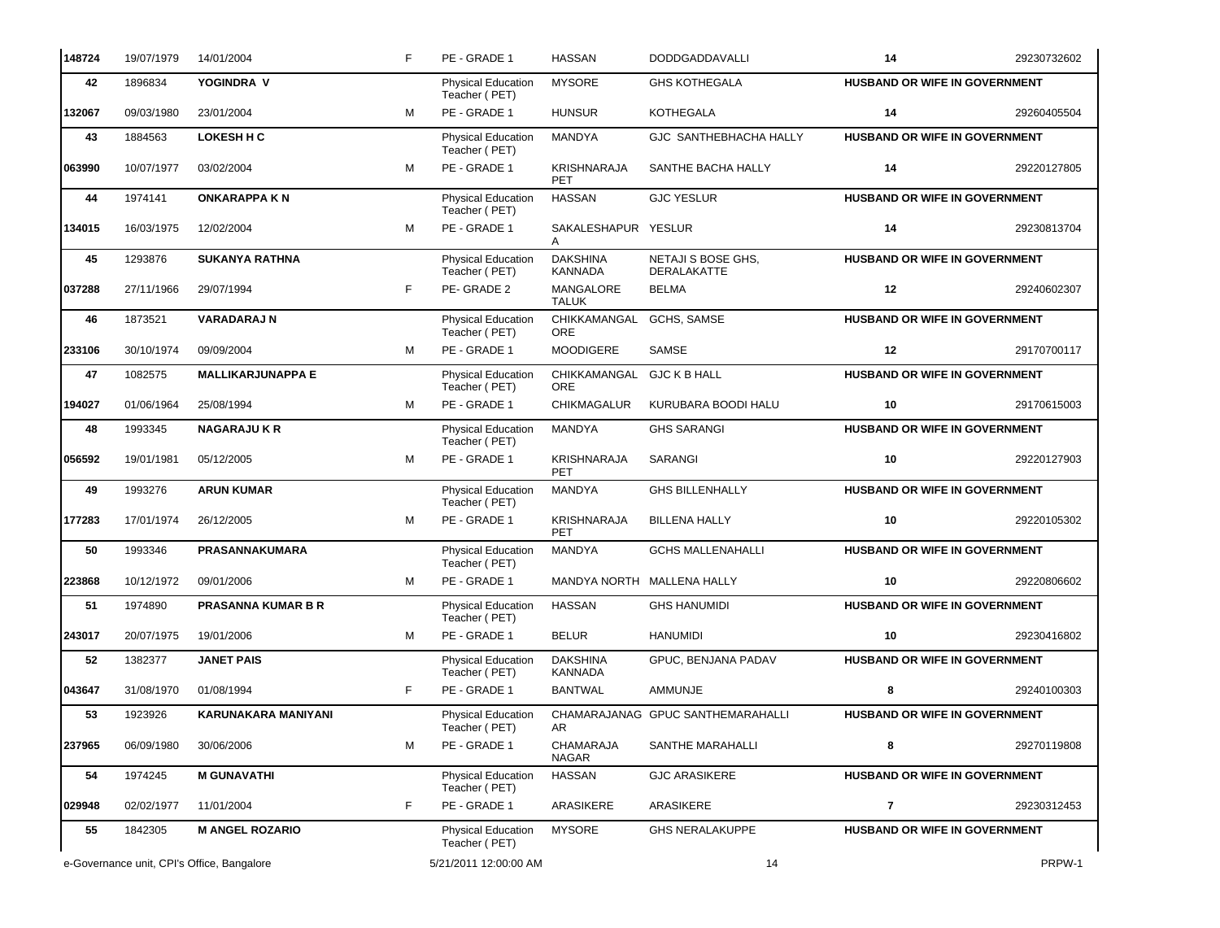| | | | | | | | | |
|---|---|---|---|---|---|---|---|---|
| 148724 | 19/07/1979 | 14/01/2004 | F | PE - GRADE 1 | HASSAN | DODDGADDAVALLI | 14 | 29230732602 |
| 42 | 1896834 | **YOGINDRA V** | | Physical Education Teacher ( PET) | MYSORE | GHS KOTHEGALA | **HUSBAND OR WIFE IN GOVERNMENT** | |
| 132067 | 09/03/1980 | 23/01/2004 | M | PE - GRADE 1 | HUNSUR | KOTHEGALA | 14 | 29260405504 |
| 43 | 1884563 | **LOKESH H C** | | Physical Education Teacher ( PET) | MANDYA | GJC SANTHEBHACHA HALLY | **HUSBAND OR WIFE IN GOVERNMENT** | |
| 063990 | 10/07/1977 | 03/02/2004 | M | PE - GRADE 1 | KRISHNARAJA PET | SANTHE BACHA HALLY | 14 | 29220127805 |
| 44 | 1974141 | **ONKARAPPA K N** | | Physical Education Teacher ( PET) | HASSAN | GJC YESLUR | **HUSBAND OR WIFE IN GOVERNMENT** | |
| 134015 | 16/03/1975 | 12/02/2004 | M | PE - GRADE 1 | SAKALESHAPUR A | YESLUR | 14 | 29230813704 |
| 45 | 1293876 | **SUKANYA RATHNA** | | Physical Education Teacher ( PET) | DAKSHINA KANNADA | NETAJI S BOSE GHS, DERALAKATTE | **HUSBAND OR WIFE IN GOVERNMENT** | |
| 037288 | 27/11/1966 | 29/07/1994 | F | PE- GRADE 2 | MANGALORE TALUK | BELMA | 12 | 29240602307 |
| 46 | 1873521 | **VARADARAJ N** | | Physical Education Teacher ( PET) | CHIKKAMANGAL ORE | GCHS, SAMSE | **HUSBAND OR WIFE IN GOVERNMENT** | |
| 233106 | 30/10/1974 | 09/09/2004 | M | PE - GRADE 1 | MOODIGERE | SAMSE | 12 | 29170700117 |
| 47 | 1082575 | **MALLIKARJUNAPPA E** | | Physical Education Teacher ( PET) | CHIKKAMANGAL ORE | GJC K B HALL | **HUSBAND OR WIFE IN GOVERNMENT** | |
| 194027 | 01/06/1964 | 25/08/1994 | M | PE - GRADE 1 | CHIKMAGALUR | KURUBARA BOODI HALU | 10 | 29170615003 |
| 48 | 1993345 | **NAGARAJU K R** | | Physical Education Teacher ( PET) | MANDYA | GHS SARANGI | **HUSBAND OR WIFE IN GOVERNMENT** | |
| 056592 | 19/01/1981 | 05/12/2005 | M | PE - GRADE 1 | KRISHNARAJA PET | SARANGI | 10 | 29220127903 |
| 49 | 1993276 | **ARUN KUMAR** | | Physical Education Teacher ( PET) | MANDYA | GHS BILLENHALLY | **HUSBAND OR WIFE IN GOVERNMENT** | |
| 177283 | 17/01/1974 | 26/12/2005 | M | PE - GRADE 1 | KRISHNARAJA PET | BILLENA HALLY | 10 | 29220105302 |
| 50 | 1993346 | **PRASANNAKUMARA** | | Physical Education Teacher ( PET) | MANDYA | GCHS MALLENAHALLI | **HUSBAND OR WIFE IN GOVERNMENT** | |
| 223868 | 10/12/1972 | 09/01/2006 | M | PE - GRADE 1 | MANDYA NORTH | MALLENA HALLY | 10 | 29220806602 |
| 51 | 1974890 | **PRASANNA KUMAR B R** | | Physical Education Teacher ( PET) | HASSAN | GHS HANUMIDI | **HUSBAND OR WIFE IN GOVERNMENT** | |
| 243017 | 20/07/1975 | 19/01/2006 | M | PE - GRADE 1 | BELUR | HANUMIDI | 10 | 29230416802 |
| 52 | 1382377 | **JANET PAIS** | | Physical Education Teacher ( PET) | DAKSHINA KANNADA | GPUC, BENJANA PADAV | **HUSBAND OR WIFE IN GOVERNMENT** | |
| 043647 | 31/08/1970 | 01/08/1994 | F | PE - GRADE 1 | BANTWAL | AMMUNJE | 8 | 29240100303 |
| 53 | 1923926 | **KARUNAKARA MANIYANI** | | Physical Education Teacher ( PET) | CHAMARAJANAG AR | GPUC SANTHEMARAHALLI | **HUSBAND OR WIFE IN GOVERNMENT** | |
| 237965 | 06/09/1980 | 30/06/2006 | M | PE - GRADE 1 | CHAMARAJA NAGAR | SANTHE MARAHALLI | 8 | 29270119808 |
| 54 | 1974245 | **M GUNAVATHI** | | Physical Education Teacher ( PET) | HASSAN | GJC ARASIKERE | **HUSBAND OR WIFE IN GOVERNMENT** | |
| 029948 | 02/02/1977 | 11/01/2004 | F | PE - GRADE 1 | ARASIKERE | ARASIKERE | 7 | 29230312453 |
| 55 | 1842305 | **M ANGEL ROZARIO** | | Physical Education Teacher ( PET) | MYSORE | GHS NERALAKUPPE | **HUSBAND OR WIFE IN GOVERNMENT** | |

e-Governance unit, CPI's Office, Bangalore 5/21/2011 12:00:00 AM PRPW-1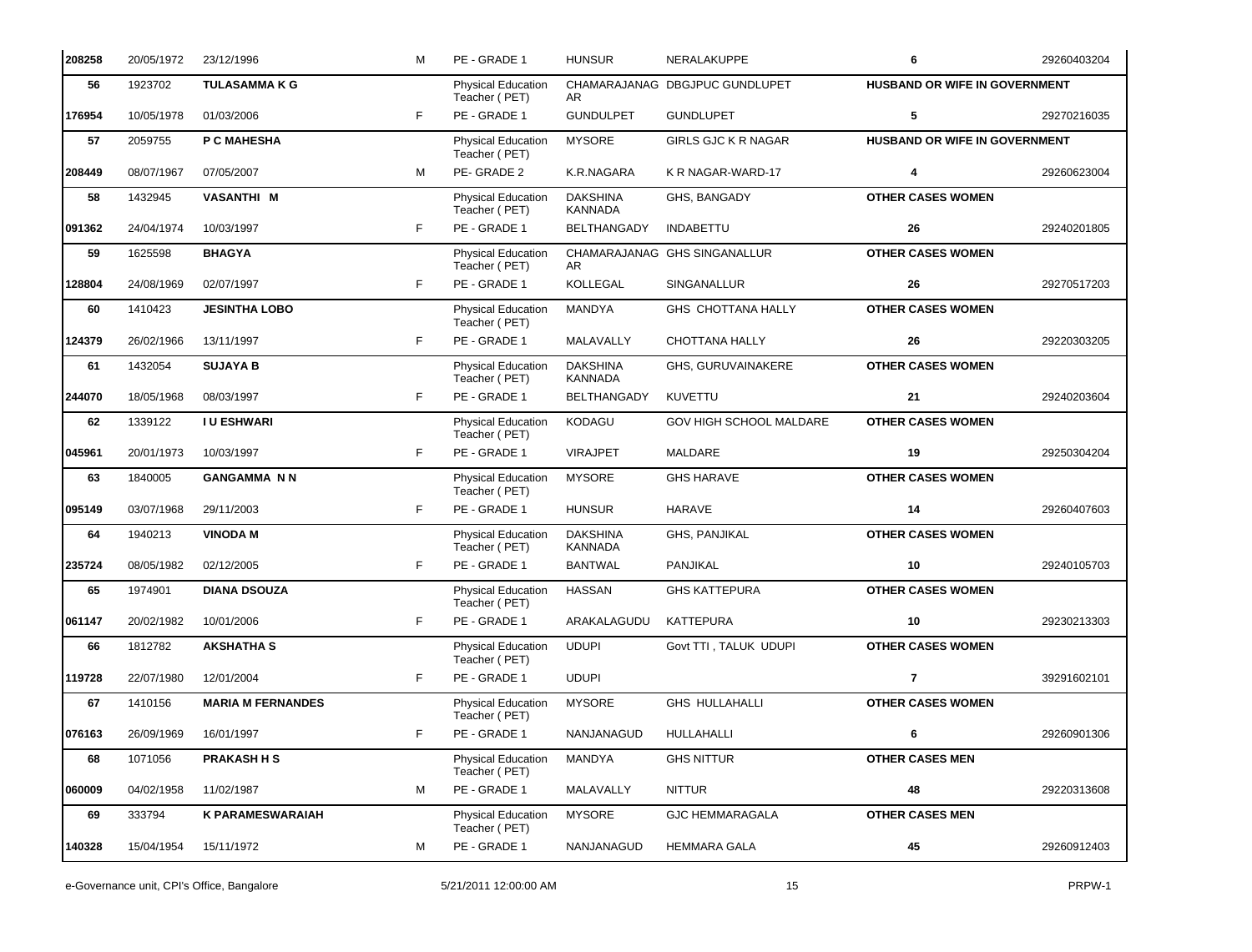| | | | | | | | | |
|---|---|---|---|---|---|---|---|---|
| 208258 | 20/05/1972 | 23/12/1996 | M | PE - GRADE 1 | HUNSUR | NERALAKUPPE | 6 | 29260403204 |
| 56 | 1923702 | **TULASAMMA K G** | | Physical Education Teacher ( PET) | CHAMARAJANAG AR | DBGJPUC GUNDLUPET | **HUSBAND OR WIFE IN GOVERNMENT** | |
| 176954 | 10/05/1978 | 01/03/2006 | F | PE - GRADE 1 | GUNDULPET | GUNDLUPET | 5 | 29270216035 |
| 57 | 2059755 | **P C MAHESHA** | | Physical Education Teacher ( PET) | MYSORE | GIRLS GJC K R NAGAR | **HUSBAND OR WIFE IN GOVERNMENT** | |
| 208449 | 08/07/1967 | 07/05/2007 | M | PE- GRADE 2 | K.R.NAGARA | K R NAGAR-WARD-17 | 4 | 29260623004 |
| 58 | 1432945 | **VASANTHI M** | | Physical Education Teacher ( PET) | DAKSHINA KANNADA | GHS, BANGADY | **OTHER CASES WOMEN** | |
| 091362 | 24/04/1974 | 10/03/1997 | F | PE - GRADE 1 | BELTHANGADY | INDABETTU | 26 | 29240201805 |
| 59 | 1625598 | **BHAGYA** | | Physical Education Teacher ( PET) | CHAMARAJANAG AR | GHS SINGANALLUR | **OTHER CASES WOMEN** | |
| 128804 | 24/08/1969 | 02/07/1997 | F | PE - GRADE 1 | KOLLEGAL | SINGANALLUR | 26 | 29270517203 |
| 60 | 1410423 | **JESINTHA LOBO** | | Physical Education Teacher ( PET) | MANDYA | GHS CHOTTANA HALLY | **OTHER CASES WOMEN** | |
| 124379 | 26/02/1966 | 13/11/1997 | F | PE - GRADE 1 | MALAVALLY | CHOTTANA HALLY | 26 | 29220303205 |
| 61 | 1432054 | **SUJAYA B** | | Physical Education Teacher ( PET) | DAKSHINA KANNADA | GHS, GURUVAINAKERE | **OTHER CASES WOMEN** | |
| 244070 | 18/05/1968 | 08/03/1997 | F | PE - GRADE 1 | BELTHANGADY | KUVETTU | 21 | 29240203604 |
| 62 | 1339122 | **I U ESHWARI** | | Physical Education Teacher ( PET) | KODAGU | GOV HIGH SCHOOL MALDARE | **OTHER CASES WOMEN** | |
| 045961 | 20/01/1973 | 10/03/1997 | F | PE - GRADE 1 | VIRAJPET | MALDARE | 19 | 29250304204 |
| 63 | 1840005 | **GANGAMMA N N** | | Physical Education Teacher ( PET) | MYSORE | GHS HARAVE | **OTHER CASES WOMEN** | |
| 095149 | 03/07/1968 | 29/11/2003 | F | PE - GRADE 1 | HUNSUR | HARAVE | 14 | 29260407603 |
| 64 | 1940213 | **VINODA M** | | Physical Education Teacher ( PET) | DAKSHINA KANNADA | GHS, PANJIKAL | **OTHER CASES WOMEN** | |
| 235724 | 08/05/1982 | 02/12/2005 | F | PE - GRADE 1 | BANTWAL | PANJIKAL | 10 | 29240105703 |
| 65 | 1974901 | **DIANA DSOUZA** | | Physical Education Teacher ( PET) | HASSAN | GHS KATTEPURA | **OTHER CASES WOMEN** | |
| 061147 | 20/02/1982 | 10/01/2006 | F | PE - GRADE 1 | ARAKALAGUDU | KATTEPURA | 10 | 29230213303 |
| 66 | 1812782 | **AKSHATHA S** | | Physical Education Teacher ( PET) | UDUPI | Govt TTI , TALUK UDUPI | **OTHER CASES WOMEN** | |
| 119728 | 22/07/1980 | 12/01/2004 | F | PE - GRADE 1 | UDUPI | | 7 | 39291602101 |
| 67 | 1410156 | **MARIA M FERNANDES** | | Physical Education Teacher ( PET) | MYSORE | GHS HULLAHALLI | **OTHER CASES WOMEN** | |
| 076163 | 26/09/1969 | 16/01/1997 | F | PE - GRADE 1 | NANJANAGUD | HULLAHALLI | 6 | 29260901306 |
| 68 | 1071056 | **PRAKASH H S** | | Physical Education Teacher ( PET) | MANDYA | GHS NITTUR | **OTHER CASES MEN** | |
| 060009 | 04/02/1958 | 11/02/1987 | M | PE - GRADE 1 | MALAVALLY | NITTUR | 48 | 29220313608 |
| 69 | 333794 | **K PARAMESWARAIAH** | | Physical Education Teacher ( PET) | MYSORE | GJC HEMMARAGALA | **OTHER CASES MEN** | |
| 140328 | 15/04/1954 | 15/11/1972 | M | PE - GRADE 1 | NANJANAGUD | HEMMARA GALA | 45 | 29260912403 |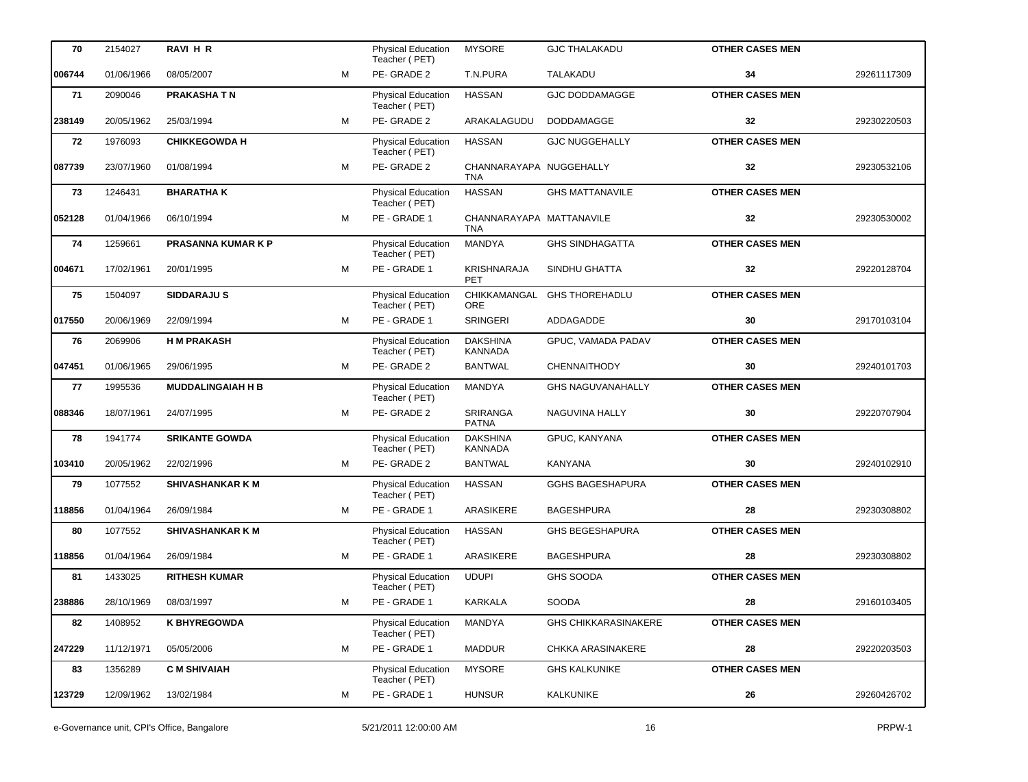| | | | | | | | | |
|---|---|---|---|---|---|---|---|---|
| **70** | 2154027 | **RAVI H R** | | Physical Education Teacher ( PET) | MYSORE | GJC THALAKADU | **OTHER CASES MEN** | |
| **006744** | 01/06/1966 | 08/05/2007 | M | PE- GRADE 2 | T.N.PURA | TALAKADU | **34** | 29261117309 |
| **71** | 2090046 | **PRAKASHA T N** | | Physical Education Teacher ( PET) | HASSAN | GJC DODDAMAGGE | **OTHER CASES MEN** | |
| **238149** | 20/05/1962 | 25/03/1994 | M | PE- GRADE 2 | ARAKALAGUDU | DODDAMAGGE | **32** | 29230220503 |
| **72** | 1976093 | **CHIKKEGOWDA H** | | Physical Education Teacher ( PET) | HASSAN | GJC NUGGEHALLY | **OTHER CASES MEN** | |
| **087739** | 23/07/1960 | 01/08/1994 | M | PE- GRADE 2 | CHANNARAYAPA TNA | NUGGEHALLY | **32** | 29230532106 |
| **73** | 1246431 | **BHARATHA K** | | Physical Education Teacher ( PET) | HASSAN | GHS MATTANAVILE | **OTHER CASES MEN** | |
| **052128** | 01/04/1966 | 06/10/1994 | M | PE - GRADE 1 | CHANNARAYAPA TNA | MATTANAVILE | **32** | 29230530002 |
| **74** | 1259661 | **PRASANNA KUMAR K P** | | Physical Education Teacher ( PET) | MANDYA | GHS SINDHAGATTA | **OTHER CASES MEN** | |
| **004671** | 17/02/1961 | 20/01/1995 | M | PE - GRADE 1 | KRISHNARAJA PET | SINDHU GHATTA | **32** | 29220128704 |
| **75** | 1504097 | **SIDDARAJU S** | | Physical Education Teacher ( PET) | CHIKKAMANGAL ORE | GHS THOREHADLU | **OTHER CASES MEN** | |
| **017550** | 20/06/1969 | 22/09/1994 | M | PE - GRADE 1 | SRINGERI | ADDAGADDE | **30** | 29170103104 |
| **76** | 2069906 | **H M PRAKASH** | | Physical Education Teacher ( PET) | DAKSHINA KANNADA | GPUC, VAMADA PADAV | **OTHER CASES MEN** | |
| **047451** | 01/06/1965 | 29/06/1995 | M | PE- GRADE 2 | BANTWAL | CHENNAITHODY | **30** | 29240101703 |
| **77** | 1995536 | **MUDDALINGAIAH H B** | | Physical Education Teacher ( PET) | MANDYA | GHS NAGUVANAHALLY | **OTHER CASES MEN** | |
| **088346** | 18/07/1961 | 24/07/1995 | M | PE- GRADE 2 | SRIRANGA PATNA | NAGUVINA HALLY | **30** | 29220707904 |
| **78** | 1941774 | **SRIKANTE GOWDA** | | Physical Education Teacher ( PET) | DAKSHINA KANNADA | GPUC, KANYANA | **OTHER CASES MEN** | |
| **103410** | 20/05/1962 | 22/02/1996 | M | PE- GRADE 2 | BANTWAL | KANYANA | **30** | 29240102910 |
| **79** | 1077552 | **SHIVASHANKAR K M** | | Physical Education Teacher ( PET) | HASSAN | GGHS BAGESHAPURA | **OTHER CASES MEN** | |
| **118856** | 01/04/1964 | 26/09/1984 | M | PE - GRADE 1 | ARASIKERE | BAGESHPURA | **28** | 29230308802 |
| **80** | 1077552 | **SHIVASHANKAR K M** | | Physical Education Teacher ( PET) | HASSAN | GHS BEGESHAPURA | **OTHER CASES MEN** | |
| **118856** | 01/04/1964 | 26/09/1984 | M | PE - GRADE 1 | ARASIKERE | BAGESHPURA | **28** | 29230308802 |
| **81** | 1433025 | **RITHESH KUMAR** | | Physical Education Teacher ( PET) | UDUPI | GHS SOODA | **OTHER CASES MEN** | |
| **238886** | 28/10/1969 | 08/03/1997 | M | PE - GRADE 1 | KARKALA | SOODA | **28** | 29160103405 |
| **82** | 1408952 | **K BHYREGOWDA** | | Physical Education Teacher ( PET) | MANDYA | GHS CHIKKARASINAKERE | **OTHER CASES MEN** | |
| **247229** | 11/12/1971 | 05/05/2006 | M | PE - GRADE 1 | MADDUR | CHKKA ARASINAKERE | **28** | 29220203503 |
| **83** | 1356289 | **C M SHIVAIAH** | | Physical Education Teacher ( PET) | MYSORE | GHS KALKUNIKE | **OTHER CASES MEN** | |
| **123729** | 12/09/1962 | 13/02/1984 | M | PE - GRADE 1 | HUNSUR | KALKUNIKE | **26** | 29260426702 |

e-Governance unit, CPI's Office, Bangalore 5/21/2011 12:00:00 AM PRPW-1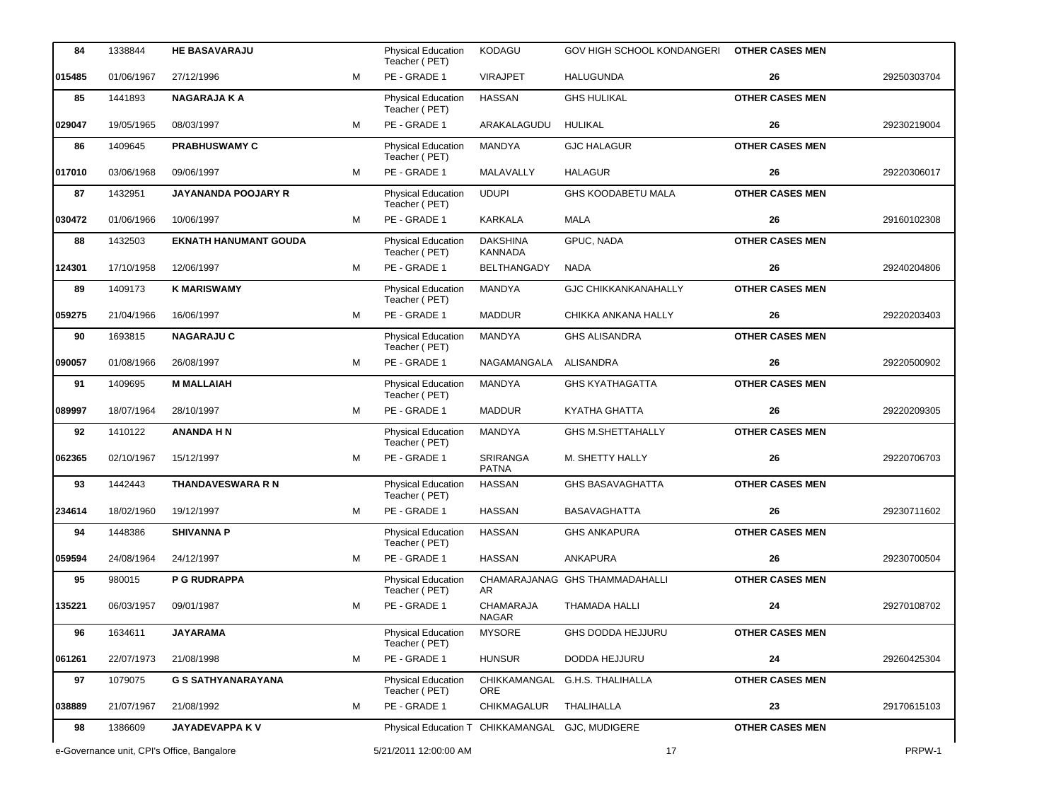| 84 | 1338844 | HE BASAVARAJU | | Physical Education Teacher ( PET) | KODAGU | GOV HIGH SCHOOL KONDANGERI | OTHER CASES MEN | |
|---|---|---|---|---|---|---|---|---|
| 015485 | 01/06/1967 | 27/12/1996 | M | PE - GRADE 1 | VIRAJPET | HALUGUNDA | 26 | 29250303704 |
| 85 | 1441893 | NAGARAJA K A | | Physical Education Teacher ( PET) | HASSAN | GHS HULIKAL | OTHER CASES MEN | |
| 029047 | 19/05/1965 | 08/03/1997 | M | PE - GRADE 1 | ARAKALAGUDU | HULIKAL | 26 | 29230219004 |
| 86 | 1409645 | PRABHUSWAMY C | | Physical Education Teacher ( PET) | MANDYA | GJC HALAGUR | OTHER CASES MEN | |
| 017010 | 03/06/1968 | 09/06/1997 | M | PE - GRADE 1 | MALAVALLY | HALAGUR | 26 | 29220306017 |
| 87 | 1432951 | JAYANANDA POOJARY R | | Physical Education Teacher ( PET) | UDUPI | GHS KOODABETU MALA | OTHER CASES MEN | |
| 030472 | 01/06/1966 | 10/06/1997 | M | PE - GRADE 1 | KARKALA | MALA | 26 | 29160102308 |
| 88 | 1432503 | EKNATH HANUMANT GOUDA | | Physical Education Teacher ( PET) | DAKSHINA KANNADA | GPUC, NADA | OTHER CASES MEN | |
| 124301 | 17/10/1958 | 12/06/1997 | M | PE - GRADE 1 | BELTHANGADY | NADA | 26 | 29240204806 |
| 89 | 1409173 | K MARISWAMY | | Physical Education Teacher ( PET) | MANDYA | GJC CHIKKANKANAHALLY | OTHER CASES MEN | |
| 059275 | 21/04/1966 | 16/06/1997 | M | PE - GRADE 1 | MADDUR | CHIKKA ANKANA HALLY | 26 | 29220203403 |
| 90 | 1693815 | NAGARAJU C | | Physical Education Teacher ( PET) | MANDYA | GHS ALISANDRA | OTHER CASES MEN | |
| 090057 | 01/08/1966 | 26/08/1997 | M | PE - GRADE 1 | NAGAMANGALA | ALISANDRA | 26 | 29220500902 |
| 91 | 1409695 | M MALLAIAH | | Physical Education Teacher ( PET) | MANDYA | GHS KYATHAGATTA | OTHER CASES MEN | |
| 089997 | 18/07/1964 | 28/10/1997 | M | PE - GRADE 1 | MADDUR | KYATHA GHATTA | 26 | 29220209305 |
| 92 | 1410122 | ANANDA H N | | Physical Education Teacher ( PET) | MANDYA | GHS M.SHETTAHALLY | OTHER CASES MEN | |
| 062365 | 02/10/1967 | 15/12/1997 | M | PE - GRADE 1 | SRIRANGA PATNA | M. SHETTY HALLY | 26 | 29220706703 |
| 93 | 1442443 | THANDAVESWARA R N | | Physical Education Teacher ( PET) | HASSAN | GHS BASAVAGHATTA | OTHER CASES MEN | |
| 234614 | 18/02/1960 | 19/12/1997 | M | PE - GRADE 1 | HASSAN | BASAVAGHATTA | 26 | 29230711602 |
| 94 | 1448386 | SHIVANNA P | | Physical Education Teacher ( PET) | HASSAN | GHS ANKAPURA | OTHER CASES MEN | |
| 059594 | 24/08/1964 | 24/12/1997 | M | PE - GRADE 1 | HASSAN | ANKAPURA | 26 | 29230700504 |
| 95 | 980015 | P G RUDRAPPA | | Physical Education Teacher ( PET) | CHAMARAJANAGAR | GHS THAMMADAHALLI | OTHER CASES MEN | |
| 135221 | 06/03/1957 | 09/01/1987 | M | PE - GRADE 1 | CHAMARAJA NAGAR | THAMADA HALLI | 24 | 29270108702 |
| 96 | 1634611 | JAYARAMA | | Physical Education Teacher ( PET) | MYSORE | GHS DODDA HEJJURU | OTHER CASES MEN | |
| 061261 | 22/07/1973 | 21/08/1998 | M | PE - GRADE 1 | HUNSUR | DODDA HEJJURU | 24 | 29260425304 |
| 97 | 1079075 | G S SATHYANARAYANA | | Physical Education Teacher ( PET) | CHIKKAMANGALORE | G.H.S. THALIHALLA | OTHER CASES MEN | |
| 038889 | 21/07/1967 | 21/08/1992 | M | PE - GRADE 1 | CHIKMAGALUR | THALIHALLA | 23 | 29170615103 |
| 98 | 1386609 | JAYADEVAPPA K V | | Physical Education T | CHIKKAMANGAL | GJC, MUDIGERE | OTHER CASES MEN | |

e-Governance unit, CPI's Office, Bangalore | 5/21/2011 12:00:00 AM | PRPW-1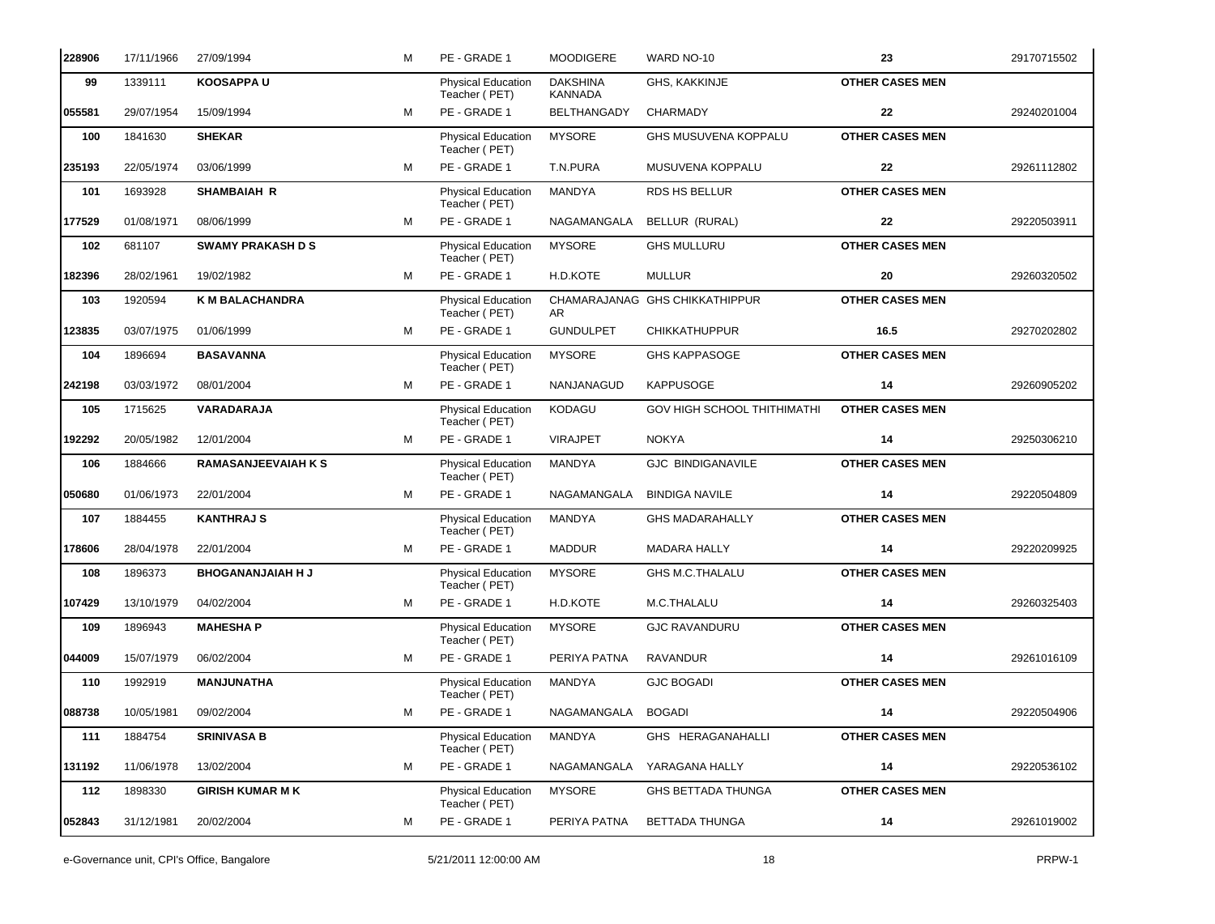| | | | | | | | | |
|---|---|---|---|---|---|---|---|---|
| **228906** | 17/11/1966 | 27/09/1994 | M | PE - GRADE 1 | MOODIGERE | WARD NO-10 | **23** | 29170715502 |
| **99** | 1339111 | **KOOSAPPA U** | | Physical Education Teacher ( PET) | DAKSHINA KANNADA | GHS, KAKKINJE | **OTHER CASES MEN** | |
| **055581** | 29/07/1954 | 15/09/1994 | M | PE - GRADE 1 | BELTHANGADY | CHARMADY | **22** | 29240201004 |
| **100** | 1841630 | **SHEKAR** | | Physical Education Teacher ( PET) | MYSORE | GHS MUSUVENA KOPPALU | **OTHER CASES MEN** | |
| **235193** | 22/05/1974 | 03/06/1999 | M | PE - GRADE 1 | T.N.PURA | MUSUVENA KOPPALU | **22** | 29261112802 |
| **101** | 1693928 | **SHAMBAIAH R** | | Physical Education Teacher ( PET) | MANDYA | RDS HS BELLUR | **OTHER CASES MEN** | |
| **177529** | 01/08/1971 | 08/06/1999 | M | PE - GRADE 1 | NAGAMANGALA | BELLUR (RURAL) | **22** | 29220503911 |
| **102** | 681107 | **SWAMY PRAKASH D S** | | Physical Education Teacher ( PET) | MYSORE | GHS MULLURU | **OTHER CASES MEN** | |
| **182396** | 28/02/1961 | 19/02/1982 | M | PE - GRADE 1 | H.D.KOTE | MULLUR | **20** | 29260320502 |
| **103** | 1920594 | **K M BALACHANDRA** | | Physical Education Teacher ( PET) | CHAMARAJANAGAR | GHS CHIKKATHIPPUR | **OTHER CASES MEN** | |
| **123835** | 03/07/1975 | 01/06/1999 | M | PE - GRADE 1 | GUNDULPET | CHIKKATHUPPUR | **16.5** | 29270202802 |
| **104** | 1896694 | **BASAVANNA** | | Physical Education Teacher ( PET) | MYSORE | GHS KAPPASOGE | **OTHER CASES MEN** | |
| **242198** | 03/03/1972 | 08/01/2004 | M | PE - GRADE 1 | NANJANAGUD | KAPPUSOGE | **14** | 29260905202 |
| **105** | 1715625 | **VARADARAJA** | | Physical Education Teacher ( PET) | KODAGU | GOV HIGH SCHOOL THITHIMATHI | **OTHER CASES MEN** | |
| **192292** | 20/05/1982 | 12/01/2004 | M | PE - GRADE 1 | VIRAJPET | NOKYA | **14** | 29250306210 |
| **106** | 1884666 | **RAMASANJEEVAIAH K S** | | Physical Education Teacher ( PET) | MANDYA | GJC BINDIGANAVILE | **OTHER CASES MEN** | |
| **050680** | 01/06/1973 | 22/01/2004 | M | PE - GRADE 1 | NAGAMANGALA | BINDIGA NAVILE | **14** | 29220504809 |
| **107** | 1884455 | **KANTHRAJ S** | | Physical Education Teacher ( PET) | MANDYA | GHS MADARAHALLY | **OTHER CASES MEN** | |
| **178606** | 28/04/1978 | 22/01/2004 | M | PE - GRADE 1 | MADDUR | MADARA HALLY | **14** | 29220209925 |
| **108** | 1896373 | **BHOGANANJAIAH H J** | | Physical Education Teacher ( PET) | MYSORE | GHS M.C.THALALU | **OTHER CASES MEN** | |
| **107429** | 13/10/1979 | 04/02/2004 | M | PE - GRADE 1 | H.D.KOTE | M.C.THALALU | **14** | 29260325403 |
| **109** | 1896943 | **MAHESHA P** | | Physical Education Teacher ( PET) | MYSORE | GJC RAVANDURU | **OTHER CASES MEN** | |
| **044009** | 15/07/1979 | 06/02/2004 | M | PE - GRADE 1 | PERIYA PATNA | RAVANDUR | **14** | 29261016109 |
| **110** | 1992919 | **MANJUNATHA** | | Physical Education Teacher ( PET) | MANDYA | GJC BOGADI | **OTHER CASES MEN** | |
| **088738** | 10/05/1981 | 09/02/2004 | M | PE - GRADE 1 | NAGAMANGALA | BOGADI | **14** | 29220504906 |
| **111** | 1884754 | **SRINIVASA B** | | Physical Education Teacher ( PET) | MANDYA | GHS HERAGANAHALLI | **OTHER CASES MEN** | |
| **131192** | 11/06/1978 | 13/02/2004 | M | PE - GRADE 1 | NAGAMANGALA | YARAGANA HALLY | **14** | 29220536102 |
| **112** | 1898330 | **GIRISH KUMAR M K** | | Physical Education Teacher ( PET) | MYSORE | GHS BETTADA THUNGA | **OTHER CASES MEN** | |
| **052843** | 31/12/1981 | 20/02/2004 | M | PE - GRADE 1 | PERIYA PATNA | BETTADA THUNGA | **14** | 29261019002 |

e-Governance unit, CPI's Office, Bangalore 5/21/2011 12:00:00 AM PRPW-1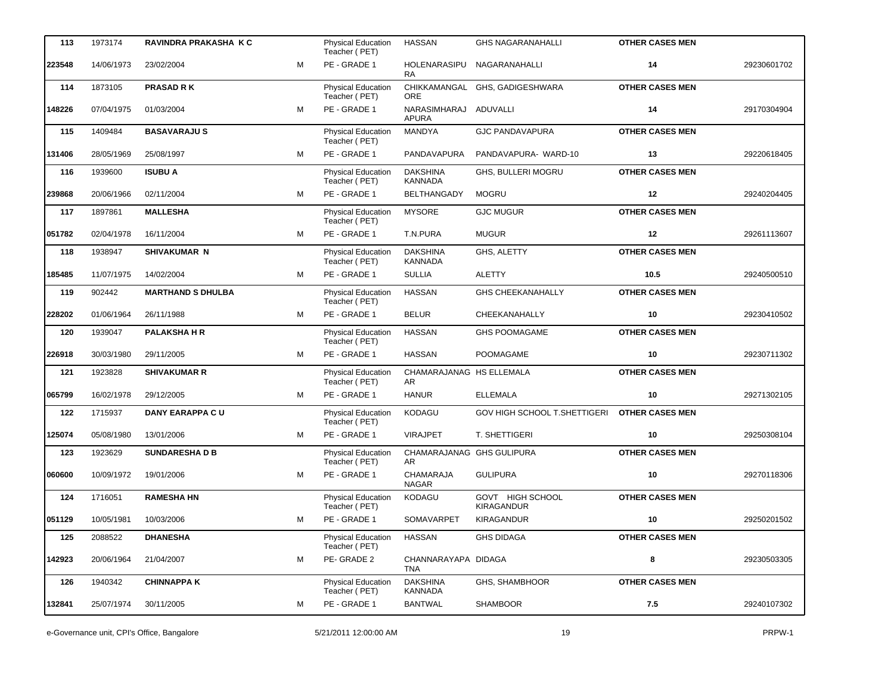| 113 | 1973174 | RAVINDRA PRAKASHA K C | | Physical Education Teacher ( PET) | HASSAN | GHS NAGARANAHALLI | OTHER CASES MEN | |
|---|---|---|---|---|---|---|---|---|
| 223548 | 14/06/1973 | 23/02/2004 | M | PE - GRADE 1 | HOLENARASIPURA | NAGARANAHALLI | 14 | 29230601702 |
| 114 | 1873105 | PRASAD R K | | Physical Education Teacher ( PET) | CHIKKAMANGALORE | GHS, GADIGESHWARA | OTHER CASES MEN | |
| 148226 | 07/04/1975 | 01/03/2004 | M | PE - GRADE 1 | NARASIMHARAJAPURA | ADUVALLI | 14 | 29170304904 |
| 115 | 1409484 | BASAVARAJU S | | Physical Education Teacher ( PET) | MANDYA | GJC PANDAVAPURA | OTHER CASES MEN | |
| 131406 | 28/05/1969 | 25/08/1997 | M | PE - GRADE 1 | PANDAVAPURA | PANDAVAPURA- WARD-10 | 13 | 29220618405 |
| 116 | 1939600 | ISUBU A | | Physical Education Teacher ( PET) | DAKSHINA KANNADA | GHS, BULLERI MOGRU | OTHER CASES MEN | |
| 239868 | 20/06/1966 | 02/11/2004 | M | PE - GRADE 1 | BELTHANGADY | MOGRU | 12 | 29240204405 |
| 117 | 1897861 | MALLESHA | | Physical Education Teacher ( PET) | MYSORE | GJC MUGUR | OTHER CASES MEN | |
| 051782 | 02/04/1978 | 16/11/2004 | M | PE - GRADE 1 | T.N.PURA | MUGUR | 12 | 29261113607 |
| 118 | 1938947 | SHIVAKUMAR N | | Physical Education Teacher ( PET) | DAKSHINA KANNADA | GHS, ALETTY | OTHER CASES MEN | |
| 185485 | 11/07/1975 | 14/02/2004 | M | PE - GRADE 1 | SULLIA | ALETTY | 10.5 | 29240500510 |
| 119 | 902442 | MARTHAND S DHULBA | | Physical Education Teacher ( PET) | HASSAN | GHS CHEEKANAHALLY | OTHER CASES MEN | |
| 228202 | 01/06/1964 | 26/11/1988 | M | PE - GRADE 1 | BELUR | CHEEKANAHALLY | 10 | 29230410502 |
| 120 | 1939047 | PALAKSHA H R | | Physical Education Teacher ( PET) | HASSAN | GHS POOMAGAME | OTHER CASES MEN | |
| 226918 | 30/03/1980 | 29/11/2005 | M | PE - GRADE 1 | HASSAN | POOMAGAME | 10 | 29230711302 |
| 121 | 1923828 | SHIVAKUMAR R | | Physical Education Teacher ( PET) | CHAMARAJANAGAR | HS ELLEMALA | OTHER CASES MEN | |
| 065799 | 16/02/1978 | 29/12/2005 | M | PE - GRADE 1 | HANUR | ELLEMALA | 10 | 29271302105 |
| 122 | 1715937 | DANY EARAPPA C U | | Physical Education Teacher ( PET) | KODAGU | GOV HIGH SCHOOL T.SHETTIGERI | OTHER CASES MEN | |
| 125074 | 05/08/1980 | 13/01/2006 | M | PE - GRADE 1 | VIRAJPET | T. SHETTIGERI | 10 | 29250308104 |
| 123 | 1923629 | SUNDARESHA D B | | Physical Education Teacher ( PET) | CHAMARAJANAGAR | GHS GULIPURA | OTHER CASES MEN | |
| 060600 | 10/09/1972 | 19/01/2006 | M | PE - GRADE 1 | CHAMARAJA NAGAR | GULIPURA | 10 | 29270118306 |
| 124 | 1716051 | RAMESHA HN | | Physical Education Teacher ( PET) | KODAGU | GOVT HIGH SCHOOL KIRAGANDUR | OTHER CASES MEN | |
| 051129 | 10/05/1981 | 10/03/2006 | M | PE - GRADE 1 | SOMAVARPET | KIRAGANDUR | 10 | 29250201502 |
| 125 | 2088522 | DHANESHA | | Physical Education Teacher ( PET) | HASSAN | GHS DIDAGA | OTHER CASES MEN | |
| 142923 | 20/06/1964 | 21/04/2007 | M | PE- GRADE 2 | CHANNARAYAPATNA | DIDAGA | 8 | 29230503305 |
| 126 | 1940342 | CHINNAPPA K | | Physical Education Teacher ( PET) | DAKSHINA KANNADA | GHS, SHAMBHOOR | OTHER CASES MEN | |
| 132841 | 25/07/1974 | 30/11/2005 | M | PE - GRADE 1 | BANTWAL | SHAMBOOR | 7.5 | 29240107302 |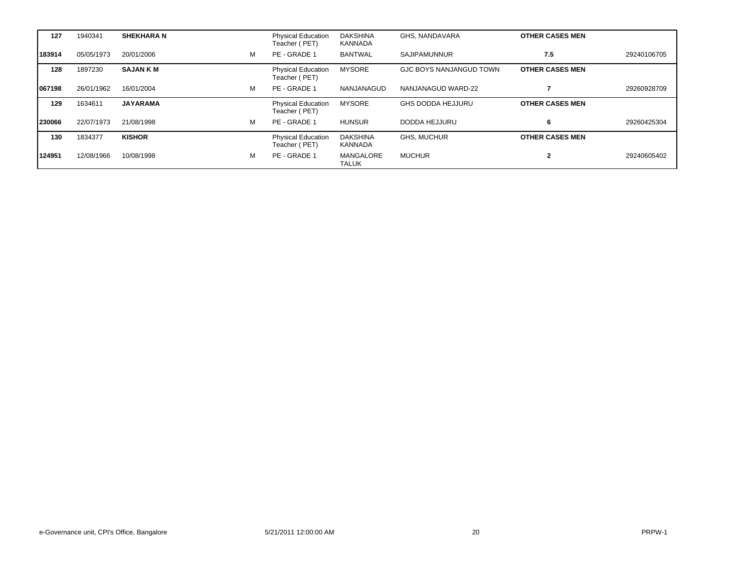| | | | | | | | | |
|---|---|---|---|---|---|---|---|---|
| **127** | 1940341 | **SHEKHARA N** | | Physical Education Teacher ( PET) | DAKSHINA KANNADA | GHS, NANDAVARA | **OTHER CASES MEN** | |
| **183914** | 05/05/1973 | 20/01/2006 | M | PE - GRADE 1 | BANTWAL | SAJIPAMUNNUR | **7.5** | 29240106705 |
| **128** | 1897230 | **SAJAN K M** | | Physical Education Teacher ( PET) | MYSORE | GJC BOYS NANJANGUD TOWN | **OTHER CASES MEN** | |
| **067198** | 26/01/1962 | 16/01/2004 | M | PE - GRADE 1 | NANJANAGUD | NANJANAGUD WARD-22 | **7** | 29260928709 |
| **129** | 1634611 | **JAYARAMA** | | Physical Education Teacher ( PET) | MYSORE | GHS DODDA HEJJURU | **OTHER CASES MEN** | |
| **230066** | 22/07/1973 | 21/08/1998 | M | PE - GRADE 1 | HUNSUR | DODDA HEJJURU | **6** | 29260425304 |
| **130** | 1834377 | **KISHOR** | | Physical Education Teacher ( PET) | DAKSHINA KANNADA | GHS, MUCHUR | **OTHER CASES MEN** | |
| **124951** | 12/08/1966 | 10/08/1998 | M | PE - GRADE 1 | MANGALORE TALUK | MUCHUR | **2** | 29240605402 |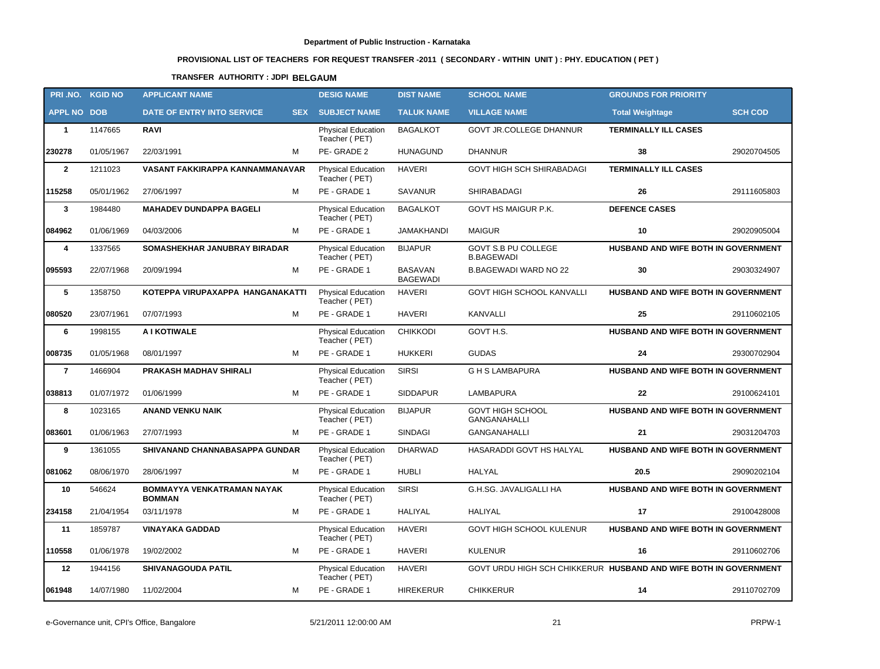**Department of Public Instruction - Karnataka**

**PROVISIONAL LIST OF TEACHERS FOR REQUEST TRANSFER -2011 ( SECONDARY - WITHIN UNIT ) : PHY. EDUCATION ( PET )**

**TRANSFER AUTHORITY : JDPI BELGAUM**

| PRI .NO. | KGID NO | APPLICANT NAME | | DESIG NAME | DIST NAME | SCHOOL NAME | GROUNDS FOR PRIORITY | |
|---|---|---|---|---|---|---|---|---|
| **APPL NO** | **DOB** | **DATE OF ENTRY INTO SERVICE** | **SEX** | **SUBJECT NAME** | **TALUK NAME** | **VILLAGE NAME** | **Total Weightage** | **SCH COD** |
| **1** | 1147665 | **RAVI** | | Physical Education Teacher ( PET) | BAGALKOT | GOVT JR.COLLEGE DHANNUR | **TERMINALLY ILL CASES** | |
| **230278** | 01/05/1967 | 22/03/1991 | M | PE- GRADE 2 | HUNAGUND | DHANNUR | **38** | 29020704505 |
| **2** | 1211023 | **VASANT FAKKIRAPPA KANNAMMANAVAR** | | Physical Education Teacher ( PET) | HAVERI | GOVT HIGH SCH SHIRABADAGI | **TERMINALLY ILL CASES** | |
| **115258** | 05/01/1962 | 27/06/1997 | M | PE - GRADE 1 | SAVANUR | SHIRABADAGI | **26** | 29111605803 |
| **3** | 1984480 | **MAHADEV DUNDAPPA BAGELI** | | Physical Education Teacher ( PET) | BAGALKOT | GOVT HS MAIGUR P.K. | **DEFENCE CASES** | |
| **084962** | 01/06/1969 | 04/03/2006 | M | PE - GRADE 1 | JAMAKHANDI | MAIGUR | **10** | 29020905004 |
| **4** | 1337565 | **SOMASHEKHAR JANUBRAY BIRADAR** | | Physical Education Teacher ( PET) | BIJAPUR | GOVT S.B PU COLLEGE B.BAGEWADI | **HUSBAND AND WIFE BOTH IN GOVERNMENT** | |
| **095593** | 22/07/1968 | 20/09/1994 | M | PE - GRADE 1 | BASAVAN BAGEWADI | B.BAGEWADI WARD NO 22 | **30** | 29030324907 |
| **5** | 1358750 | **KOTEPPA VIRUPAXAPPA HANGANAKATTI** | | Physical Education Teacher ( PET) | HAVERI | GOVT HIGH SCHOOL KANVALLI | **HUSBAND AND WIFE BOTH IN GOVERNMENT** | |
| **080520** | 23/07/1961 | 07/07/1993 | M | PE - GRADE 1 | HAVERI | KANVALLI | **25** | 29110602105 |
| **6** | 1998155 | **A I KOTIWALE** | | Physical Education Teacher ( PET) | CHIKKODI | GOVT H.S. | **HUSBAND AND WIFE BOTH IN GOVERNMENT** | |
| **008735** | 01/05/1968 | 08/01/1997 | M | PE - GRADE 1 | HUKKERI | GUDAS | **24** | 29300702904 |
| **7** | 1466904 | **PRAKASH MADHAV SHIRALI** | | Physical Education Teacher ( PET) | SIRSI | G H S LAMBAPURA | **HUSBAND AND WIFE BOTH IN GOVERNMENT** | |
| **038813** | 01/07/1972 | 01/06/1999 | M | PE - GRADE 1 | SIDDAPUR | LAMBAPURA | **22** | 29100624101 |
| **8** | 1023165 | **ANAND VENKU NAIK** | | Physical Education Teacher ( PET) | BIJAPUR | GOVT HIGH SCHOOL GANGANAHALLI | **HUSBAND AND WIFE BOTH IN GOVERNMENT** | |
| **083601** | 01/06/1963 | 27/07/1993 | M | PE - GRADE 1 | SINDAGI | GANGANAHALLI | **21** | 29031204703 |
| **9** | 1361055 | **SHIVANAND CHANNABASAPPA GUNDAR** | | Physical Education Teacher ( PET) | DHARWAD | HASARADDI GOVT HS HALYAL | **HUSBAND AND WIFE BOTH IN GOVERNMENT** | |
| **081062** | 08/06/1970 | 28/06/1997 | M | PE - GRADE 1 | HUBLI | HALYAL | **20.5** | 29090202104 |
| **10** | 546624 | **BOMMAYYA VENKATRAMAN NAYAK BOMMAN** | | Physical Education Teacher ( PET) | SIRSI | G.H.SG. JAVALIGALLI HA | **HUSBAND AND WIFE BOTH IN GOVERNMENT** | |
| **234158** | 21/04/1954 | 03/11/1978 | M | PE - GRADE 1 | HALIYAL | HALIYAL | **17** | 29100428008 |
| **11** | 1859787 | **VINAYAKA GADDAD** | | Physical Education Teacher ( PET) | HAVERI | GOVT HIGH SCHOOL KULENUR | **HUSBAND AND WIFE BOTH IN GOVERNMENT** | |
| **110558** | 01/06/1978 | 19/02/2002 | M | PE - GRADE 1 | HAVERI | KULENUR | **16** | 29110602706 |
| **12** | 1944156 | **SHIVANAGOUDA PATIL** | | Physical Education Teacher ( PET) | HAVERI | GOVT URDU HIGH SCH CHIKKERUR | **HUSBAND AND WIFE BOTH IN GOVERNMENT** | |
| **061948** | 14/07/1980 | 11/02/2004 | M | PE - GRADE 1 | HIREKERUR | CHIKKERUR | **14** | 29110702709 |

e-Governance unit, CPI's Office, Bangalore | 5/21/2011 12:00:00 AM | PRPW-1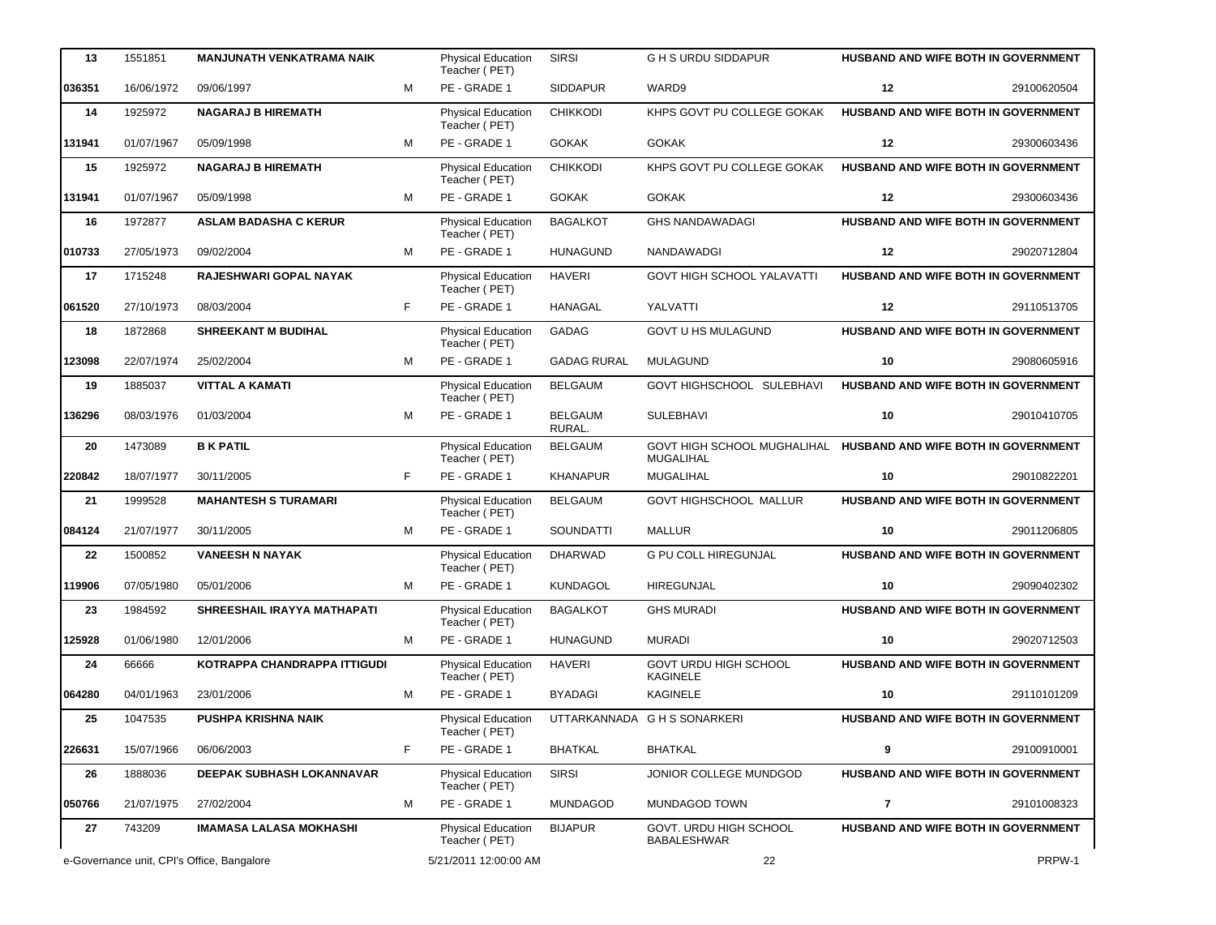| 13 | 1551851 | MANJUNATH VENKATRAMA NAIK | | Physical Education Teacher ( PET) | SIRSI | G H S URDU SIDDAPUR | HUSBAND AND WIFE BOTH IN GOVERNMENT | |
|---|---|---|---|---|---|---|---|---|
| 036351 | 16/06/1972 | 09/06/1997 | M | PE - GRADE 1 | SIDDAPUR | WARD9 | 12 | 29100620504 |
| 14 | 1925972 | NAGARAJ B HIREMATH | | Physical Education Teacher ( PET) | CHIKKODI | KHPS GOVT PU COLLEGE GOKAK | HUSBAND AND WIFE BOTH IN GOVERNMENT | |
| 131941 | 01/07/1967 | 05/09/1998 | M | PE - GRADE 1 | GOKAK | GOKAK | 12 | 29300603436 |
| 15 | 1925972 | NAGARAJ B HIREMATH | | Physical Education Teacher ( PET) | CHIKKODI | KHPS GOVT PU COLLEGE GOKAK | HUSBAND AND WIFE BOTH IN GOVERNMENT | |
| 131941 | 01/07/1967 | 05/09/1998 | M | PE - GRADE 1 | GOKAK | GOKAK | 12 | 29300603436 |
| 16 | 1972877 | ASLAM BADASHA C KERUR | | Physical Education Teacher ( PET) | BAGALKOT | GHS NANDAWADAGI | HUSBAND AND WIFE BOTH IN GOVERNMENT | |
| 010733 | 27/05/1973 | 09/02/2004 | M | PE - GRADE 1 | HUNAGUND | NANDAWADGI | 12 | 29020712804 |
| 17 | 1715248 | RAJESHWARI GOPAL NAYAK | | Physical Education Teacher ( PET) | HAVERI | GOVT HIGH SCHOOL YALAVATTI | HUSBAND AND WIFE BOTH IN GOVERNMENT | |
| 061520 | 27/10/1973 | 08/03/2004 | F | PE - GRADE 1 | HANAGAL | YALVATTI | 12 | 29110513705 |
| 18 | 1872868 | SHREEKANT M BUDIHAL | | Physical Education Teacher ( PET) | GADAG | GOVT U HS MULAGUND | HUSBAND AND WIFE BOTH IN GOVERNMENT | |
| 123098 | 22/07/1974 | 25/02/2004 | M | PE - GRADE 1 | GADAG RURAL | MULAGUND | 10 | 29080605916 |
| 19 | 1885037 | VITTAL A KAMATI | | Physical Education Teacher ( PET) | BELGAUM | GOVT HIGHSCHOOL SULEBHAVI | HUSBAND AND WIFE BOTH IN GOVERNMENT | |
| 136296 | 08/03/1976 | 01/03/2004 | M | PE - GRADE 1 | BELGAUM RURAL. | SULEBHAVI | 10 | 29010410705 |
| 20 | 1473089 | B K PATIL | | Physical Education Teacher ( PET) | BELGAUM | GOVT HIGH SCHOOL MUGHALIHAL MUGALIHAL | HUSBAND AND WIFE BOTH IN GOVERNMENT | |
| 220842 | 18/07/1977 | 30/11/2005 | F | PE - GRADE 1 | KHANAPUR | MUGALIHAL | 10 | 29010822201 |
| 21 | 1999528 | MAHANTESH S TURAMARI | | Physical Education Teacher ( PET) | BELGAUM | GOVT HIGHSCHOOL MALLUR | HUSBAND AND WIFE BOTH IN GOVERNMENT | |
| 084124 | 21/07/1977 | 30/11/2005 | M | PE - GRADE 1 | SOUNDATTI | MALLUR | 10 | 29011206805 |
| 22 | 1500852 | VANEESH N NAYAK | | Physical Education Teacher ( PET) | DHARWAD | G PU COLL HIREGUNJAL | HUSBAND AND WIFE BOTH IN GOVERNMENT | |
| 119906 | 07/05/1980 | 05/01/2006 | M | PE - GRADE 1 | KUNDAGOL | HIREGUNJAL | 10 | 29090402302 |
| 23 | 1984592 | SHREESHAIL IRAYYA MATHAPATI | | Physical Education Teacher ( PET) | BAGALKOT | GHS MURADI | HUSBAND AND WIFE BOTH IN GOVERNMENT | |
| 125928 | 01/06/1980 | 12/01/2006 | M | PE - GRADE 1 | HUNAGUND | MURADI | 10 | 29020712503 |
| 24 | 66666 | KOTRAPPA CHANDRAPPA ITTIGUDI | | Physical Education Teacher ( PET) | HAVERI | GOVT URDU HIGH SCHOOL KAGINELE | HUSBAND AND WIFE BOTH IN GOVERNMENT | |
| 064280 | 04/01/1963 | 23/01/2006 | M | PE - GRADE 1 | BYADAGI | KAGINELE | 10 | 29110101209 |
| 25 | 1047535 | PUSHPA KRISHNA NAIK | | Physical Education Teacher ( PET) | UTTARKANNADA | G H S SONARKERI | HUSBAND AND WIFE BOTH IN GOVERNMENT | |
| 226631 | 15/07/1966 | 06/06/2003 | F | PE - GRADE 1 | BHATKAL | BHATKAL | 9 | 29100910001 |
| 26 | 1888036 | DEEPAK SUBHASH LOKANNAVAR | | Physical Education Teacher ( PET) | SIRSI | JONIOR COLLEGE MUNDGOD | HUSBAND AND WIFE BOTH IN GOVERNMENT | |
| 050766 | 21/07/1975 | 27/02/2004 | M | PE - GRADE 1 | MUNDAGOD | MUNDAGOD TOWN | 7 | 29101008323 |
| 27 | 743209 | IMAMASA LALASA MOKHASHI | | Physical Education Teacher ( PET) | BIJAPUR | GOVT. URDU HIGH SCHOOL BABALESHWAR | HUSBAND AND WIFE BOTH IN GOVERNMENT | |

e-Governance unit, CPI's Office, Bangalore 5/21/2011 12:00:00 AM PRPW-1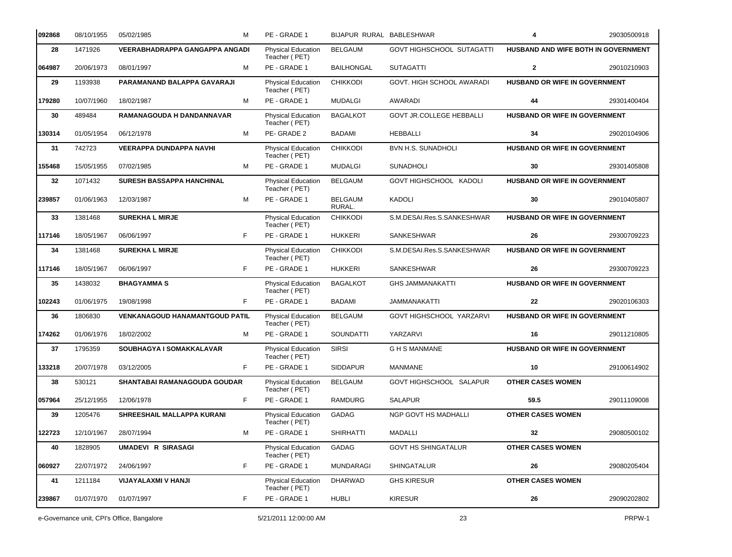| | | | | | | | | |
|---|---|---|---|---|---|---|---|---|
| 092868 | 08/10/1955 | 05/02/1985 | M | PE - GRADE 1 | BIJAPUR RURAL | BABLESHWAR | 4 | 29030500918 |
| **28** | 1471926 | **VEERABHADRAPPA GANGAPPA ANGADI** | | Physical Education Teacher ( PET) | BELGAUM | GOVT HIGHSCHOOL SUTAGATTI | **HUSBAND AND WIFE BOTH IN GOVERNMENT** | |
| **064987** | 20/06/1973 | 08/01/1997 | M | PE - GRADE 1 | BAILHONGAL | SUTAGATTI | **2** | 29010210903 |
| **29** | 1193938 | **PARAMANAND BALAPPA GAVARAJI** | | Physical Education Teacher ( PET) | CHIKKODI | GOVT. HIGH SCHOOL AWARADI | **HUSBAND OR WIFE IN GOVERNMENT** | |
| **179280** | 10/07/1960 | 18/02/1987 | M | PE - GRADE 1 | MUDALGI | AWARADI | **44** | 29301400404 |
| **30** | 489484 | **RAMANAGOUDA H DANDANNAVAR** | | Physical Education Teacher ( PET) | BAGALKOT | GOVT JR.COLLEGE HEBBALLI | **HUSBAND OR WIFE IN GOVERNMENT** | |
| **130314** | 01/05/1954 | 06/12/1978 | M | PE- GRADE 2 | BADAMI | HEBBALLI | **34** | 29020104906 |
| **31** | 742723 | **VEERAPPA DUNDAPPA NAVHI** | | Physical Education Teacher ( PET) | CHIKKODI | BVN H.S. SUNADHOLI | **HUSBAND OR WIFE IN GOVERNMENT** | |
| **155468** | 15/05/1955 | 07/02/1985 | M | PE - GRADE 1 | MUDALGI | SUNADHOLI | **30** | 29301405808 |
| **32** | 1071432 | **SURESH BASSAPPA HANCHINAL** | | Physical Education Teacher ( PET) | BELGAUM | GOVT HIGHSCHOOL KADOLI | **HUSBAND OR WIFE IN GOVERNMENT** | |
| **239857** | 01/06/1963 | 12/03/1987 | M | PE - GRADE 1 | BELGAUM RURAL. | KADOLI | **30** | 29010405807 |
| **33** | 1381468 | **SUREKHA L MIRJE** | | Physical Education Teacher ( PET) | CHIKKODI | S.M.DESAI.Res.S.SANKESHWAR | **HUSBAND OR WIFE IN GOVERNMENT** | |
| **117146** | 18/05/1967 | 06/06/1997 | F | PE - GRADE 1 | HUKKERI | SANKESHWAR | **26** | 29300709223 |
| **34** | 1381468 | **SUREKHA L MIRJE** | | Physical Education Teacher ( PET) | CHIKKODI | S.M.DESAI.Res.S.SANKESHWAR | **HUSBAND OR WIFE IN GOVERNMENT** | |
| **117146** | 18/05/1967 | 06/06/1997 | F | PE - GRADE 1 | HUKKERI | SANKESHWAR | **26** | 29300709223 |
| **35** | 1438032 | **BHAGYAMMA S** | | Physical Education Teacher ( PET) | BAGALKOT | GHS JAMMANAKATTI | **HUSBAND OR WIFE IN GOVERNMENT** | |
| **102243** | 01/06/1975 | 19/08/1998 | F | PE - GRADE 1 | BADAMI | JAMMANAKATTI | **22** | 29020106303 |
| **36** | 1806830 | **VENKANAGOUD HANAMANTGOUD PATIL** | | Physical Education Teacher ( PET) | BELGAUM | GOVT HIGHSCHOOL YARZARVI | **HUSBAND OR WIFE IN GOVERNMENT** | |
| **174262** | 01/06/1976 | 18/02/2002 | M | PE - GRADE 1 | SOUNDATTI | YARZARVI | **16** | 29011210805 |
| **37** | 1795359 | **SOUBHAGYA I SOMAKKALAVAR** | | Physical Education Teacher ( PET) | SIRSI | G H S MANMANE | **HUSBAND OR WIFE IN GOVERNMENT** | |
| **133218** | 20/07/1978 | 03/12/2005 | F | PE - GRADE 1 | SIDDAPUR | MANMANE | **10** | 29100614902 |
| **38** | 530121 | **SHANTABAI RAMANAGOUDA GOUDAR** | | Physical Education Teacher ( PET) | BELGAUM | GOVT HIGHSCHOOL SALAPUR | **OTHER CASES WOMEN** | |
| **057964** | 25/12/1955 | 12/06/1978 | F | PE - GRADE 1 | RAMDURG | SALAPUR | **59.5** | 29011109008 |
| **39** | 1205476 | **SHREESHAIL MALLAPPA KURANI** | | Physical Education Teacher ( PET) | GADAG | NGP GOVT HS MADHALLI | **OTHER CASES WOMEN** | |
| **122723** | 12/10/1967 | 28/07/1994 | M | PE - GRADE 1 | SHIRHATTI | MADALLI | **32** | 29080500102 |
| **40** | 1828905 | **UMADEVI R SIRASAGI** | | Physical Education Teacher ( PET) | GADAG | GOVT HS SHINGATALUR | **OTHER CASES WOMEN** | |
| **060927** | 22/07/1972 | 24/06/1997 | F | PE - GRADE 1 | MUNDARAGI | SHINGATALUR | **26** | 29080205404 |
| **41** | 1211184 | **VIJAYALAXMI V HANJI** | | Physical Education Teacher ( PET) | DHARWAD | GHS KIRESUR | **OTHER CASES WOMEN** | |
| **239867** | 01/07/1970 | 01/07/1997 | F | PE - GRADE 1 | HUBLI | KIRESUR | **26** | 29090202802 |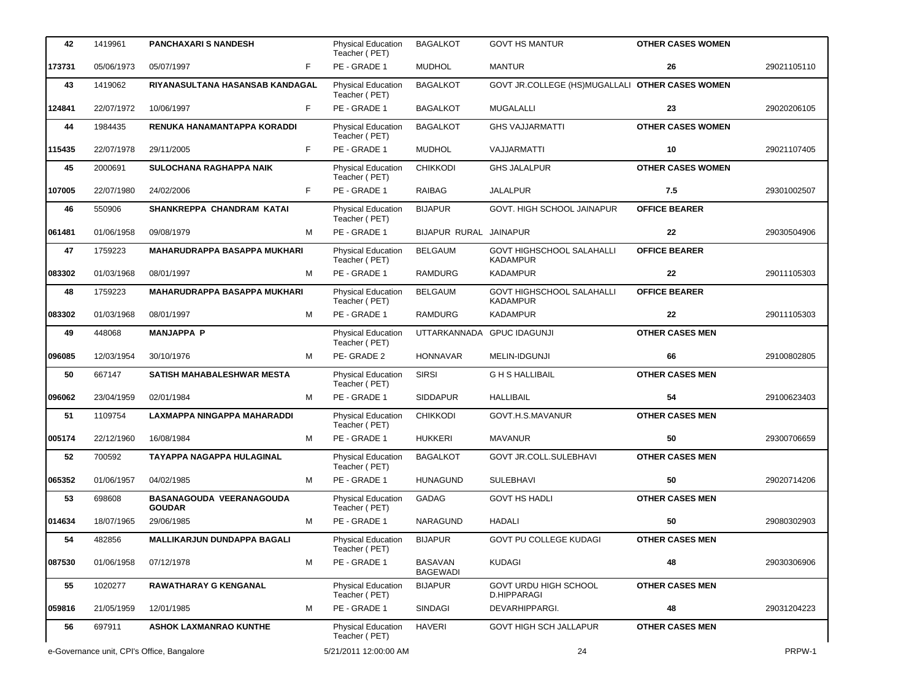| | | | | | | | | |
|---|---|---|---|---|---|---|---|---|
| **42** | 1419961 | **PANCHAXARI S NANDESH** | | Physical Education Teacher ( PET) | BAGALKOT | GOVT HS MANTUR | **OTHER CASES WOMEN** | |
| **173731** | 05/06/1973 | 05/07/1997 | F | PE - GRADE 1 | MUDHOL | MANTUR | **26** | 29021105110 |
| **43** | 1419062 | **RIYANASULTANA HASANSAB KANDAGAL** | | Physical Education Teacher ( PET) | BAGALKOT | GOVT JR.COLLEGE (HS)MUGALLALI | **OTHER CASES WOMEN** | |
| **124841** | 22/07/1972 | 10/06/1997 | F | PE - GRADE 1 | BAGALKOT | MUGALALLI | **23** | 29020206105 |
| **44** | 1984435 | **RENUKA HANAMANTAPPA KORADDI** | | Physical Education Teacher ( PET) | BAGALKOT | GHS VAJJARMATTI | **OTHER CASES WOMEN** | |
| **115435** | 22/07/1978 | 29/11/2005 | F | PE - GRADE 1 | MUDHOL | VAJJARMATTI | **10** | 29021107405 |
| **45** | 2000691 | **SULOCHANA RAGHAPPA NAIK** | | Physical Education Teacher ( PET) | CHIKKODI | GHS JALALPUR | **OTHER CASES WOMEN** | |
| **107005** | 22/07/1980 | 24/02/2006 | F | PE - GRADE 1 | RAIBAG | JALALPUR | **7.5** | 29301002507 |
| **46** | 550906 | **SHANKREPPA CHANDRAM KATAI** | | Physical Education Teacher ( PET) | BIJAPUR | GOVT. HIGH SCHOOL JAINAPUR | **OFFICE BEARER** | |
| **061481** | 01/06/1958 | 09/08/1979 | M | PE - GRADE 1 | BIJAPUR RURAL | JAINAPUR | **22** | 29030504906 |
| **47** | 1759223 | **MAHARUDRAPPA BASAPPA MUKHARI** | | Physical Education Teacher ( PET) | BELGAUM | GOVT HIGHSCHOOL SALAHALLI KADAMPUR | **OFFICE BEARER** | |
| **083302** | 01/03/1968 | 08/01/1997 | M | PE - GRADE 1 | RAMDURG | KADAMPUR | **22** | 29011105303 |
| **48** | 1759223 | **MAHARUDRAPPA BASAPPA MUKHARI** | | Physical Education Teacher ( PET) | BELGAUM | GOVT HIGHSCHOOL SALAHALLI KADAMPUR | **OFFICE BEARER** | |
| **083302** | 01/03/1968 | 08/01/1997 | M | PE - GRADE 1 | RAMDURG | KADAMPUR | **22** | 29011105303 |
| **49** | 448068 | **MANJAPPA P** | | Physical Education Teacher ( PET) | UTTARKANNADA | GPUC IDAGUNJI | **OTHER CASES MEN** | |
| **096085** | 12/03/1954 | 30/10/1976 | M | PE- GRADE 2 | HONNAVAR | MELIN-IDGUNJI | **66** | 29100802805 |
| **50** | 667147 | **SATISH MAHABALESHWAR MESTA** | | Physical Education Teacher ( PET) | SIRSI | G H S HALLIBAIL | **OTHER CASES MEN** | |
| **096062** | 23/04/1959 | 02/01/1984 | M | PE - GRADE 1 | SIDDAPUR | HALLIBAIL | **54** | 29100623403 |
| **51** | 1109754 | **LAXMAPPA NINGAPPA MAHARADDI** | | Physical Education Teacher ( PET) | CHIKKODI | GOVT.H.S.MAVANUR | **OTHER CASES MEN** | |
| **005174** | 22/12/1960 | 16/08/1984 | M | PE - GRADE 1 | HUKKERI | MAVANUR | **50** | 29300706659 |
| **52** | 700592 | **TAYAPPA NAGAPPA HULAGINAL** | | Physical Education Teacher ( PET) | BAGALKOT | GOVT JR.COLL.SULEBHAVI | **OTHER CASES MEN** | |
| **065352** | 01/06/1957 | 04/02/1985 | M | PE - GRADE 1 | HUNAGUND | SULEBHAVI | **50** | 29020714206 |
| **53** | 698608 | **BASANAGOUDA VEERANAGOUDA GOUDAR** | | Physical Education Teacher ( PET) | GADAG | GOVT HS HADLI | **OTHER CASES MEN** | |
| **014634** | 18/07/1965 | 29/06/1985 | M | PE - GRADE 1 | NARAGUND | HADALI | **50** | 29080302903 |
| **54** | 482856 | **MALLIKARJUN DUNDAPPA BAGALI** | | Physical Education Teacher ( PET) | BIJAPUR | GOVT PU COLLEGE KUDAGI | **OTHER CASES MEN** | |
| **087530** | 01/06/1958 | 07/12/1978 | M | PE - GRADE 1 | BASAVAN BAGEWADI | KUDAGI | **48** | 29030306906 |
| **55** | 1020277 | **RAWATHARAY G KENGANAL** | | Physical Education Teacher ( PET) | BIJAPUR | GOVT URDU HIGH SCHOOL D.HIPPARAGI | **OTHER CASES MEN** | |
| **059816** | 21/05/1959 | 12/01/1985 | M | PE - GRADE 1 | SINDAGI | DEVARHIPPARGI. | **48** | 29031204223 |
| **56** | 697911 | **ASHOK LAXMANRAO KUNTHE** | | Physical Education Teacher ( PET) | HAVERI | GOVT HIGH SCH JALLAPUR | **OTHER CASES MEN** | |

e-Governance unit, CPI's Office, Bangalore    5/21/2011 12:00:00 AM    PRPW-1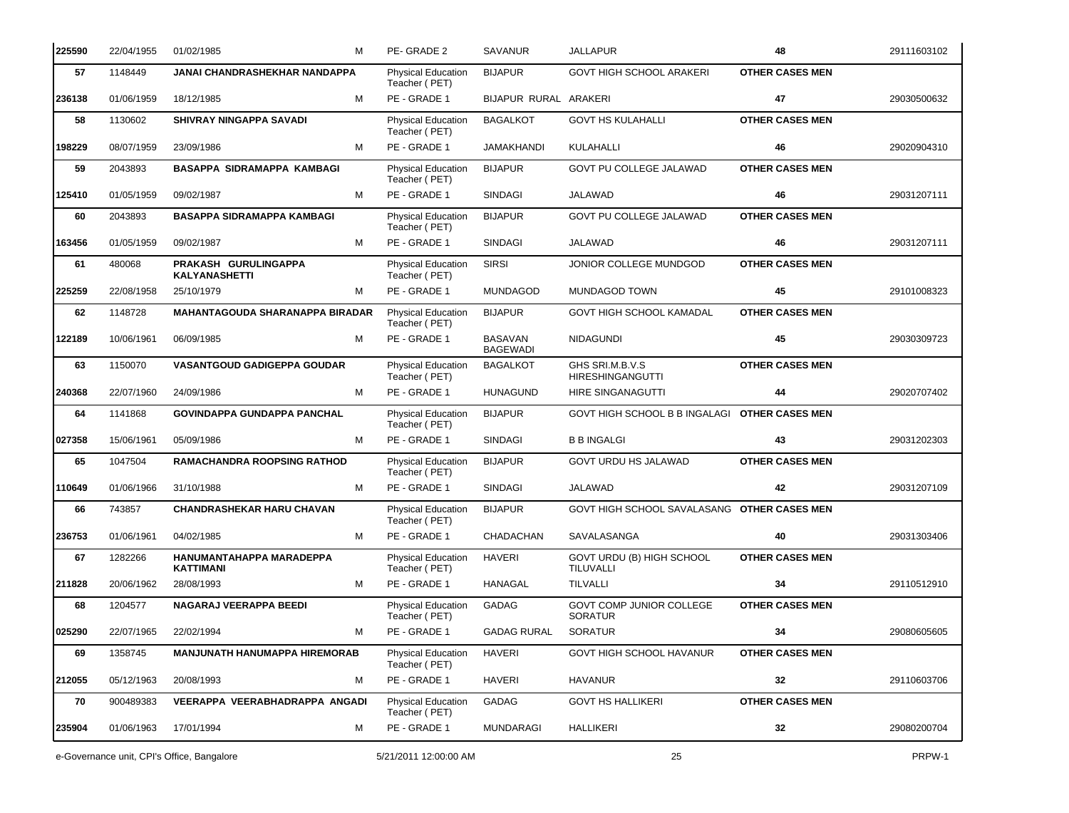| | | | | | | | | |
|---|---|---|---|---|---|---|---|---|
| **225590** | 22/04/1955 | 01/02/1985 | M | PE- GRADE 2 | SAVANUR | JALLAPUR | **48** | 29111603102 |
| **57** | 1148449 | **JANAI CHANDRASHEKHAR NANDAPPA** | | Physical Education Teacher ( PET) | BIJAPUR | GOVT HIGH SCHOOL ARAKERI | **OTHER CASES MEN** | |
| **236138** | 01/06/1959 | 18/12/1985 | M | PE - GRADE 1 | BIJAPUR RURAL | ARAKERI | **47** | 29030500632 |
| **58** | 1130602 | **SHIVRAY NINGAPPA SAVADI** | | Physical Education Teacher ( PET) | BAGALKOT | GOVT HS KULAHALLI | **OTHER CASES MEN** | |
| **198229** | 08/07/1959 | 23/09/1986 | M | PE - GRADE 1 | JAMAKHANDI | KULAHALLI | **46** | 29020904310 |
| **59** | 2043893 | **BASAPPA SIDRAMAPPA KAMBAGI** | | Physical Education Teacher ( PET) | BIJAPUR | GOVT PU COLLEGE JALAWAD | **OTHER CASES MEN** | |
| **125410** | 01/05/1959 | 09/02/1987 | M | PE - GRADE 1 | SINDAGI | JALAWAD | **46** | 29031207111 |
| **60** | 2043893 | **BASAPPA SIDRAMAPPA KAMBAGI** | | Physical Education Teacher ( PET) | BIJAPUR | GOVT PU COLLEGE JALAWAD | **OTHER CASES MEN** | |
| **163456** | 01/05/1959 | 09/02/1987 | M | PE - GRADE 1 | SINDAGI | JALAWAD | **46** | 29031207111 |
| **61** | 480068 | **PRAKASH GURULINGAPPA KALYANASHETTI** | | Physical Education Teacher ( PET) | SIRSI | JONIOR COLLEGE MUNDGOD | **OTHER CASES MEN** | |
| **225259** | 22/08/1958 | 25/10/1979 | M | PE - GRADE 1 | MUNDAGOD | MUNDAGOD TOWN | **45** | 29101008323 |
| **62** | 1148728 | **MAHANTAGOUDA SHARANAPPA BIRADAR** | | Physical Education Teacher ( PET) | BIJAPUR | GOVT HIGH SCHOOL KAMADAL | **OTHER CASES MEN** | |
| **122189** | 10/06/1961 | 06/09/1985 | M | PE - GRADE 1 | BASAVAN BAGEWADI | NIDAGUNDI | **45** | 29030309723 |
| **63** | 1150070 | **VASANTGOUD GADIGEPPA GOUDAR** | | Physical Education Teacher ( PET) | BAGALKOT | GHS SRI.M.B.V.S HIRESHINGANGUTTI | **OTHER CASES MEN** | |
| **240368** | 22/07/1960 | 24/09/1986 | M | PE - GRADE 1 | HUNAGUND | HIRE SINGANAGUTTI | **44** | 29020707402 |
| **64** | 1141868 | **GOVINDAPPA GUNDAPPA PANCHAL** | | Physical Education Teacher ( PET) | BIJAPUR | GOVT HIGH SCHOOL B B INGALAGI | **OTHER CASES MEN** | |
| **027358** | 15/06/1961 | 05/09/1986 | M | PE - GRADE 1 | SINDAGI | B B INGALGI | **43** | 29031202303 |
| **65** | 1047504 | **RAMACHANDRA ROOPSING RATHOD** | | Physical Education Teacher ( PET) | BIJAPUR | GOVT URDU HS JALAWAD | **OTHER CASES MEN** | |
| **110649** | 01/06/1966 | 31/10/1988 | M | PE - GRADE 1 | SINDAGI | JALAWAD | **42** | 29031207109 |
| **66** | 743857 | **CHANDRASHEKAR HARU CHAVAN** | | Physical Education Teacher ( PET) | BIJAPUR | GOVT HIGH SCHOOL SAVALASANG | **OTHER CASES MEN** | |
| **236753** | 01/06/1961 | 04/02/1985 | M | PE - GRADE 1 | CHADACHAN | SAVALASANGA | **40** | 29031303406 |
| **67** | 1282266 | **HANUMANTAHAPPA MARADEPPA KATTIMANI** | | Physical Education Teacher ( PET) | HAVERI | GOVT URDU (B) HIGH SCHOOL TILUVALLI | **OTHER CASES MEN** | |
| **211828** | 20/06/1962 | 28/08/1993 | M | PE - GRADE 1 | HANAGAL | TILVALLI | **34** | 29110512910 |
| **68** | 1204577 | **NAGARAJ VEERAPPA BEEDI** | | Physical Education Teacher ( PET) | GADAG | GOVT COMP JUNIOR COLLEGE SORATUR | **OTHER CASES MEN** | |
| **025290** | 22/07/1965 | 22/02/1994 | M | PE - GRADE 1 | GADAG RURAL | SORATUR | **34** | 29080605605 |
| **69** | 1358745 | **MANJUNATH HANUMAPPA HIREMORAB** | | Physical Education Teacher ( PET) | HAVERI | GOVT HIGH SCHOOL HAVANUR | **OTHER CASES MEN** | |
| **212055** | 05/12/1963 | 20/08/1993 | M | PE - GRADE 1 | HAVERI | HAVANUR | **32** | 29110603706 |
| **70** | 900489383 | **VEERAPPA VEERABHADRAPPA ANGADI** | | Physical Education Teacher ( PET) | GADAG | GOVT HS HALLIKERI | **OTHER CASES MEN** | |
| **235904** | 01/06/1963 | 17/01/1994 | M | PE - GRADE 1 | MUNDARAGI | HALLIKERI | **32** | 29080200704 |

e-Governance unit, CPI's Office, Bangalore    5/21/2011 12:00:00 AM    PRPW-1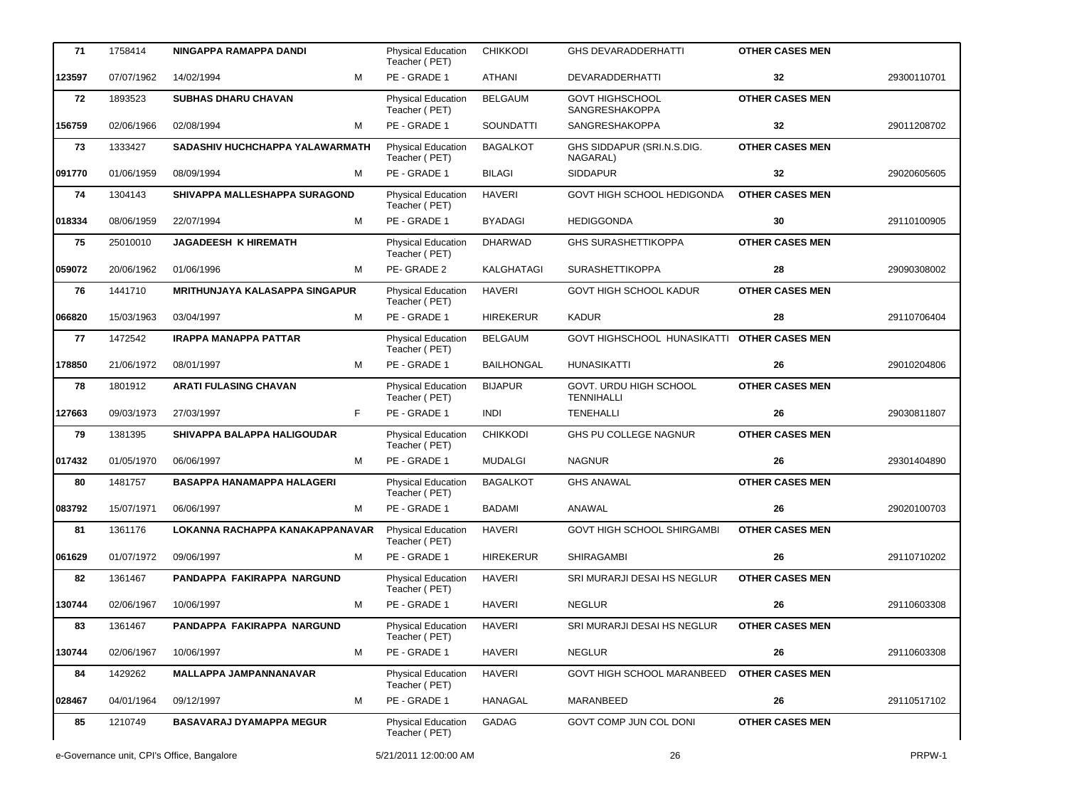| 71 | 1758414 | NINGAPPA RAMAPPA DANDI | | Physical Education Teacher ( PET) | CHIKKODI | GHS DEVARADDERHATTI | OTHER CASES MEN | |
|---|---|---|---|---|---|---|---|---|
| 123597 | 07/07/1962 | 14/02/1994 | M | PE - GRADE 1 | ATHANI | DEVARADDERHATTI | 32 | 29300110701 |
| 72 | 1893523 | SUBHAS DHARU CHAVAN | | Physical Education Teacher ( PET) | BELGAUM | GOVT HIGHSCHOOL SANGRESHAKOPPA | OTHER CASES MEN | |
| 156759 | 02/06/1966 | 02/08/1994 | M | PE - GRADE 1 | SOUNDATTI | SANGRESHAKOPPA | 32 | 29011208702 |
| 73 | 1333427 | SADASHIV HUCHCHAPPA YALAWARMATH | | Physical Education Teacher ( PET) | BAGALKOT | GHS SIDDAPUR (SRI.N.S.DIG. NAGARAL) | OTHER CASES MEN | |
| 091770 | 01/06/1959 | 08/09/1994 | M | PE - GRADE 1 | BILAGI | SIDDAPUR | 32 | 29020605605 |
| 74 | 1304143 | SHIVAPPA MALLESHAPPA SURAGOND | | Physical Education Teacher ( PET) | HAVERI | GOVT HIGH SCHOOL HEDIGONDA | OTHER CASES MEN | |
| 018334 | 08/06/1959 | 22/07/1994 | M | PE - GRADE 1 | BYADAGI | HEDIGGONDA | 30 | 29110100905 |
| 75 | 25010010 | JAGADEESH K HIREMATH | | Physical Education Teacher ( PET) | DHARWAD | GHS SURASHETTIKOPPA | OTHER CASES MEN | |
| 059072 | 20/06/1962 | 01/06/1996 | M | PE- GRADE 2 | KALGHATAGI | SURASHETTIKOPPA | 28 | 29090308002 |
| 76 | 1441710 | MRITHUNJAYA KALASAPPA SINGAPUR | | Physical Education Teacher ( PET) | HAVERI | GOVT HIGH SCHOOL KADUR | OTHER CASES MEN | |
| 066820 | 15/03/1963 | 03/04/1997 | M | PE - GRADE 1 | HIREKERUR | KADUR | 28 | 29110706404 |
| 77 | 1472542 | IRAPPA MANAPPA PATTAR | | Physical Education Teacher ( PET) | BELGAUM | GOVT HIGHSCHOOL HUNASIKATTI | OTHER CASES MEN | |
| 178850 | 21/06/1972 | 08/01/1997 | M | PE - GRADE 1 | BAILHONGAL | HUNASIKATTI | 26 | 29010204806 |
| 78 | 1801912 | ARATI FULASING CHAVAN | | Physical Education Teacher ( PET) | BIJAPUR | GOVT. URDU HIGH SCHOOL TENNIHALLI | OTHER CASES MEN | |
| 127663 | 09/03/1973 | 27/03/1997 | F | PE - GRADE 1 | INDI | TENEHALLI | 26 | 29030811807 |
| 79 | 1381395 | SHIVAPPA BALAPPA HALIGOUDAR | | Physical Education Teacher ( PET) | CHIKKODI | GHS PU COLLEGE NAGNUR | OTHER CASES MEN | |
| 017432 | 01/05/1970 | 06/06/1997 | M | PE - GRADE 1 | MUDALGI | NAGNUR | 26 | 29301404890 |
| 80 | 1481757 | BASAPPA HANAMAPPA HALAGERI | | Physical Education Teacher ( PET) | BAGALKOT | GHS ANAWAL | OTHER CASES MEN | |
| 083792 | 15/07/1971 | 06/06/1997 | M | PE - GRADE 1 | BADAMI | ANAWAL | 26 | 29020100703 |
| 81 | 1361176 | LOKANNA RACHAPPA KANAKAPPANAVAR | | Physical Education Teacher ( PET) | HAVERI | GOVT HIGH SCHOOL SHIRGAMBI | OTHER CASES MEN | |
| 061629 | 01/07/1972 | 09/06/1997 | M | PE - GRADE 1 | HIREKERUR | SHIRAGAMBI | 26 | 29110710202 |
| 82 | 1361467 | PANDAPPA FAKIRAPPA NARGUND | | Physical Education Teacher ( PET) | HAVERI | SRI MURARJI DESAI HS NEGLUR | OTHER CASES MEN | |
| 130744 | 02/06/1967 | 10/06/1997 | M | PE - GRADE 1 | HAVERI | NEGLUR | 26 | 29110603308 |
| 83 | 1361467 | PANDAPPA FAKIRAPPA NARGUND | | Physical Education Teacher ( PET) | HAVERI | SRI MURARJI DESAI HS NEGLUR | OTHER CASES MEN | |
| 130744 | 02/06/1967 | 10/06/1997 | M | PE - GRADE 1 | HAVERI | NEGLUR | 26 | 29110603308 |
| 84 | 1429262 | MALLAPPA JAMPANNANAVAR | | Physical Education Teacher ( PET) | HAVERI | GOVT HIGH SCHOOL MARANBEED | OTHER CASES MEN | |
| 028467 | 04/01/1964 | 09/12/1997 | M | PE - GRADE 1 | HANAGAL | MARANBEED | 26 | 29110517102 |
| 85 | 1210749 | BASAVARAJ DYAMAPPA MEGUR | | Physical Education Teacher ( PET) | GADAG | GOVT COMP JUN COL DONI | OTHER CASES MEN | |

e-Governance unit, CPI's Office, Bangalore 5/21/2011 12:00:00 AM PRPW-1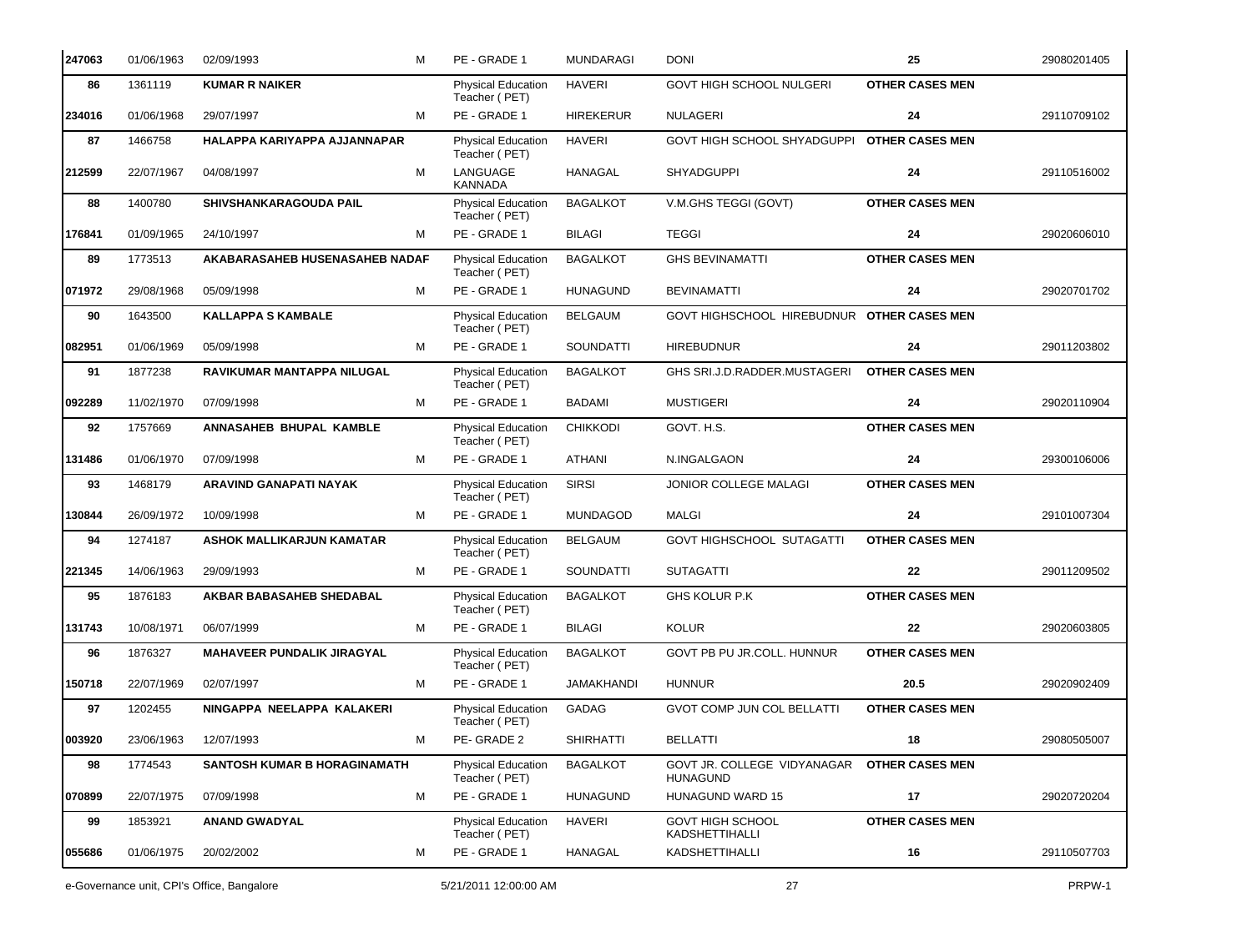| | | | | | | | | |
|---|---|---|---|---|---|---|---|---|
| 247063 | 01/06/1963 | 02/09/1993 | M | PE - GRADE 1 | MUNDARAGI | DONI | 25 | 29080201405 |
| 86 | 1361119 | **KUMAR R NAIKER** | | Physical Education Teacher ( PET) | HAVERI | GOVT HIGH SCHOOL NULGERI | **OTHER CASES MEN** | |
| 234016 | 01/06/1968 | 29/07/1997 | M | PE - GRADE 1 | HIREKERUR | NULAGERI | 24 | 29110709102 |
| 87 | 1466758 | **HALAPPA KARIYAPPA AJJANNAPAR** | | Physical Education Teacher ( PET) | HAVERI | GOVT HIGH SCHOOL SHYADGUPPI | **OTHER CASES MEN** | |
| 212599 | 22/07/1967 | 04/08/1997 | M | LANGUAGE KANNADA | HANAGAL | SHYADGUPPI | 24 | 29110516002 |
| 88 | 1400780 | **SHIVSHANKARAGOUDA PAIL** | | Physical Education Teacher ( PET) | BAGALKOT | V.M.GHS TEGGI (GOVT) | **OTHER CASES MEN** | |
| 176841 | 01/09/1965 | 24/10/1997 | M | PE - GRADE 1 | BILAGI | TEGGI | 24 | 29020606010 |
| 89 | 1773513 | **AKABARASAHEB HUSENASAHEB NADAF** | | Physical Education Teacher ( PET) | BAGALKOT | GHS BEVINAMATTI | **OTHER CASES MEN** | |
| 071972 | 29/08/1968 | 05/09/1998 | M | PE - GRADE 1 | HUNAGUND | BEVINAMATTI | 24 | 29020701702 |
| 90 | 1643500 | **KALLAPPA S KAMBALE** | | Physical Education Teacher ( PET) | BELGAUM | GOVT HIGHSCHOOL HIREBUDNUR | **OTHER CASES MEN** | |
| 082951 | 01/06/1969 | 05/09/1998 | M | PE - GRADE 1 | SOUNDATTI | HIREBUDNUR | 24 | 29011203802 |
| 91 | 1877238 | **RAVIKUMAR MANTAPPA NILUGAL** | | Physical Education Teacher ( PET) | BAGALKOT | GHS SRI.J.D.RADDER.MUSTAGERI | **OTHER CASES MEN** | |
| 092289 | 11/02/1970 | 07/09/1998 | M | PE - GRADE 1 | BADAMI | MUSTIGERI | 24 | 29020110904 |
| 92 | 1757669 | **ANNASAHEB BHUPAL KAMBLE** | | Physical Education Teacher ( PET) | CHIKKODI | GOVT. H.S. | **OTHER CASES MEN** | |
| 131486 | 01/06/1970 | 07/09/1998 | M | PE - GRADE 1 | ATHANI | N.INGALGAON | 24 | 29300106006 |
| 93 | 1468179 | **ARAVIND GANAPATI NAYAK** | | Physical Education Teacher ( PET) | SIRSI | JONIOR COLLEGE MALAGI | **OTHER CASES MEN** | |
| 130844 | 26/09/1972 | 10/09/1998 | M | PE - GRADE 1 | MUNDAGOD | MALGI | 24 | 29101007304 |
| 94 | 1274187 | **ASHOK MALLIKARJUN KAMATAR** | | Physical Education Teacher ( PET) | BELGAUM | GOVT HIGHSCHOOL SUTAGATTI | **OTHER CASES MEN** | |
| 221345 | 14/06/1963 | 29/09/1993 | M | PE - GRADE 1 | SOUNDATTI | SUTAGATTI | 22 | 29011209502 |
| 95 | 1876183 | **AKBAR BABASAHEB SHEDABAL** | | Physical Education Teacher ( PET) | BAGALKOT | GHS KOLUR P.K | **OTHER CASES MEN** | |
| 131743 | 10/08/1971 | 06/07/1999 | M | PE - GRADE 1 | BILAGI | KOLUR | 22 | 29020603805 |
| 96 | 1876327 | **MAHAVEER PUNDALIK JIRAGYAL** | | Physical Education Teacher ( PET) | BAGALKOT | GOVT PB PU JR.COLL. HUNNUR | **OTHER CASES MEN** | |
| 150718 | 22/07/1969 | 02/07/1997 | M | PE - GRADE 1 | JAMAKHANDI | HUNNUR | 20.5 | 29020902409 |
| 97 | 1202455 | **NINGAPPA NEELAPPA KALAKERI** | | Physical Education Teacher ( PET) | GADAG | GVOT COMP JUN COL BELLATTI | **OTHER CASES MEN** | |
| 003920 | 23/06/1963 | 12/07/1993 | M | PE- GRADE 2 | SHIRHATTI | BELLATTI | 18 | 29080505007 |
| 98 | 1774543 | **SANTOSH KUMAR B HORAGINAMATH** | | Physical Education Teacher ( PET) | BAGALKOT | GOVT JR. COLLEGE VIDYANAGAR HUNAGUND | **OTHER CASES MEN** | |
| 070899 | 22/07/1975 | 07/09/1998 | M | PE - GRADE 1 | HUNAGUND | HUNAGUND WARD 15 | 17 | 29020720204 |
| 99 | 1853921 | **ANAND GWADYAL** | | Physical Education Teacher ( PET) | HAVERI | GOVT HIGH SCHOOL KADSHETTIHALLI | **OTHER CASES MEN** | |
| 055686 | 01/06/1975 | 20/02/2002 | M | PE - GRADE 1 | HANAGAL | KADSHETTIHALLI | 16 | 29110507703 |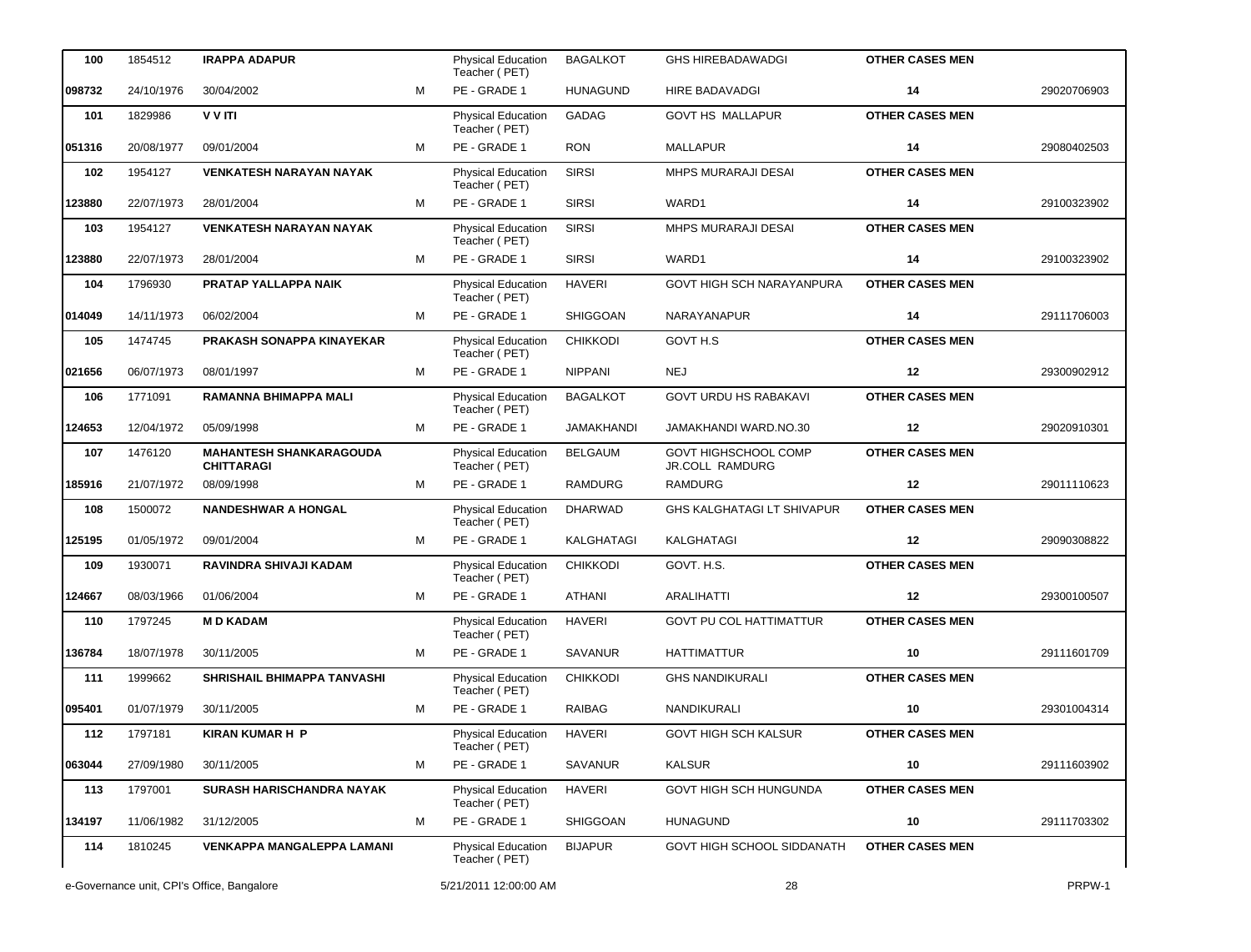| | | | | | | | | |
|---|---|---|---|---|---|---|---|---|
| **100** | 1854512 | **IRAPPA ADAPUR** | | Physical Education Teacher ( PET) | BAGALKOT | GHS HIREBADAWADGI | **OTHER CASES MEN** | |
| **098732** | 24/10/1976 | 30/04/2002 | M | PE - GRADE 1 | HUNAGUND | HIRE BADAVADGI | **14** | 29020706903 |
| **101** | 1829986 | **V V ITI** | | Physical Education Teacher ( PET) | GADAG | GOVT HS MALLAPUR | **OTHER CASES MEN** | |
| **051316** | 20/08/1977 | 09/01/2004 | M | PE - GRADE 1 | RON | MALLAPUR | **14** | 29080402503 |
| **102** | 1954127 | **VENKATESH NARAYAN NAYAK** | | Physical Education Teacher ( PET) | SIRSI | MHPS MURARAJI DESAI | **OTHER CASES MEN** | |
| **123880** | 22/07/1973 | 28/01/2004 | M | PE - GRADE 1 | SIRSI | WARD1 | **14** | 29100323902 |
| **103** | 1954127 | **VENKATESH NARAYAN NAYAK** | | Physical Education Teacher ( PET) | SIRSI | MHPS MURARAJI DESAI | **OTHER CASES MEN** | |
| **123880** | 22/07/1973 | 28/01/2004 | M | PE - GRADE 1 | SIRSI | WARD1 | **14** | 29100323902 |
| **104** | 1796930 | **PRATAP YALLAPPA NAIK** | | Physical Education Teacher ( PET) | HAVERI | GOVT HIGH SCH NARAYANPURA | **OTHER CASES MEN** | |
| **014049** | 14/11/1973 | 06/02/2004 | M | PE - GRADE 1 | SHIGGOAN | NARAYANAPUR | **14** | 29111706003 |
| **105** | 1474745 | **PRAKASH SONAPPA KINAYEKAR** | | Physical Education Teacher ( PET) | CHIKKODI | GOVT H.S | **OTHER CASES MEN** | |
| **021656** | 06/07/1973 | 08/01/1997 | M | PE - GRADE 1 | NIPPANI | NEJ | **12** | 29300902912 |
| **106** | 1771091 | **RAMANNA BHIMAPPA MALI** | | Physical Education Teacher ( PET) | BAGALKOT | GOVT URDU HS RABAKAVI | **OTHER CASES MEN** | |
| **124653** | 12/04/1972 | 05/09/1998 | M | PE - GRADE 1 | JAMAKHANDI | JAMAKHANDI WARD.NO.30 | **12** | 29020910301 |
| **107** | 1476120 | **MAHANTESH SHANKARAGOUDA CHITTARAGI** | | Physical Education Teacher ( PET) | BELGAUM | GOVT HIGHSCHOOL COMP JR.COLL RAMDURG | **OTHER CASES MEN** | |
| **185916** | 21/07/1972 | 08/09/1998 | M | PE - GRADE 1 | RAMDURG | RAMDURG | **12** | 29011110623 |
| **108** | 1500072 | **NANDESHWAR A HONGAL** | | Physical Education Teacher ( PET) | DHARWAD | GHS KALGHATAGI LT SHIVAPUR | **OTHER CASES MEN** | |
| **125195** | 01/05/1972 | 09/01/2004 | M | PE - GRADE 1 | KALGHATAGI | KALGHATAGI | **12** | 29090308822 |
| **109** | 1930071 | **RAVINDRA SHIVAJI KADAM** | | Physical Education Teacher ( PET) | CHIKKODI | GOVT. H.S. | **OTHER CASES MEN** | |
| **124667** | 08/03/1966 | 01/06/2004 | M | PE - GRADE 1 | ATHANI | ARALIHATTI | **12** | 29300100507 |
| **110** | 1797245 | **M D KADAM** | | Physical Education Teacher ( PET) | HAVERI | GOVT PU COL HATTIMATTUR | **OTHER CASES MEN** | |
| **136784** | 18/07/1978 | 30/11/2005 | M | PE - GRADE 1 | SAVANUR | HATTIMATTUR | **10** | 29111601709 |
| **111** | 1999662 | **SHRISHAIL BHIMAPPA TANVASHI** | | Physical Education Teacher ( PET) | CHIKKODI | GHS NANDIKURALI | **OTHER CASES MEN** | |
| **095401** | 01/07/1979 | 30/11/2005 | M | PE - GRADE 1 | RAIBAG | NANDIKURALI | **10** | 29301004314 |
| **112** | 1797181 | **KIRAN KUMAR H P** | | Physical Education Teacher ( PET) | HAVERI | GOVT HIGH SCH KALSUR | **OTHER CASES MEN** | |
| **063044** | 27/09/1980 | 30/11/2005 | M | PE - GRADE 1 | SAVANUR | KALSUR | **10** | 29111603902 |
| **113** | 1797001 | **SURASH HARISCHANDRA NAYAK** | | Physical Education Teacher ( PET) | HAVERI | GOVT HIGH SCH HUNGUNDA | **OTHER CASES MEN** | |
| **134197** | 11/06/1982 | 31/12/2005 | M | PE - GRADE 1 | SHIGGOAN | HUNAGUND | **10** | 29111703302 |
| **114** | 1810245 | **VENKAPPA MANGALEPPA LAMANI** | | Physical Education Teacher ( PET) | BIJAPUR | GOVT HIGH SCHOOL SIDDANATH | **OTHER CASES MEN** | |

e-Governance unit, CPI's Office, Bangalore — 5/21/2011 12:00:00 AM — PRPW-1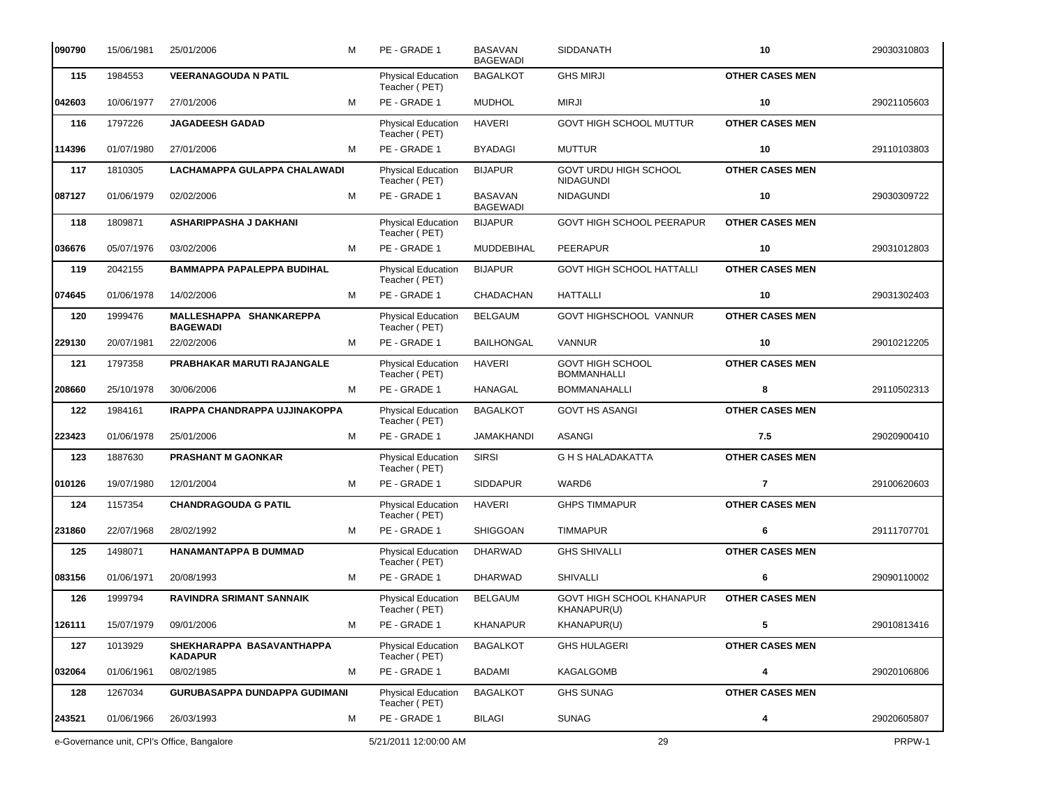| | | | | | | | | |
|---|---|---|---|---|---|---|---|---|
| 090790 | 15/06/1981 | 25/01/2006 | M | PE - GRADE 1 | BASAVAN BAGEWADI | SIDDANATH | 10 | 29030310803 |
| **115** | 1984553 | **VEERANAGOUDA N PATIL** | | Physical Education Teacher ( PET) | BAGALKOT | GHS MIRJI | **OTHER CASES MEN** | |
| 042603 | 10/06/1977 | 27/01/2006 | M | PE - GRADE 1 | MUDHOL | MIRJI | 10 | 29021105603 |
| **116** | 1797226 | **JAGADEESH GADAD** | | Physical Education Teacher ( PET) | HAVERI | GOVT HIGH SCHOOL MUTTUR | **OTHER CASES MEN** | |
| 114396 | 01/07/1980 | 27/01/2006 | M | PE - GRADE 1 | BYADAGI | MUTTUR | 10 | 29110103803 |
| **117** | 1810305 | **LACHAMAPPA GULAPPA CHALAWADI** | | Physical Education Teacher ( PET) | BIJAPUR | GOVT URDU HIGH SCHOOL NIDAGUNDI | **OTHER CASES MEN** | |
| 087127 | 01/06/1979 | 02/02/2006 | M | PE - GRADE 1 | BASAVAN BAGEWADI | NIDAGUNDI | 10 | 29030309722 |
| **118** | 1809871 | **ASHARIPPASHA J DAKHANI** | | Physical Education Teacher ( PET) | BIJAPUR | GOVT HIGH SCHOOL PEERAPUR | **OTHER CASES MEN** | |
| 036676 | 05/07/1976 | 03/02/2006 | M | PE - GRADE 1 | MUDDEBIHAL | PEERAPUR | 10 | 29031012803 |
| **119** | 2042155 | **BAMMAPPA PAPALEPPA BUDIHAL** | | Physical Education Teacher ( PET) | BIJAPUR | GOVT HIGH SCHOOL HATTALLI | **OTHER CASES MEN** | |
| 074645 | 01/06/1978 | 14/02/2006 | M | PE - GRADE 1 | CHADACHAN | HATTALLI | 10 | 29031302403 |
| **120** | 1999476 | **MALLESHAPPA SHANKAREPPA BAGEWADI** | | Physical Education Teacher ( PET) | BELGAUM | GOVT HIGHSCHOOL VANNUR | **OTHER CASES MEN** | |
| 229130 | 20/07/1981 | 22/02/2006 | M | PE - GRADE 1 | BAILHONGAL | VANNUR | 10 | 29010212205 |
| **121** | 1797358 | **PRABHAKAR MARUTI RAJANGALE** | | Physical Education Teacher ( PET) | HAVERI | GOVT HIGH SCHOOL BOMMANAHALLI | **OTHER CASES MEN** | |
| 208660 | 25/10/1978 | 30/06/2006 | M | PE - GRADE 1 | HANAGAL | BOMMANAHALLI | 8 | 29110502313 |
| **122** | 1984161 | **IRAPPA CHANDRAPPA UJJINAKOPPA** | | Physical Education Teacher ( PET) | BAGALKOT | GOVT HS ASANGI | **OTHER CASES MEN** | |
| 223423 | 01/06/1978 | 25/01/2006 | M | PE - GRADE 1 | JAMAKHANDI | ASANGI | 7.5 | 29020900410 |
| **123** | 1887630 | **PRASHANT M GAONKAR** | | Physical Education Teacher ( PET) | SIRSI | G H S HALADAKATTA | **OTHER CASES MEN** | |
| 010126 | 19/07/1980 | 12/01/2004 | M | PE - GRADE 1 | SIDDAPUR | WARD6 | 7 | 29100620603 |
| **124** | 1157354 | **CHANDRAGOUDA G PATIL** | | Physical Education Teacher ( PET) | HAVERI | GHPS TIMMAPUR | **OTHER CASES MEN** | |
| 231860 | 22/07/1968 | 28/02/1992 | M | PE - GRADE 1 | SHIGGOAN | TIMMAPUR | 6 | 29111707701 |
| **125** | 1498071 | **HANAMANTAPPA B DUMMAD** | | Physical Education Teacher ( PET) | DHARWAD | GHS SHIVALLI | **OTHER CASES MEN** | |
| 083156 | 01/06/1971 | 20/08/1993 | M | PE - GRADE 1 | DHARWAD | SHIVALLI | 6 | 29090110002 |
| **126** | 1999794 | **RAVINDRA SRIMANT SANNAIK** | | Physical Education Teacher ( PET) | BELGAUM | GOVT HIGH SCHOOL KHANAPUR KHANAPUR(U) | **OTHER CASES MEN** | |
| 126111 | 15/07/1979 | 09/01/2006 | M | PE - GRADE 1 | KHANAPUR | KHANAPUR(U) | 5 | 29010813416 |
| **127** | 1013929 | **SHEKHARAPPA BASAVANTHAPPA KADAPUR** | | Physical Education Teacher ( PET) | BAGALKOT | GHS HULAGERI | **OTHER CASES MEN** | |
| 032064 | 01/06/1961 | 08/02/1985 | M | PE - GRADE 1 | BADAMI | KAGALGOMB | 4 | 29020106806 |
| **128** | 1267034 | **GURUBASAPPA DUNDAPPA GUDIMANI** | | Physical Education Teacher ( PET) | BAGALKOT | GHS SUNAG | **OTHER CASES MEN** | |
| 243521 | 01/06/1966 | 26/03/1993 | M | PE - GRADE 1 | BILAGI | SUNAG | 4 | 29020605807 |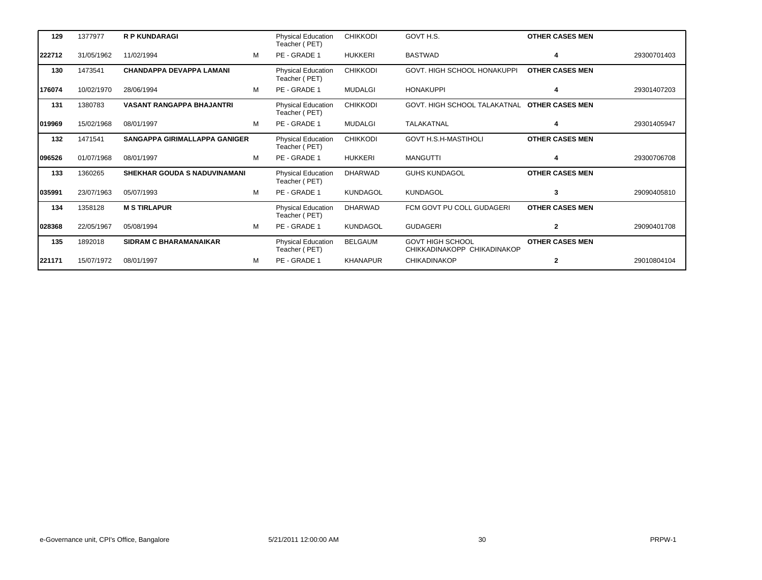| | | | | | | | | |
|---|---|---|---|---|---|---|---|---|
| **129** | 1377977 | **R P KUNDARAGI** | | Physical Education Teacher ( PET) | CHIKKODI | GOVT H.S. | **OTHER CASES MEN** | |
| **222712** | 31/05/1962 | 11/02/1994 | M | PE - GRADE 1 | HUKKERI | BASTWAD | **4** | 29300701403 |
| **130** | 1473541 | **CHANDAPPA DEVAPPA LAMANI** | | Physical Education Teacher ( PET) | CHIKKODI | GOVT. HIGH SCHOOL HONAKUPPI | **OTHER CASES MEN** | |
| **176074** | 10/02/1970 | 28/06/1994 | M | PE - GRADE 1 | MUDALGI | HONAKUPPI | **4** | 29301407203 |
| **131** | 1380783 | **VASANT RANGAPPA BHAJANTRI** | | Physical Education Teacher ( PET) | CHIKKODI | GOVT. HIGH SCHOOL TALAKATNAL | **OTHER CASES MEN** | |
| **019969** | 15/02/1968 | 08/01/1997 | M | PE - GRADE 1 | MUDALGI | TALAKATNAL | **4** | 29301405947 |
| **132** | 1471541 | **SANGAPPA GIRIMALLAPPA GANIGER** | | Physical Education Teacher ( PET) | CHIKKODI | GOVT H.S.H-MASTIHOLI | **OTHER CASES MEN** | |
| **096526** | 01/07/1968 | 08/01/1997 | M | PE - GRADE 1 | HUKKERI | MANGUTTI | **4** | 29300706708 |
| **133** | 1360265 | **SHEKHAR GOUDA S NADUVINAMANI** | | Physical Education Teacher ( PET) | DHARWAD | GUHS KUNDAGOL | **OTHER CASES MEN** | |
| **035991** | 23/07/1963 | 05/07/1993 | M | PE - GRADE 1 | KUNDAGOL | KUNDAGOL | **3** | 29090405810 |
| **134** | 1358128 | **M S TIRLAPUR** | | Physical Education Teacher ( PET) | DHARWAD | FCM GOVT PU COLL GUDAGERI | **OTHER CASES MEN** | |
| **028368** | 22/05/1967 | 05/08/1994 | M | PE - GRADE 1 | KUNDAGOL | GUDAGERI | **2** | 29090401708 |
| **135** | 1892018 | **SIDRAM C BHARAMANAIKAR** | | Physical Education Teacher ( PET) | BELGAUM | GOVT HIGH SCHOOL CHIKKADINAKOPP CHIKADINAKOP | **OTHER CASES MEN** | |
| **221171** | 15/07/1972 | 08/01/1997 | M | PE - GRADE 1 | KHANAPUR | CHIKADINAKOP | **2** | 29010804104 |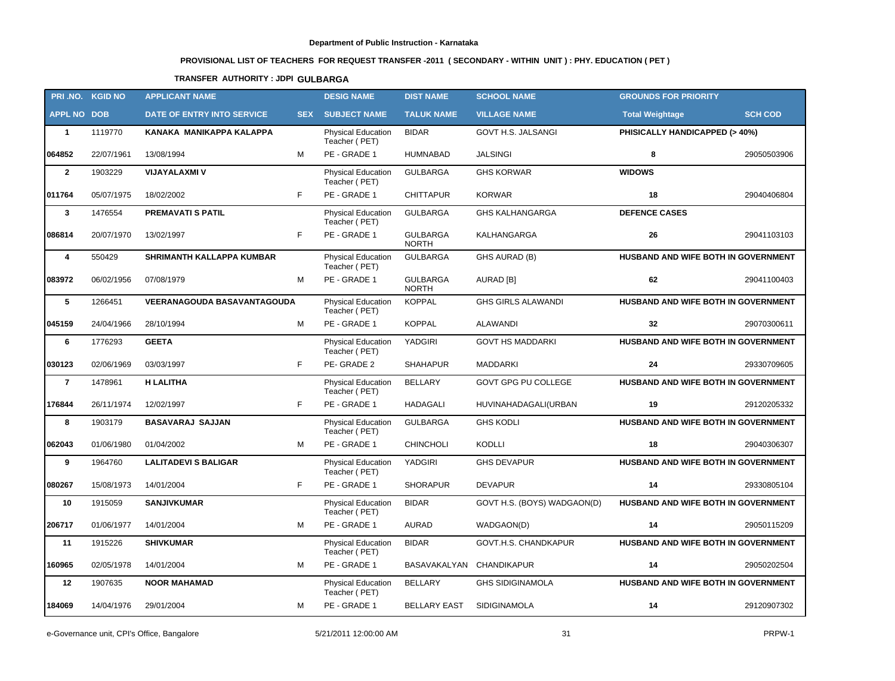Department of Public Instruction - Karnataka

**PROVISIONAL LIST OF TEACHERS FOR REQUEST TRANSFER -2011 ( SECONDARY - WITHIN UNIT ) : PHY. EDUCATION ( PET )**

**TRANSFER AUTHORITY : JDPI GULBARGA**

| PRI .NO. | KGID NO | APPLICANT NAME | | DESIG NAME | DIST NAME | SCHOOL NAME | GROUNDS FOR PRIORITY | |
|---|---|---|---|---|---|---|---|---|
| APPL NO | DOB | DATE OF ENTRY INTO SERVICE | SEX | SUBJECT NAME | TALUK NAME | VILLAGE NAME | Total Weightage | SCH COD |
| 1 | 1119770 | KANAKA MANIKAPPA KALAPPA | | Physical Education Teacher ( PET) | BIDAR | GOVT H.S. JALSANGI | PHISICALLY HANDICAPPED (> 40%) | |
| 064852 | 22/07/1961 | 13/08/1994 | M | PE - GRADE 1 | HUMNABAD | JALSINGI | 8 | 29050503906 |
| 2 | 1903229 | VIJAYALAXMI V | | Physical Education Teacher ( PET) | GULBARGA | GHS KORWAR | WIDOWS | |
| 011764 | 05/07/1975 | 18/02/2002 | F | PE - GRADE 1 | CHITTAPUR | KORWAR | 18 | 29040406804 |
| 3 | 1476554 | PREMAVATI S PATIL | | Physical Education Teacher ( PET) | GULBARGA | GHS KALHANGARGA | DEFENCE CASES | |
| 086814 | 20/07/1970 | 13/02/1997 | F | PE - GRADE 1 | GULBARGA NORTH | KALHANGARGA | 26 | 29041103103 |
| 4 | 550429 | SHRIMANTH KALLAPPA KUMBAR | | Physical Education Teacher ( PET) | GULBARGA | GHS AURAD (B) | HUSBAND AND WIFE BOTH IN GOVERNMENT | |
| 083972 | 06/02/1956 | 07/08/1979 | M | PE - GRADE 1 | GULBARGA NORTH | AURAD [B] | 62 | 29041100403 |
| 5 | 1266451 | VEERANAGOUDA BASAVANTAGOUDA | | Physical Education Teacher ( PET) | KOPPAL | GHS GIRLS ALAWANDI | HUSBAND AND WIFE BOTH IN GOVERNMENT | |
| 045159 | 24/04/1966 | 28/10/1994 | M | PE - GRADE 1 | KOPPAL | ALAWANDI | 32 | 29070300611 |
| 6 | 1776293 | GEETA | | Physical Education Teacher ( PET) | YADGIRI | GOVT HS MADDARKI | HUSBAND AND WIFE BOTH IN GOVERNMENT | |
| 030123 | 02/06/1969 | 03/03/1997 | F | PE- GRADE 2 | SHAHAPUR | MADDARKI | 24 | 29330709605 |
| 7 | 1478961 | H LALITHA | | Physical Education Teacher ( PET) | BELLARY | GOVT GPG PU COLLEGE | HUSBAND AND WIFE BOTH IN GOVERNMENT | |
| 176844 | 26/11/1974 | 12/02/1997 | F | PE - GRADE 1 | HADAGALI | HUVINAHADAGALI(URBAN | 19 | 29120205332 |
| 8 | 1903179 | BASAVARAJ SAJJAN | | Physical Education Teacher ( PET) | GULBARGA | GHS KODLI | HUSBAND AND WIFE BOTH IN GOVERNMENT | |
| 062043 | 01/06/1980 | 01/04/2002 | M | PE - GRADE 1 | CHINCHOLI | KODLLI | 18 | 29040306307 |
| 9 | 1964760 | LALITADEVI S BALIGAR | | Physical Education Teacher ( PET) | YADGIRI | GHS DEVAPUR | HUSBAND AND WIFE BOTH IN GOVERNMENT | |
| 080267 | 15/08/1973 | 14/01/2004 | F | PE - GRADE 1 | SHORAPUR | DEVAPUR | 14 | 29330805104 |
| 10 | 1915059 | SANJIVKUMAR | | Physical Education Teacher ( PET) | BIDAR | GOVT H.S. (BOYS) WADGAON(D) | HUSBAND AND WIFE BOTH IN GOVERNMENT | |
| 206717 | 01/06/1977 | 14/01/2004 | M | PE - GRADE 1 | AURAD | WADGAON(D) | 14 | 29050115209 |
| 11 | 1915226 | SHIVKUMAR | | Physical Education Teacher ( PET) | BIDAR | GOVT.H.S. CHANDKAPUR | HUSBAND AND WIFE BOTH IN GOVERNMENT | |
| 160965 | 02/05/1978 | 14/01/2004 | M | PE - GRADE 1 | BASAVAKALYAN | CHANDIKAPUR | 14 | 29050202504 |
| 12 | 1907635 | NOOR MAHAMAD | | Physical Education Teacher ( PET) | BELLARY | GHS SIDIGINAMOLA | HUSBAND AND WIFE BOTH IN GOVERNMENT | |
| 184069 | 14/04/1976 | 29/01/2004 | M | PE - GRADE 1 | BELLARY EAST | SIDIGINAMOLA | 14 | 29120907302 |

e-Governance unit, CPI's Office, Bangalore　　5/21/2011 12:00:00 AM　　PRPW-1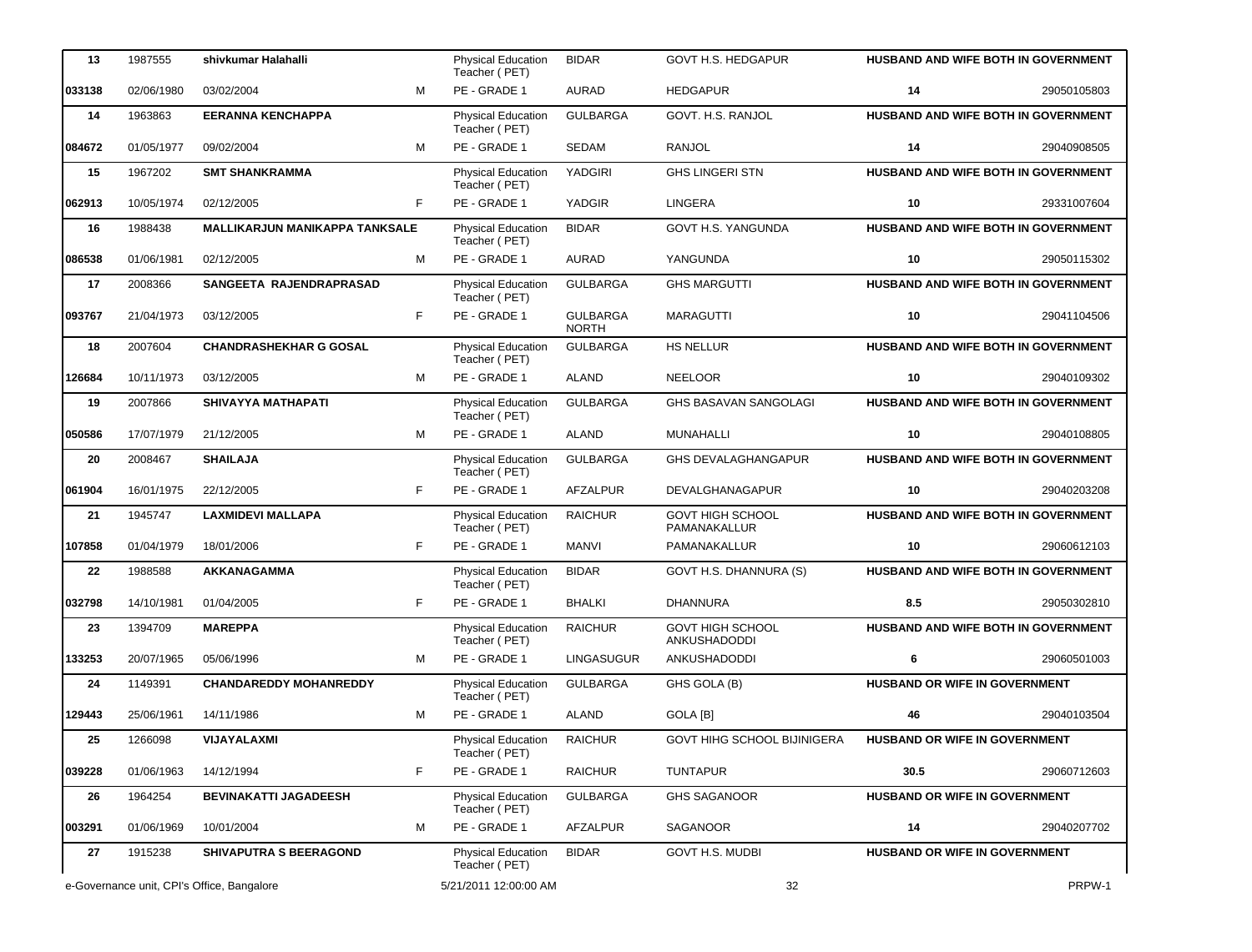| | | | | | | | | |
|---|---|---|---|---|---|---|---|---|
| 13 | 1987555 | shivkumar Halahalli | | Physical Education Teacher ( PET) | BIDAR | GOVT H.S. HEDGAPUR | HUSBAND AND WIFE BOTH IN GOVERNMENT | |
| 033138 | 02/06/1980 | 03/02/2004 | M | PE - GRADE 1 | AURAD | HEDGAPUR | 14 | 29050105803 |
| 14 | 1963863 | EERANNA KENCHAPPA | | Physical Education Teacher ( PET) | GULBARGA | GOVT. H.S. RANJOL | HUSBAND AND WIFE BOTH IN GOVERNMENT | |
| 084672 | 01/05/1977 | 09/02/2004 | M | PE - GRADE 1 | SEDAM | RANJOL | 14 | 29040908505 |
| 15 | 1967202 | SMT SHANKRAMMA | | Physical Education Teacher ( PET) | YADGIRI | GHS LINGERI STN | HUSBAND AND WIFE BOTH IN GOVERNMENT | |
| 062913 | 10/05/1974 | 02/12/2005 | F | PE - GRADE 1 | YADGIR | LINGERA | 10 | 29331007604 |
| 16 | 1988438 | MALLIKARJUN MANIKAPPA TANKSALE | | Physical Education Teacher ( PET) | BIDAR | GOVT H.S. YANGUNDA | HUSBAND AND WIFE BOTH IN GOVERNMENT | |
| 086538 | 01/06/1981 | 02/12/2005 | M | PE - GRADE 1 | AURAD | YANGUNDA | 10 | 29050115302 |
| 17 | 2008366 | SANGEETA RAJENDRAPRASAD | | Physical Education Teacher ( PET) | GULBARGA | GHS MARGUTTI | HUSBAND AND WIFE BOTH IN GOVERNMENT | |
| 093767 | 21/04/1973 | 03/12/2005 | F | PE - GRADE 1 | GULBARGA NORTH | MARAGUTTI | 10 | 29041104506 |
| 18 | 2007604 | CHANDRASHEKHAR G GOSAL | | Physical Education Teacher ( PET) | GULBARGA | HS NELLUR | HUSBAND AND WIFE BOTH IN GOVERNMENT | |
| 126684 | 10/11/1973 | 03/12/2005 | M | PE - GRADE 1 | ALAND | NEELOOR | 10 | 29040109302 |
| 19 | 2007866 | SHIVAYYA MATHAPATI | | Physical Education Teacher ( PET) | GULBARGA | GHS BASAVAN SANGOLAGI | HUSBAND AND WIFE BOTH IN GOVERNMENT | |
| 050586 | 17/07/1979 | 21/12/2005 | M | PE - GRADE 1 | ALAND | MUNAHALLI | 10 | 29040108805 |
| 20 | 2008467 | SHAILAJA | | Physical Education Teacher ( PET) | GULBARGA | GHS DEVALAGHANGAPUR | HUSBAND AND WIFE BOTH IN GOVERNMENT | |
| 061904 | 16/01/1975 | 22/12/2005 | F | PE - GRADE 1 | AFZALPUR | DEVALGHANAGAPUR | 10 | 29040203208 |
| 21 | 1945747 | LAXMIDEVI MALLAPA | | Physical Education Teacher ( PET) | RAICHUR | GOVT HIGH SCHOOL PAMANAKALLUR | HUSBAND AND WIFE BOTH IN GOVERNMENT | |
| 107858 | 01/04/1979 | 18/01/2006 | F | PE - GRADE 1 | MANVI | PAMANAKALLUR | 10 | 29060612103 |
| 22 | 1988588 | AKKANAGAMMA | | Physical Education Teacher ( PET) | BIDAR | GOVT H.S. DHANNURA (S) | HUSBAND AND WIFE BOTH IN GOVERNMENT | |
| 032798 | 14/10/1981 | 01/04/2005 | F | PE - GRADE 1 | BHALKI | DHANNURA | 8.5 | 29050302810 |
| 23 | 1394709 | MAREPPA | | Physical Education Teacher ( PET) | RAICHUR | GOVT HIGH SCHOOL ANKUSHADODDI | HUSBAND AND WIFE BOTH IN GOVERNMENT | |
| 133253 | 20/07/1965 | 05/06/1996 | M | PE - GRADE 1 | LINGASUGUR | ANKUSHADODDI | 6 | 29060501003 |
| 24 | 1149391 | CHANDAREDDY MOHANREDDY | | Physical Education Teacher ( PET) | GULBARGA | GHS GOLA (B) | HUSBAND OR WIFE IN GOVERNMENT | |
| 129443 | 25/06/1961 | 14/11/1986 | M | PE - GRADE 1 | ALAND | GOLA [B] | 46 | 29040103504 |
| 25 | 1266098 | VIJAYALAXMI | | Physical Education Teacher ( PET) | RAICHUR | GOVT HIHG SCHOOL BIJINIGERA | HUSBAND OR WIFE IN GOVERNMENT | |
| 039228 | 01/06/1963 | 14/12/1994 | F | PE - GRADE 1 | RAICHUR | TUNTAPUR | 30.5 | 29060712603 |
| 26 | 1964254 | BEVINAKATTI JAGADEESH | | Physical Education Teacher ( PET) | GULBARGA | GHS SAGANOOR | HUSBAND OR WIFE IN GOVERNMENT | |
| 003291 | 01/06/1969 | 10/01/2004 | M | PE - GRADE 1 | AFZALPUR | SAGANOOR | 14 | 29040207702 |
| 27 | 1915238 | SHIVAPUTRA S BEERAGOND | | Physical Education Teacher ( PET) | BIDAR | GOVT H.S. MUDBI | HUSBAND OR WIFE IN GOVERNMENT | |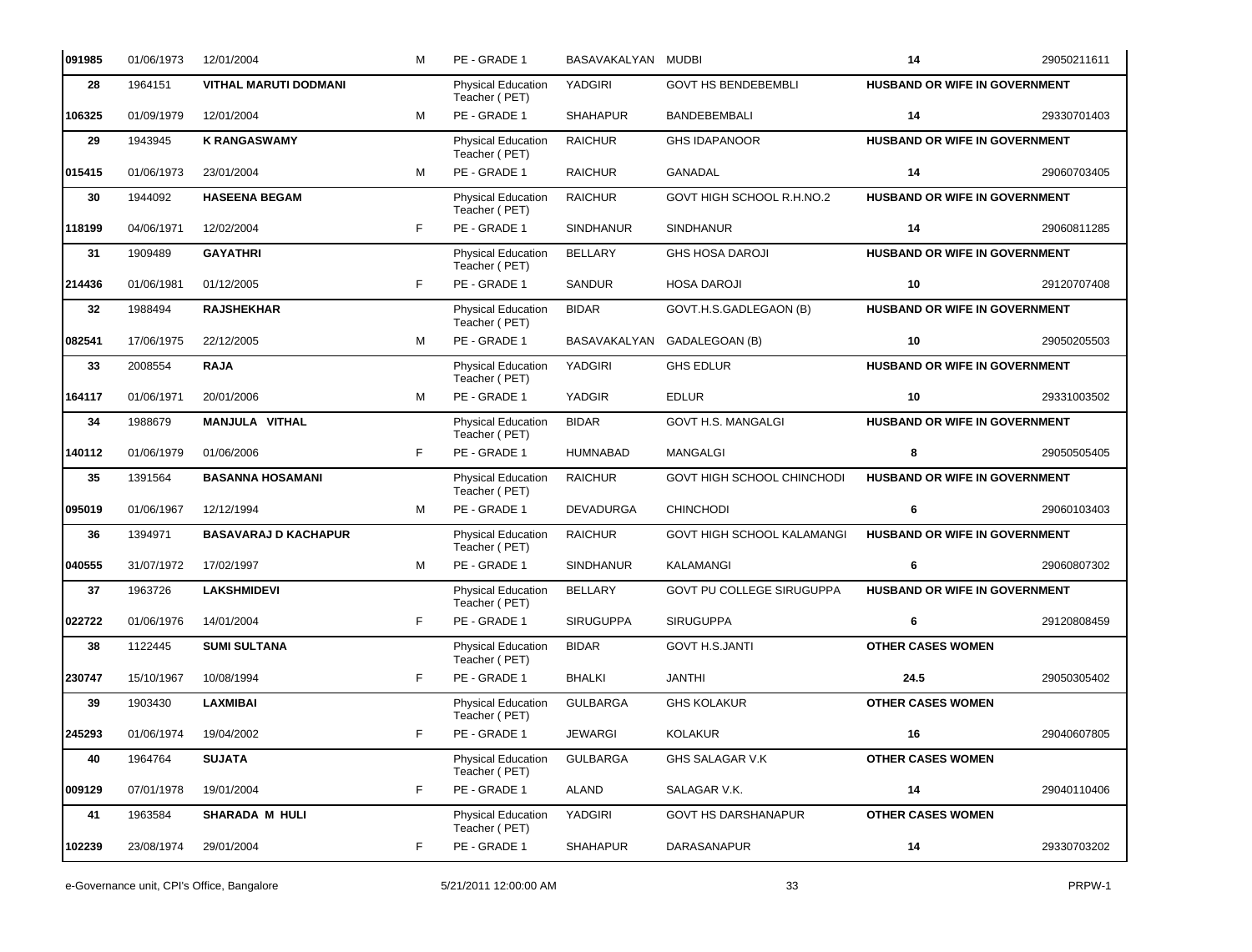| | | | | | | | | |
|---|---|---|---|---|---|---|---|---|
| 091985 | 01/06/1973 | 12/01/2004 | M | PE - GRADE 1 | BASAVAKALYAN | MUDBI | 14 | 29050211611 |
| **28** | 1964151 | **VITHAL MARUTI DODMANI** | | Physical Education Teacher ( PET) | YADGIRI | GOVT HS BENDEBEMBLI | **HUSBAND OR WIFE IN GOVERNMENT** | |
| 106325 | 01/09/1979 | 12/01/2004 | M | PE - GRADE 1 | SHAHAPUR | BANDEBEMBALI | 14 | 29330701403 |
| **29** | 1943945 | **K RANGASWAMY** | | Physical Education Teacher ( PET) | RAICHUR | GHS IDAPANOOR | **HUSBAND OR WIFE IN GOVERNMENT** | |
| 015415 | 01/06/1973 | 23/01/2004 | M | PE - GRADE 1 | RAICHUR | GANADAL | 14 | 29060703405 |
| **30** | 1944092 | **HASEENA BEGAM** | | Physical Education Teacher ( PET) | RAICHUR | GOVT HIGH SCHOOL R.H.NO.2 | **HUSBAND OR WIFE IN GOVERNMENT** | |
| 118199 | 04/06/1971 | 12/02/2004 | F | PE - GRADE 1 | SINDHANUR | SINDHANUR | 14 | 29060811285 |
| **31** | 1909489 | **GAYATHRI** | | Physical Education Teacher ( PET) | BELLARY | GHS HOSA DAROJI | **HUSBAND OR WIFE IN GOVERNMENT** | |
| 214436 | 01/06/1981 | 01/12/2005 | F | PE - GRADE 1 | SANDUR | HOSA DAROJI | 10 | 29120707408 |
| **32** | 1988494 | **RAJSHEKHAR** | | Physical Education Teacher ( PET) | BIDAR | GOVT.H.S.GADLEGAON (B) | **HUSBAND OR WIFE IN GOVERNMENT** | |
| 082541 | 17/06/1975 | 22/12/2005 | M | PE - GRADE 1 | BASAVAKALYAN | GADALEGOAN (B) | 10 | 29050205503 |
| **33** | 2008554 | **RAJA** | | Physical Education Teacher ( PET) | YADGIRI | GHS EDLUR | **HUSBAND OR WIFE IN GOVERNMENT** | |
| 164117 | 01/06/1971 | 20/01/2006 | M | PE - GRADE 1 | YADGIR | EDLUR | 10 | 29331003502 |
| **34** | 1988679 | **MANJULA VITHAL** | | Physical Education Teacher ( PET) | BIDAR | GOVT H.S. MANGALGI | **HUSBAND OR WIFE IN GOVERNMENT** | |
| 140112 | 01/06/1979 | 01/06/2006 | F | PE - GRADE 1 | HUMNABAD | MANGALGI | 8 | 29050505405 |
| **35** | 1391564 | **BASANNA HOSAMANI** | | Physical Education Teacher ( PET) | RAICHUR | GOVT HIGH SCHOOL CHINCHODI | **HUSBAND OR WIFE IN GOVERNMENT** | |
| 095019 | 01/06/1967 | 12/12/1994 | M | PE - GRADE 1 | DEVADURGA | CHINCHODI | 6 | 29060103403 |
| **36** | 1394971 | **BASAVARAJ D KACHAPUR** | | Physical Education Teacher ( PET) | RAICHUR | GOVT HIGH SCHOOL KALAMANGI | **HUSBAND OR WIFE IN GOVERNMENT** | |
| 040555 | 31/07/1972 | 17/02/1997 | M | PE - GRADE 1 | SINDHANUR | KALAMANGI | 6 | 29060807302 |
| **37** | 1963726 | **LAKSHMIDEVI** | | Physical Education Teacher ( PET) | BELLARY | GOVT PU COLLEGE SIRUGUPPA | **HUSBAND OR WIFE IN GOVERNMENT** | |
| 022722 | 01/06/1976 | 14/01/2004 | F | PE - GRADE 1 | SIRUGUPPA | SIRUGUPPA | 6 | 29120808459 |
| **38** | 1122445 | **SUMI SULTANA** | | Physical Education Teacher ( PET) | BIDAR | GOVT H.S.JANTI | **OTHER CASES WOMEN** | |
| 230747 | 15/10/1967 | 10/08/1994 | F | PE - GRADE 1 | BHALKI | JANTHI | 24.5 | 29050305402 |
| **39** | 1903430 | **LAXMIBAI** | | Physical Education Teacher ( PET) | GULBARGA | GHS KOLAKUR | **OTHER CASES WOMEN** | |
| 245293 | 01/06/1974 | 19/04/2002 | F | PE - GRADE 1 | JEWARGI | KOLAKUR | 16 | 29040607805 |
| **40** | 1964764 | **SUJATA** | | Physical Education Teacher ( PET) | GULBARGA | GHS SALAGAR V.K | **OTHER CASES WOMEN** | |
| 009129 | 07/01/1978 | 19/01/2004 | F | PE - GRADE 1 | ALAND | SALAGAR V.K. | 14 | 29040110406 |
| **41** | 1963584 | **SHARADA M HULI** | | Physical Education Teacher ( PET) | YADGIRI | GOVT HS DARSHANAPUR | **OTHER CASES WOMEN** | |
| 102239 | 23/08/1974 | 29/01/2004 | F | PE - GRADE 1 | SHAHAPUR | DARASANAPUR | 14 | 29330703202 |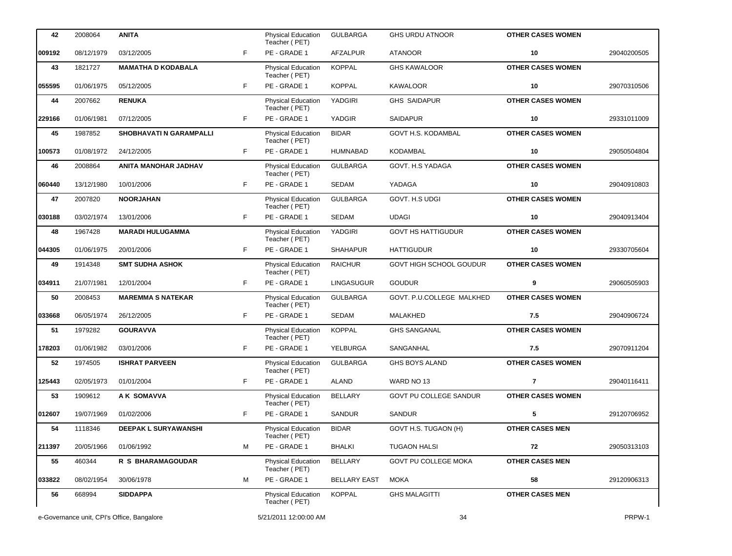| | | | | | | | | |
|---|---|---|---|---|---|---|---|---|
| **42** | 2008064 | **ANITA** | | Physical Education Teacher ( PET) | GULBARGA | GHS URDU ATNOOR | **OTHER CASES WOMEN** | |
| **009192** | 08/12/1979 | 03/12/2005 | F | PE - GRADE 1 | AFZALPUR | ATANOOR | **10** | 29040200505 |
| **43** | 1821727 | **MAMATHA D KODABALA** | | Physical Education Teacher ( PET) | KOPPAL | GHS KAWALOOR | **OTHER CASES WOMEN** | |
| **055595** | 01/06/1975 | 05/12/2005 | F | PE - GRADE 1 | KOPPAL | KAWALOOR | **10** | 29070310506 |
| **44** | 2007662 | **RENUKA** | | Physical Education Teacher ( PET) | YADGIRI | GHS SAIDAPUR | **OTHER CASES WOMEN** | |
| **229166** | 01/06/1981 | 07/12/2005 | F | PE - GRADE 1 | YADGIR | SAIDAPUR | **10** | 29331011009 |
| **45** | 1987852 | **SHOBHAVATI N GARAMPALLI** | | Physical Education Teacher ( PET) | BIDAR | GOVT H.S. KODAMBAL | **OTHER CASES WOMEN** | |
| **100573** | 01/08/1972 | 24/12/2005 | F | PE - GRADE 1 | HUMNABAD | KODAMBAL | **10** | 29050504804 |
| **46** | 2008864 | **ANITA MANOHAR JADHAV** | | Physical Education Teacher ( PET) | GULBARGA | GOVT. H.S YADAGA | **OTHER CASES WOMEN** | |
| **060440** | 13/12/1980 | 10/01/2006 | F | PE - GRADE 1 | SEDAM | YADAGA | **10** | 29040910803 |
| **47** | 2007820 | **NOORJAHAN** | | Physical Education Teacher ( PET) | GULBARGA | GOVT. H.S UDGI | **OTHER CASES WOMEN** | |
| **030188** | 03/02/1974 | 13/01/2006 | F | PE - GRADE 1 | SEDAM | UDAGI | **10** | 29040913404 |
| **48** | 1967428 | **MARADI HULUGAMMA** | | Physical Education Teacher ( PET) | YADGIRI | GOVT HS HATTIGUDUR | **OTHER CASES WOMEN** | |
| **044305** | 01/06/1975 | 20/01/2006 | F | PE - GRADE 1 | SHAHAPUR | HATTIGUDUR | **10** | 29330705604 |
| **49** | 1914348 | **SMT SUDHA ASHOK** | | Physical Education Teacher ( PET) | RAICHUR | GOVT HIGH SCHOOL GOUDUR | **OTHER CASES WOMEN** | |
| **034911** | 21/07/1981 | 12/01/2004 | F | PE - GRADE 1 | LINGASUGUR | GOUDUR | **9** | 29060505903 |
| **50** | 2008453 | **MAREMMA S NATEKAR** | | Physical Education Teacher ( PET) | GULBARGA | GOVT. P.U.COLLEGE MALKHED | **OTHER CASES WOMEN** | |
| **033668** | 06/05/1974 | 26/12/2005 | F | PE - GRADE 1 | SEDAM | MALAKHED | **7.5** | 29040906724 |
| **51** | 1979282 | **GOURAVVA** | | Physical Education Teacher ( PET) | KOPPAL | GHS SANGANAL | **OTHER CASES WOMEN** | |
| **178203** | 01/06/1982 | 03/01/2006 | F | PE - GRADE 1 | YELBURGA | SANGANHAL | **7.5** | 29070911204 |
| **52** | 1974505 | **ISHRAT PARVEEN** | | Physical Education Teacher ( PET) | GULBARGA | GHS BOYS ALAND | **OTHER CASES WOMEN** | |
| **125443** | 02/05/1973 | 01/01/2004 | F | PE - GRADE 1 | ALAND | WARD NO 13 | **7** | 29040116411 |
| **53** | 1909612 | **A K SOMAVVA** | | Physical Education Teacher ( PET) | BELLARY | GOVT PU COLLEGE SANDUR | **OTHER CASES WOMEN** | |
| **012607** | 19/07/1969 | 01/02/2006 | F | PE - GRADE 1 | SANDUR | SANDUR | **5** | 29120706952 |
| **54** | 1118346 | **DEEPAK L SURYAWANSHI** | | Physical Education Teacher ( PET) | BIDAR | GOVT H.S. TUGAON (H) | **OTHER CASES MEN** | |
| **211397** | 20/05/1966 | 01/06/1992 | M | PE - GRADE 1 | BHALKI | TUGAON HALSI | **72** | 29050313103 |
| **55** | 460344 | **R S BHARAMAGOUDAR** | | Physical Education Teacher ( PET) | BELLARY | GOVT PU COLLEGE MOKA | **OTHER CASES MEN** | |
| **033822** | 08/02/1954 | 30/06/1978 | M | PE - GRADE 1 | BELLARY EAST | MOKA | **58** | 29120906313 |
| **56** | 668994 | **SIDDAPPA** | | Physical Education Teacher ( PET) | KOPPAL | GHS MALAGITTI | **OTHER CASES MEN** | |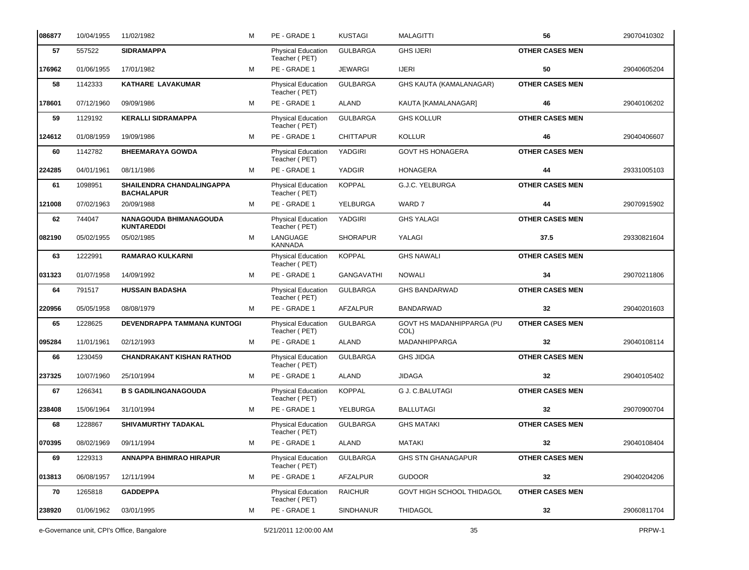| | | | | | | | | |
|---|---|---|---|---|---|---|---|---|
| 086877 | 10/04/1955 | 11/02/1982 | M | PE - GRADE 1 | KUSTAGI | MALAGITTI | 56 | 29070410302 |
| 57 | 557522 | **SIDRAMAPPA** | | Physical Education Teacher ( PET) | GULBARGA | GHS IJERI | **OTHER CASES MEN** | |
| 176962 | 01/06/1955 | 17/01/1982 | M | PE - GRADE 1 | JEWARGI | IJERI | 50 | 29040605204 |
| 58 | 1142333 | **KATHARE LAVAKUMAR** | | Physical Education Teacher ( PET) | GULBARGA | GHS KAUTA (KAMALANAGAR) | **OTHER CASES MEN** | |
| 178601 | 07/12/1960 | 09/09/1986 | M | PE - GRADE 1 | ALAND | KAUTA [KAMALANAGAR] | 46 | 29040106202 |
| 59 | 1129192 | **KERALLI SIDRAMAPPA** | | Physical Education Teacher ( PET) | GULBARGA | GHS KOLLUR | **OTHER CASES MEN** | |
| 124612 | 01/08/1959 | 19/09/1986 | M | PE - GRADE 1 | CHITTAPUR | KOLLUR | 46 | 29040406607 |
| 60 | 1142782 | **BHEEMARAYA GOWDA** | | Physical Education Teacher ( PET) | YADGIRI | GOVT HS HONAGERA | **OTHER CASES MEN** | |
| 224285 | 04/01/1961 | 08/11/1986 | M | PE - GRADE 1 | YADGIR | HONAGERA | 44 | 29331005103 |
| 61 | 1098951 | **SHAILENDRA CHANDALINGAPPA BACHALAPUR** | | Physical Education Teacher ( PET) | KOPPAL | G.J.C. YELBURGA | **OTHER CASES MEN** | |
| 121008 | 07/02/1963 | 20/09/1988 | M | PE - GRADE 1 | YELBURGA | WARD 7 | 44 | 29070915902 |
| 62 | 744047 | **NANAGOUDA BHIMANAGOUDA KUNTAREDDI** | | Physical Education Teacher ( PET) | YADGIRI | GHS YALAGI | **OTHER CASES MEN** | |
| 082190 | 05/02/1955 | 05/02/1985 | M | LANGUAGE KANNADA | SHORAPUR | YALAGI | 37.5 | 29330821604 |
| 63 | 1222991 | **RAMARAO KULKARNI** | | Physical Education Teacher ( PET) | KOPPAL | GHS NAWALI | **OTHER CASES MEN** | |
| 031323 | 01/07/1958 | 14/09/1992 | M | PE - GRADE 1 | GANGAVATHI | NOWALI | 34 | 29070211806 |
| 64 | 791517 | **HUSSAIN BADASHA** | | Physical Education Teacher ( PET) | GULBARGA | GHS BANDARWAD | **OTHER CASES MEN** | |
| 220956 | 05/05/1958 | 08/08/1979 | M | PE - GRADE 1 | AFZALPUR | BANDARWAD | 32 | 29040201603 |
| 65 | 1228625 | **DEVENDRAPPA TAMMANA KUNTOGI** | | Physical Education Teacher ( PET) | GULBARGA | GOVT HS MADANHIPPARGA (PU COL) | **OTHER CASES MEN** | |
| 095284 | 11/01/1961 | 02/12/1993 | M | PE - GRADE 1 | ALAND | MADANHIPPARGA | 32 | 29040108114 |
| 66 | 1230459 | **CHANDRAKANT KISHAN RATHOD** | | Physical Education Teacher ( PET) | GULBARGA | GHS JIDGA | **OTHER CASES MEN** | |
| 237325 | 10/07/1960 | 25/10/1994 | M | PE - GRADE 1 | ALAND | JIDAGA | 32 | 29040105402 |
| 67 | 1266341 | **B S GADILINGANAGOUDA** | | Physical Education Teacher ( PET) | KOPPAL | G J. C.BALUTAGI | **OTHER CASES MEN** | |
| 238408 | 15/06/1964 | 31/10/1994 | M | PE - GRADE 1 | YELBURGA | BALLUTAGI | 32 | 29070900704 |
| 68 | 1228867 | **SHIVAMURTHY TADAKAL** | | Physical Education Teacher ( PET) | GULBARGA | GHS MATAKI | **OTHER CASES MEN** | |
| 070395 | 08/02/1969 | 09/11/1994 | M | PE - GRADE 1 | ALAND | MATAKI | 32 | 29040108404 |
| 69 | 1229313 | **ANNAPPA BHIMRAO HIRAPUR** | | Physical Education Teacher ( PET) | GULBARGA | GHS STN GHANAGAPUR | **OTHER CASES MEN** | |
| 013813 | 06/08/1957 | 12/11/1994 | M | PE - GRADE 1 | AFZALPUR | GUDOOR | 32 | 29040204206 |
| 70 | 1265818 | **GADDEPPA** | | Physical Education Teacher ( PET) | RAICHUR | GOVT HIGH SCHOOL THIDAGOL | **OTHER CASES MEN** | |
| 238920 | 01/06/1962 | 03/01/1995 | M | PE - GRADE 1 | SINDHANUR | THIDAGOL | 32 | 29060811704 |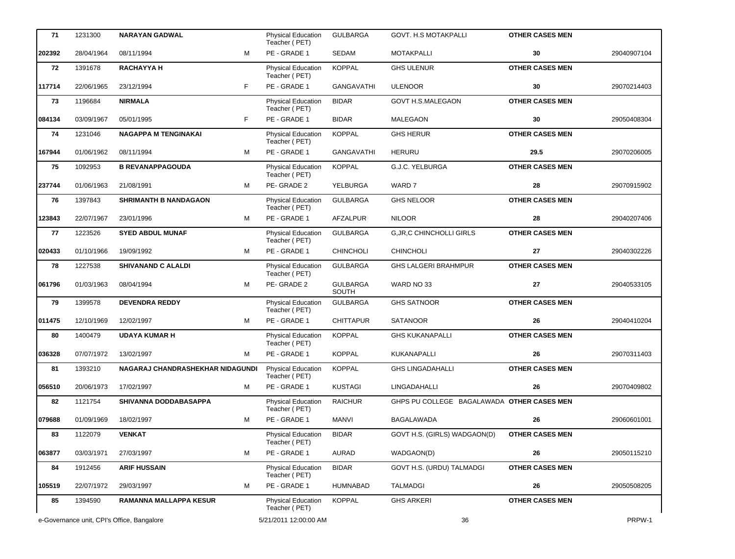| | | | | | | | | |
|---|---|---|---|---|---|---|---|---|
| 71 | 1231300 | NARAYAN GADWAL | | Physical Education Teacher ( PET) | GULBARGA | GOVT. H.S MOTAKPALLI | OTHER CASES MEN | |
| 202392 | 28/04/1964 | 08/11/1994 | M | PE - GRADE 1 | SEDAM | MOTAKPALLI | 30 | 29040907104 |
| 72 | 1391678 | RACHAYYA H | | Physical Education Teacher ( PET) | KOPPAL | GHS ULENUR | OTHER CASES MEN | |
| 117714 | 22/06/1965 | 23/12/1994 | F | PE - GRADE 1 | GANGAVATHI | ULENOOR | 30 | 29070214403 |
| 73 | 1196684 | NIRMALA | | Physical Education Teacher ( PET) | BIDAR | GOVT H.S.MALEGAON | OTHER CASES MEN | |
| 084134 | 03/09/1967 | 05/01/1995 | F | PE - GRADE 1 | BIDAR | MALEGAON | 30 | 29050408304 |
| 74 | 1231046 | NAGAPPA M TENGINAKAI | | Physical Education Teacher ( PET) | KOPPAL | GHS HERUR | OTHER CASES MEN | |
| 167944 | 01/06/1962 | 08/11/1994 | M | PE - GRADE 1 | GANGAVATHI | HERURU | 29.5 | 29070206005 |
| 75 | 1092953 | B REVANAPPAGOUDA | | Physical Education Teacher ( PET) | KOPPAL | G.J.C. YELBURGA | OTHER CASES MEN | |
| 237744 | 01/06/1963 | 21/08/1991 | M | PE- GRADE 2 | YELBURGA | WARD 7 | 28 | 29070915902 |
| 76 | 1397843 | SHRIMANTH B NANDAGAON | | Physical Education Teacher ( PET) | GULBARGA | GHS NELOOR | OTHER CASES MEN | |
| 123843 | 22/07/1967 | 23/01/1996 | M | PE - GRADE 1 | AFZALPUR | NILOOR | 28 | 29040207406 |
| 77 | 1223526 | SYED ABDUL MUNAF | | Physical Education Teacher ( PET) | GULBARGA | G,JR,C CHINCHOLLI GIRLS | OTHER CASES MEN | |
| 020433 | 01/10/1966 | 19/09/1992 | M | PE - GRADE 1 | CHINCHOLI | CHINCHOLI | 27 | 29040302226 |
| 78 | 1227538 | SHIVANAND C ALALDI | | Physical Education Teacher ( PET) | GULBARGA | GHS LALGERI BRAHMPUR | OTHER CASES MEN | |
| 061796 | 01/03/1963 | 08/04/1994 | M | PE- GRADE 2 | GULBARGA SOUTH | WARD NO 33 | 27 | 29040533105 |
| 79 | 1399578 | DEVENDRA REDDY | | Physical Education Teacher ( PET) | GULBARGA | GHS SATNOOR | OTHER CASES MEN | |
| 011475 | 12/10/1969 | 12/02/1997 | M | PE - GRADE 1 | CHITTAPUR | SATANOOR | 26 | 29040410204 |
| 80 | 1400479 | UDAYA KUMAR H | | Physical Education Teacher ( PET) | KOPPAL | GHS KUKANAPALLI | OTHER CASES MEN | |
| 036328 | 07/07/1972 | 13/02/1997 | M | PE - GRADE 1 | KOPPAL | KUKANAPALLI | 26 | 29070311403 |
| 81 | 1393210 | NAGARAJ CHANDRASHEKHAR NIDAGUNDI | | Physical Education Teacher ( PET) | KOPPAL | GHS LINGADAHALLI | OTHER CASES MEN | |
| 056510 | 20/06/1973 | 17/02/1997 | M | PE - GRADE 1 | KUSTAGI | LINGADAHALLI | 26 | 29070409802 |
| 82 | 1121754 | SHIVANNA DODDABASAPPA | | Physical Education Teacher ( PET) | RAICHUR | GHPS PU COLLEGE BAGALAWADA | OTHER CASES MEN | |
| 079688 | 01/09/1969 | 18/02/1997 | M | PE - GRADE 1 | MANVI | BAGALAWADA | 26 | 29060601001 |
| 83 | 1122079 | VENKAT | | Physical Education Teacher ( PET) | BIDAR | GOVT H.S. (GIRLS) WADGAON(D) | OTHER CASES MEN | |
| 063877 | 03/03/1971 | 27/03/1997 | M | PE - GRADE 1 | AURAD | WADGAON(D) | 26 | 29050115210 |
| 84 | 1912456 | ARIF HUSSAIN | | Physical Education Teacher ( PET) | BIDAR | GOVT H.S. (URDU) TALMADGI | OTHER CASES MEN | |
| 105519 | 22/07/1972 | 29/03/1997 | M | PE - GRADE 1 | HUMNABAD | TALMADGI | 26 | 29050508205 |
| 85 | 1394590 | RAMANNA MALLAPPA KESUR | | Physical Education Teacher ( PET) | KOPPAL | GHS ARKERI | OTHER CASES MEN | |

e-Governance unit, CPI's Office, Bangalore 5/21/2011 12:00:00 AM PRPW-1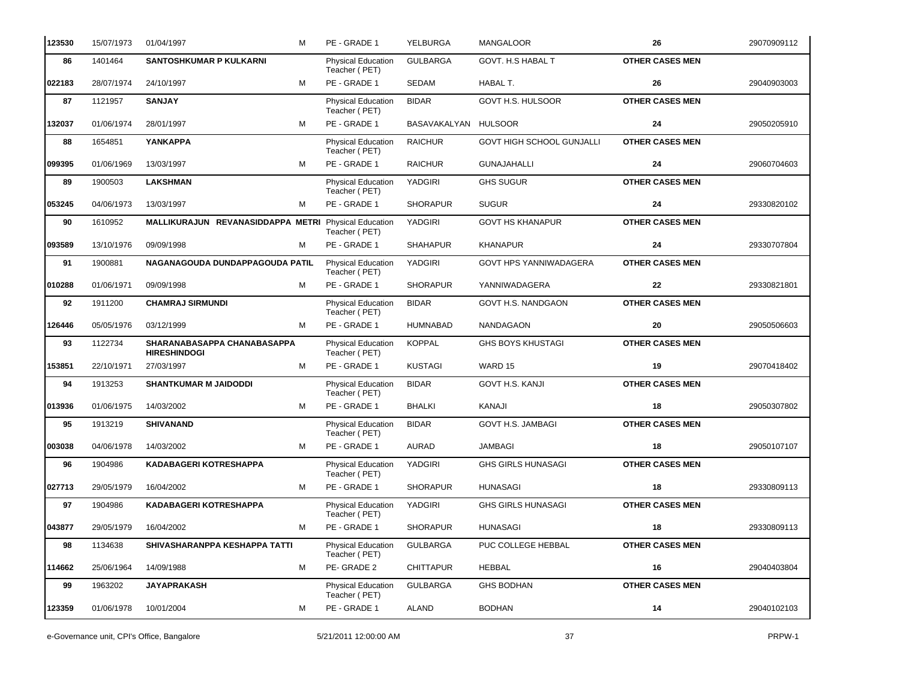| | | | | | | | | |
|---|---|---|---|---|---|---|---|---|
| 123530 | 15/07/1973 | 01/04/1997 | M | PE - GRADE 1 | YELBURGA | MANGALOOR | 26 | 29070909112 |
| 86 | 1401464 | **SANTOSHKUMAR P KULKARNI** | | Physical Education Teacher ( PET) | GULBARGA | GOVT. H.S HABAL T | **OTHER CASES MEN** | |
| 022183 | 28/07/1974 | 24/10/1997 | M | PE - GRADE 1 | SEDAM | HABAL T. | 26 | 29040903003 |
| 87 | 1121957 | **SANJAY** | | Physical Education Teacher ( PET) | BIDAR | GOVT H.S. HULSOOR | **OTHER CASES MEN** | |
| 132037 | 01/06/1974 | 28/01/1997 | M | PE - GRADE 1 | BASAVAKALYAN | HULSOOR | 24 | 29050205910 |
| 88 | 1654851 | **YANKAPPA** | | Physical Education Teacher ( PET) | RAICHUR | GOVT HIGH SCHOOL GUNJALLI | **OTHER CASES MEN** | |
| 099395 | 01/06/1969 | 13/03/1997 | M | PE - GRADE 1 | RAICHUR | GUNAJAHALLI | 24 | 29060704603 |
| 89 | 1900503 | **LAKSHMAN** | | Physical Education Teacher ( PET) | YADGIRI | GHS SUGUR | **OTHER CASES MEN** | |
| 053245 | 04/06/1973 | 13/03/1997 | M | PE - GRADE 1 | SHORAPUR | SUGUR | 24 | 29330820102 |
| 90 | 1610952 | **MALLIKURAJUN REVANASIDDAPPA METRI** | | Physical Education Teacher ( PET) | YADGIRI | GOVT HS KHANAPUR | **OTHER CASES MEN** | |
| 093589 | 13/10/1976 | 09/09/1998 | M | PE - GRADE 1 | SHAHAPUR | KHANAPUR | 24 | 29330707804 |
| 91 | 1900881 | **NAGANAGOUDA DUNDAPPAGOUDA PATIL** | | Physical Education Teacher ( PET) | YADGIRI | GOVT HPS YANNIWADAGERA | **OTHER CASES MEN** | |
| 010288 | 01/06/1971 | 09/09/1998 | M | PE - GRADE 1 | SHORAPUR | YANNIWADAGERA | 22 | 29330821801 |
| 92 | 1911200 | **CHAMRAJ SIRMUNDI** | | Physical Education Teacher ( PET) | BIDAR | GOVT H.S. NANDGAON | **OTHER CASES MEN** | |
| 126446 | 05/05/1976 | 03/12/1999 | M | PE - GRADE 1 | HUMNABAD | NANDAGAON | 20 | 29050506603 |
| 93 | 1122734 | **SHARANABASAPPA CHANABASAPPA HIRESHINDOGI** | | Physical Education Teacher ( PET) | KOPPAL | GHS BOYS KHUSTAGI | **OTHER CASES MEN** | |
| 153851 | 22/10/1971 | 27/03/1997 | M | PE - GRADE 1 | KUSTAGI | WARD 15 | 19 | 29070418402 |
| 94 | 1913253 | **SHANTKUMAR M JAIDODDI** | | Physical Education Teacher ( PET) | BIDAR | GOVT H.S. KANJI | **OTHER CASES MEN** | |
| 013936 | 01/06/1975 | 14/03/2002 | M | PE - GRADE 1 | BHALKI | KANAJI | 18 | 29050307802 |
| 95 | 1913219 | **SHIVANAND** | | Physical Education Teacher ( PET) | BIDAR | GOVT H.S. JAMBAGI | **OTHER CASES MEN** | |
| 003038 | 04/06/1978 | 14/03/2002 | M | PE - GRADE 1 | AURAD | JAMBAGI | 18 | 29050107107 |
| 96 | 1904986 | **KADABAGERI KOTRESHAPPA** | | Physical Education Teacher ( PET) | YADGIRI | GHS GIRLS HUNASAGI | **OTHER CASES MEN** | |
| 027713 | 29/05/1979 | 16/04/2002 | M | PE - GRADE 1 | SHORAPUR | HUNASAGI | 18 | 29330809113 |
| 97 | 1904986 | **KADABAGERI KOTRESHAPPA** | | Physical Education Teacher ( PET) | YADGIRI | GHS GIRLS HUNASAGI | **OTHER CASES MEN** | |
| 043877 | 29/05/1979 | 16/04/2002 | M | PE - GRADE 1 | SHORAPUR | HUNASAGI | 18 | 29330809113 |
| 98 | 1134638 | **SHIVASHARANPPA KESHAPPA TATTI** | | Physical Education Teacher ( PET) | GULBARGA | PUC COLLEGE HEBBAL | **OTHER CASES MEN** | |
| 114662 | 25/06/1964 | 14/09/1988 | M | PE- GRADE 2 | CHITTAPUR | HEBBAL | 16 | 29040403804 |
| 99 | 1963202 | **JAYAPRAKASH** | | Physical Education Teacher ( PET) | GULBARGA | GHS BODHAN | **OTHER CASES MEN** | |
| 123359 | 01/06/1978 | 10/01/2004 | M | PE - GRADE 1 | ALAND | BODHAN | 14 | 29040102103 |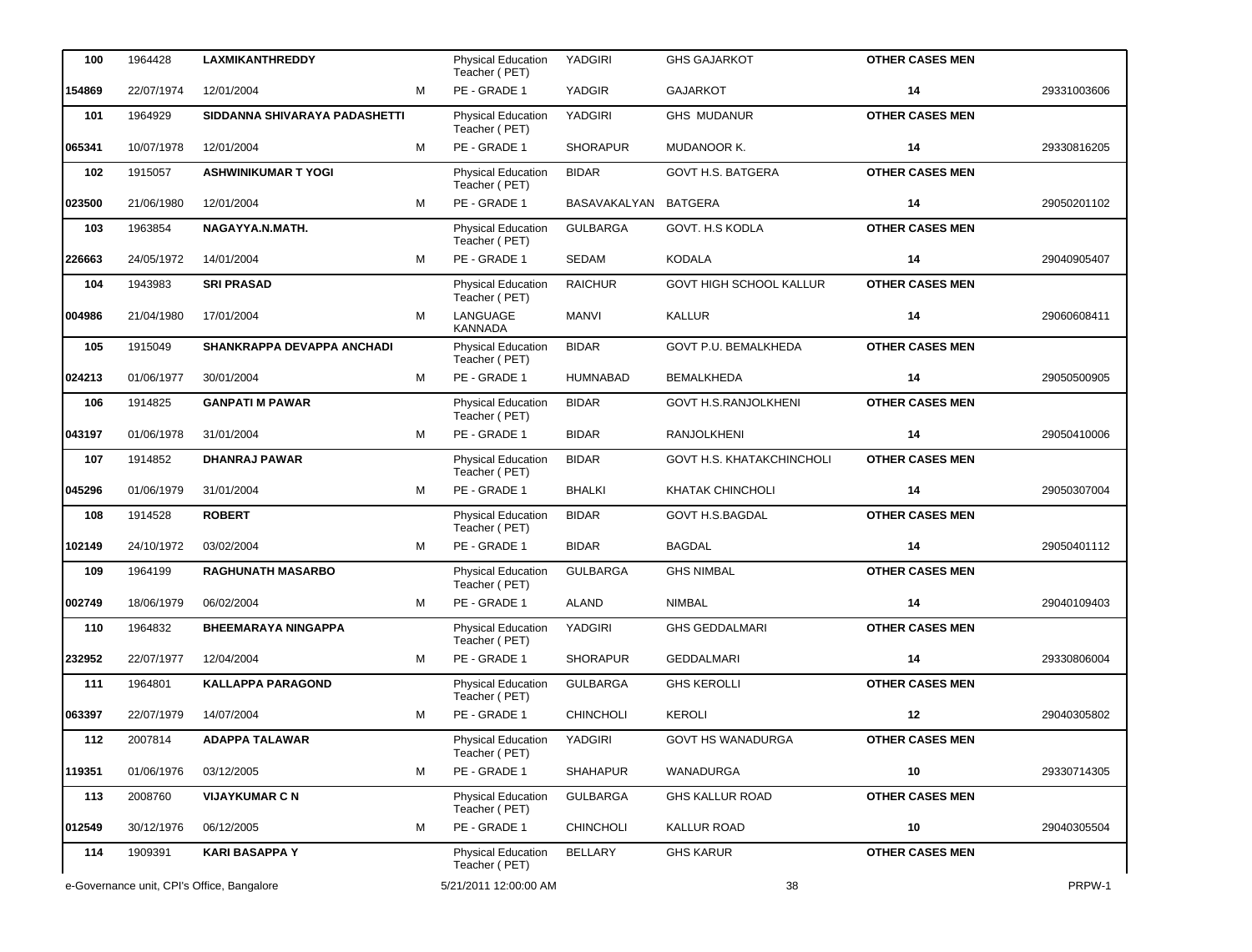| | | | | | | | | |
|---|---|---|---|---|---|---|---|---|
| **100** | 1964428 | **LAXMIKANTHREDDY** | | Physical Education Teacher ( PET) | YADGIRI | GHS GAJARKOT | **OTHER CASES MEN** | |
| **154869** | 22/07/1974 | 12/01/2004 | M | PE - GRADE 1 | YADGIR | GAJARKOT | **14** | 29331003606 |
| **101** | 1964929 | **SIDDANNA SHIVARAYA PADASHETTI** | | Physical Education Teacher ( PET) | YADGIRI | GHS MUDANUR | **OTHER CASES MEN** | |
| **065341** | 10/07/1978 | 12/01/2004 | M | PE - GRADE 1 | SHORAPUR | MUDANOOR K. | **14** | 29330816205 |
| **102** | 1915057 | **ASHWINIKUMAR T YOGI** | | Physical Education Teacher ( PET) | BIDAR | GOVT H.S. BATGERA | **OTHER CASES MEN** | |
| **023500** | 21/06/1980 | 12/01/2004 | M | PE - GRADE 1 | BASAVAKALYAN | BATGERA | **14** | 29050201102 |
| **103** | 1963854 | **NAGAYYA.N.MATH.** | | Physical Education Teacher ( PET) | GULBARGA | GOVT. H.S KODLA | **OTHER CASES MEN** | |
| **226663** | 24/05/1972 | 14/01/2004 | M | PE - GRADE 1 | SEDAM | KODALA | **14** | 29040905407 |
| **104** | 1943983 | **SRI PRASAD** | | Physical Education Teacher ( PET) | RAICHUR | GOVT HIGH SCHOOL KALLUR | **OTHER CASES MEN** | |
| **004986** | 21/04/1980 | 17/01/2004 | M | LANGUAGE KANNADA | MANVI | KALLUR | **14** | 29060608411 |
| **105** | 1915049 | **SHANKRAPPA DEVAPPA ANCHADI** | | Physical Education Teacher ( PET) | BIDAR | GOVT P.U. BEMALKHEDA | **OTHER CASES MEN** | |
| **024213** | 01/06/1977 | 30/01/2004 | M | PE - GRADE 1 | HUMNABAD | BEMALKHEDA | **14** | 29050500905 |
| **106** | 1914825 | **GANPATI M PAWAR** | | Physical Education Teacher ( PET) | BIDAR | GOVT H.S.RANJOLKHENI | **OTHER CASES MEN** | |
| **043197** | 01/06/1978 | 31/01/2004 | M | PE - GRADE 1 | BIDAR | RANJOLKHENI | **14** | 29050410006 |
| **107** | 1914852 | **DHANRAJ PAWAR** | | Physical Education Teacher ( PET) | BIDAR | GOVT H.S. KHATAKCHINCHOLI | **OTHER CASES MEN** | |
| **045296** | 01/06/1979 | 31/01/2004 | M | PE - GRADE 1 | BHALKI | KHATAK CHINCHOLI | **14** | 29050307004 |
| **108** | 1914528 | **ROBERT** | | Physical Education Teacher ( PET) | BIDAR | GOVT H.S.BAGDAL | **OTHER CASES MEN** | |
| **102149** | 24/10/1972 | 03/02/2004 | M | PE - GRADE 1 | BIDAR | BAGDAL | **14** | 29050401112 |
| **109** | 1964199 | **RAGHUNATH MASARBO** | | Physical Education Teacher ( PET) | GULBARGA | GHS NIMBAL | **OTHER CASES MEN** | |
| **002749** | 18/06/1979 | 06/02/2004 | M | PE - GRADE 1 | ALAND | NIMBAL | **14** | 29040109403 |
| **110** | 1964832 | **BHEEMARAYA NINGAPPA** | | Physical Education Teacher ( PET) | YADGIRI | GHS GEDDALMARI | **OTHER CASES MEN** | |
| **232952** | 22/07/1977 | 12/04/2004 | M | PE - GRADE 1 | SHORAPUR | GEDDALMARI | **14** | 29330806004 |
| **111** | 1964801 | **KALLAPPA PARAGOND** | | Physical Education Teacher ( PET) | GULBARGA | GHS KEROLLI | **OTHER CASES MEN** | |
| **063397** | 22/07/1979 | 14/07/2004 | M | PE - GRADE 1 | CHINCHOLI | KEROLI | **12** | 29040305802 |
| **112** | 2007814 | **ADAPPA TALAWAR** | | Physical Education Teacher ( PET) | YADGIRI | GOVT HS WANADURGA | **OTHER CASES MEN** | |
| **119351** | 01/06/1976 | 03/12/2005 | M | PE - GRADE 1 | SHAHAPUR | WANADURGA | **10** | 29330714305 |
| **113** | 2008760 | **VIJAYKUMAR C N** | | Physical Education Teacher ( PET) | GULBARGA | GHS KALLUR ROAD | **OTHER CASES MEN** | |
| **012549** | 30/12/1976 | 06/12/2005 | M | PE - GRADE 1 | CHINCHOLI | KALLUR ROAD | **10** | 29040305504 |
| **114** | 1909391 | **KARI BASAPPA Y** | | Physical Education Teacher ( PET) | BELLARY | GHS KARUR | **OTHER CASES MEN** | |

e-Governance unit, CPI's Office, Bangalore 5/21/2011 12:00:00 AM PRPW-1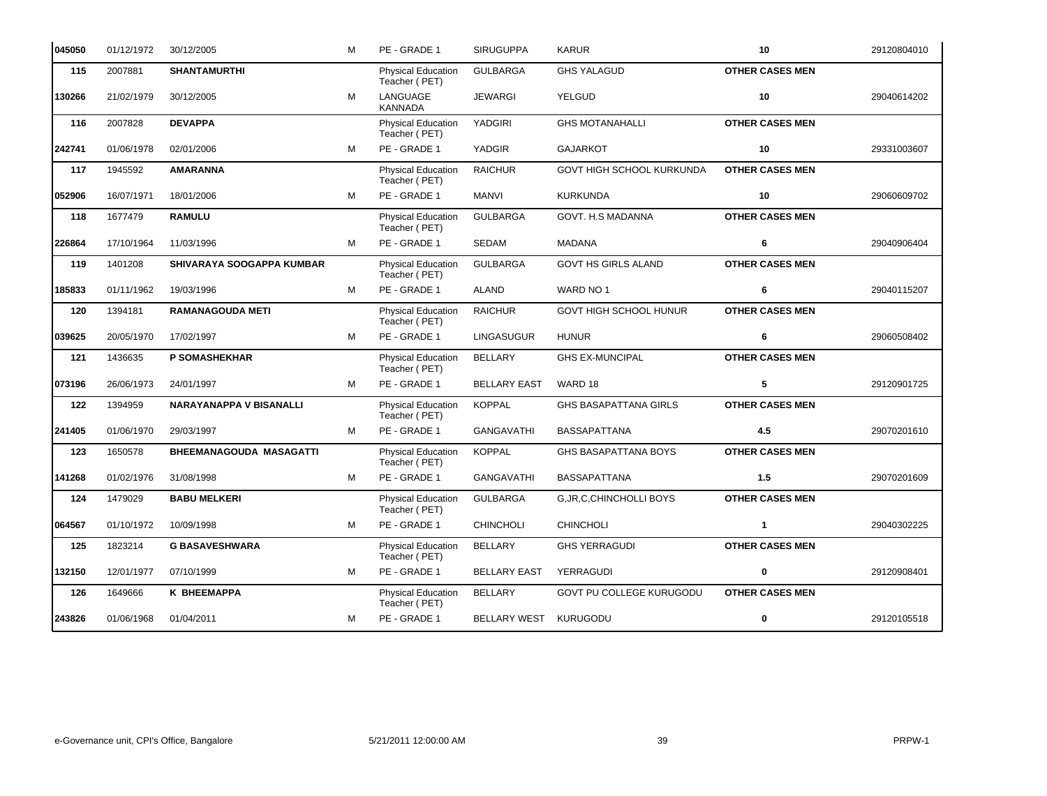| | | | | | | | | |
|---|---|---|---|---|---|---|---|---|
| 045050 | 01/12/1972 | 30/12/2005 | M | PE - GRADE 1 | SIRUGUPPA | KARUR | 10 | 29120804010 |
| 115 | 2007881 | **SHANTAMURTHI** | | Physical Education Teacher ( PET) | GULBARGA | GHS YALAGUD | **OTHER CASES MEN** | |
| 130266 | 21/02/1979 | 30/12/2005 | M | LANGUAGE KANNADA | JEWARGI | YELGUD | 10 | 29040614202 |
| 116 | 2007828 | **DEVAPPA** | | Physical Education Teacher ( PET) | YADGIRI | GHS MOTANAHALLI | **OTHER CASES MEN** | |
| 242741 | 01/06/1978 | 02/01/2006 | M | PE - GRADE 1 | YADGIR | GAJARKOT | 10 | 29331003607 |
| 117 | 1945592 | **AMARANNA** | | Physical Education Teacher ( PET) | RAICHUR | GOVT HIGH SCHOOL KURKUNDA | **OTHER CASES MEN** | |
| 052906 | 16/07/1971 | 18/01/2006 | M | PE - GRADE 1 | MANVI | KURKUNDA | 10 | 29060609702 |
| 118 | 1677479 | **RAMULU** | | Physical Education Teacher ( PET) | GULBARGA | GOVT. H.S MADANNA | **OTHER CASES MEN** | |
| 226864 | 17/10/1964 | 11/03/1996 | M | PE - GRADE 1 | SEDAM | MADANA | 6 | 29040906404 |
| 119 | 1401208 | **SHIVARAYA SOOGAPPA KUMBAR** | | Physical Education Teacher ( PET) | GULBARGA | GOVT HS GIRLS ALAND | **OTHER CASES MEN** | |
| 185833 | 01/11/1962 | 19/03/1996 | M | PE - GRADE 1 | ALAND | WARD NO 1 | 6 | 29040115207 |
| 120 | 1394181 | **RAMANAGOUDA METI** | | Physical Education Teacher ( PET) | RAICHUR | GOVT HIGH SCHOOL HUNUR | **OTHER CASES MEN** | |
| 039625 | 20/05/1970 | 17/02/1997 | M | PE - GRADE 1 | LINGASUGUR | HUNUR | 6 | 29060508402 |
| 121 | 1436635 | **P SOMASHEKHAR** | | Physical Education Teacher ( PET) | BELLARY | GHS EX-MUNCIPAL | **OTHER CASES MEN** | |
| 073196 | 26/06/1973 | 24/01/1997 | M | PE - GRADE 1 | BELLARY EAST | WARD 18 | 5 | 29120901725 |
| 122 | 1394959 | **NARAYANAPPA V BISANALLI** | | Physical Education Teacher ( PET) | KOPPAL | GHS BASAPATTANA GIRLS | **OTHER CASES MEN** | |
| 241405 | 01/06/1970 | 29/03/1997 | M | PE - GRADE 1 | GANGAVATHI | BASSAPATTANA | 4.5 | 29070201610 |
| 123 | 1650578 | **BHEEMANAGOUDA MASAGATTI** | | Physical Education Teacher ( PET) | KOPPAL | GHS BASAPATTANA BOYS | **OTHER CASES MEN** | |
| 141268 | 01/02/1976 | 31/08/1998 | M | PE - GRADE 1 | GANGAVATHI | BASSAPATTANA | 1.5 | 29070201609 |
| 124 | 1479029 | **BABU MELKERI** | | Physical Education Teacher ( PET) | GULBARGA | G,JR,C,CHINCHOLLI BOYS | **OTHER CASES MEN** | |
| 064567 | 01/10/1972 | 10/09/1998 | M | PE - GRADE 1 | CHINCHOLI | CHINCHOLI | 1 | 29040302225 |
| 125 | 1823214 | **G BASAVESHWARA** | | Physical Education Teacher ( PET) | BELLARY | GHS YERRAGUDI | **OTHER CASES MEN** | |
| 132150 | 12/01/1977 | 07/10/1999 | M | PE - GRADE 1 | BELLARY EAST | YERRAGUDI | 0 | 29120908401 |
| 126 | 1649666 | **K BHEEMAPPA** | | Physical Education Teacher ( PET) | BELLARY | GOVT PU COLLEGE KURUGODU | **OTHER CASES MEN** | |
| 243826 | 01/06/1968 | 01/04/2011 | M | PE - GRADE 1 | BELLARY WEST | KURUGODU | 0 | 29120105518 |

e-Governance unit, CPI's Office, Bangalore    5/21/2011 12:00:00 AM    PRPW-1